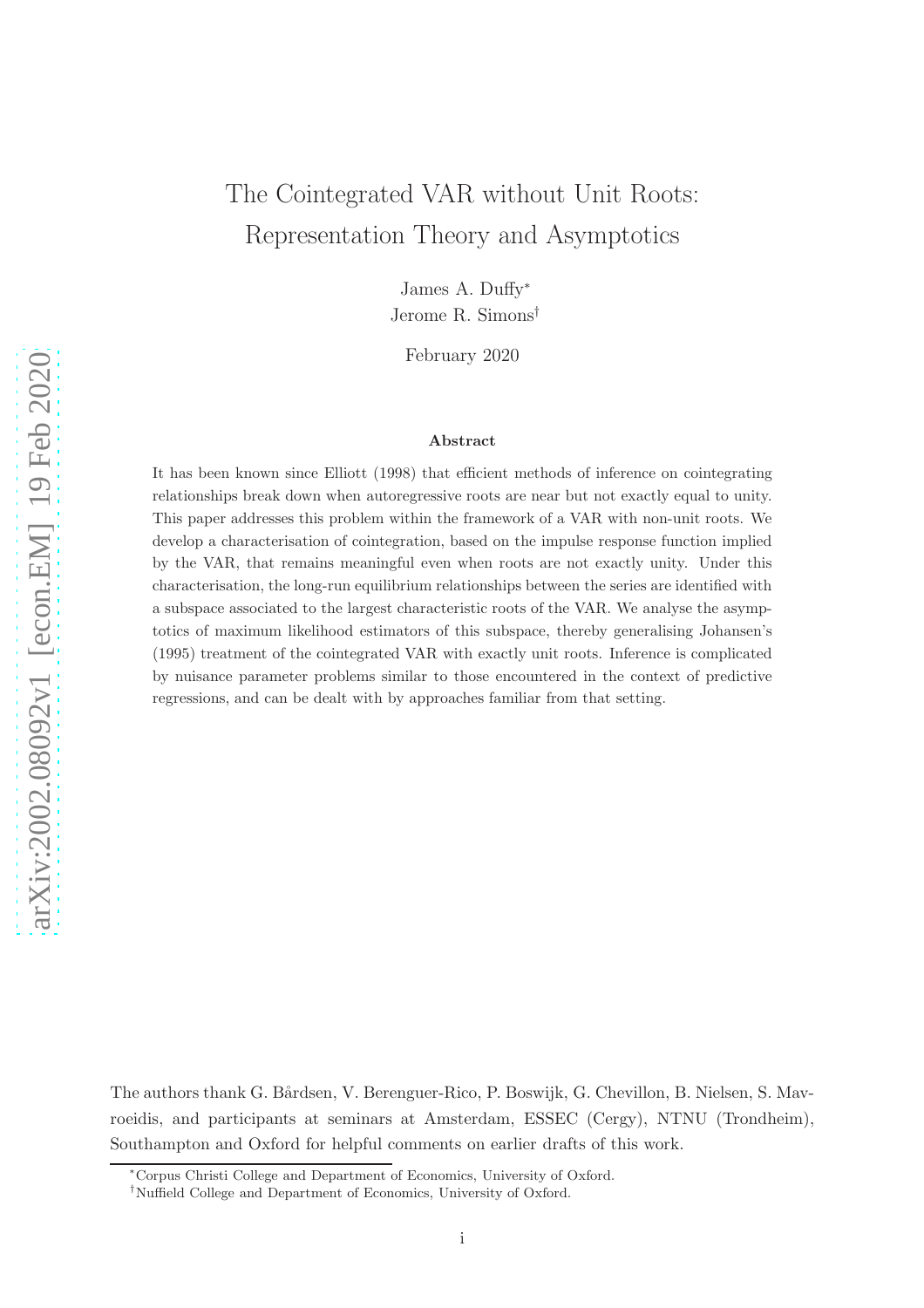# The Cointegrated VAR without Unit Roots: Representation Theory and Asymptotics

James A. Duffy[*]

Jerome R. Simons[†]

February 2020

### Abstract

It has been known since Elliott (1998) that efficient methods of inference on cointegrating relationships break down when autoregressive roots are near but not exactly equal to unity. This paper addresses this problem within the framework of a VAR with non-unit roots. We develop a characterisation of cointegration, based on the impulse response function implied by the VAR, that remains meaningful even when roots are not exactly unity. Under this characterisation, the long-run equilibrium relationships between the series are identified with a subspace associated to the largest characteristic roots of the VAR. We analyse the asymptotics of maximum likelihood estimators of this subspace, thereby generalising Johansen's (1995) treatment of the cointegrated VAR with exactly unit roots. Inference is complicated by nuisance parameter problems similar to those encountered in the context of predictive regressions, and can be dealt with by approaches familiar from that setting.

The authors thank G. Bårdsen, V. Berenguer-Rico, P. Boswijk, G. Chevillon, B. Nielsen, S. Mavroeidis, and participants at seminars at Amsterdam, ESSEC (Cergy), NTNU (Trondheim), Southampton and Oxford for helpful comments on earlier drafts of this work.

[*] Corpus Christi College and Department of Economics, University of Oxford.

[†] Nuffield College and Department of Economics, University of Oxford.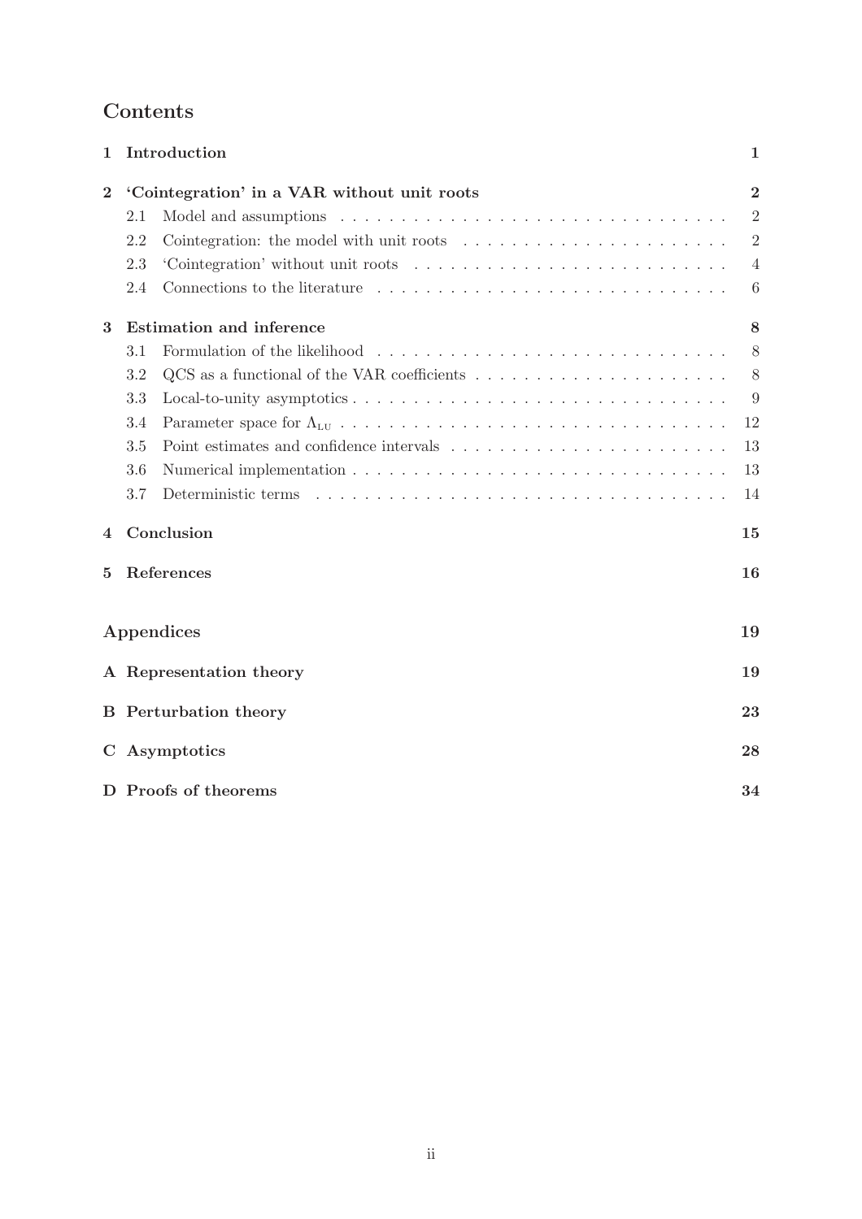# Contents

**1 Introduction** — **1**

**2 'Cointegration' in a VAR without unit roots** — **2**

- 2.1 Model and assumptions — 2
- 2.2 Cointegration: the model with unit roots — 2
- 2.3 'Cointegration' without unit roots — 4
- 2.4 Connections to the literature — 6

**3 Estimation and inference** — **8**

- 3.1 Formulation of the likelihood — 8
- 3.2 QCS as a functional of the VAR coefficients — 8
- 3.3 Local-to-unity asymptotics — 9
- 3.4 Parameter space for $\Lambda_{\text{LU}}$ — 12
- 3.5 Point estimates and confidence intervals — 13
- 3.6 Numerical implementation — 13
- 3.7 Deterministic terms — 14

**4 Conclusion** — **15**

**5 References** — **16**

**Appendices** — **19**

**A Representation theory** — **19**

**B Perturbation theory** — **23**

**C Asymptotics** — **28**

**D Proofs of theorems** — **34**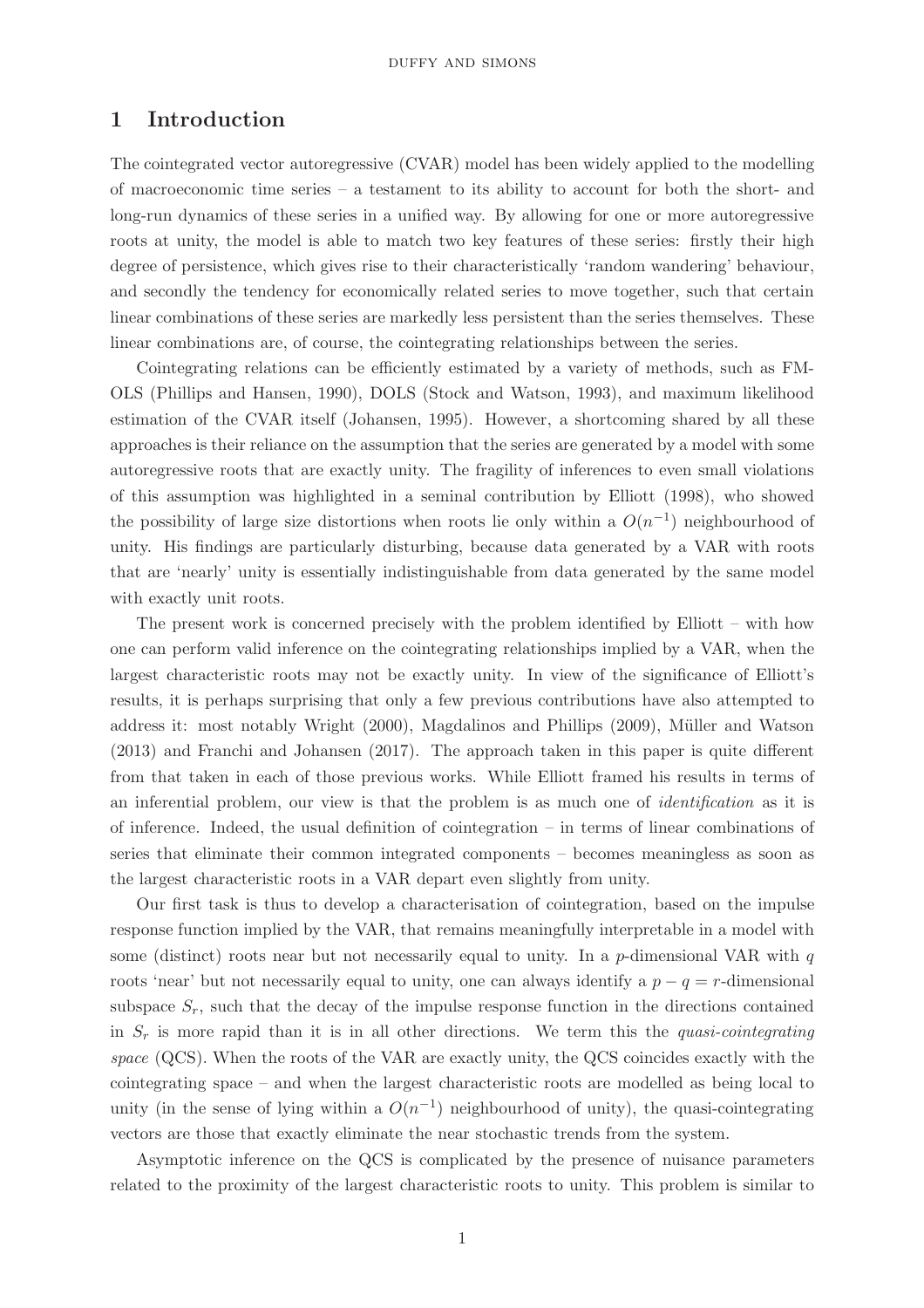# 1 Introduction

The cointegrated vector autoregressive (CVAR) model has been widely applied to the modelling of macroeconomic time series – a testament to its ability to account for both the short- and long-run dynamics of these series in a unified way. By allowing for one or more autoregressive roots at unity, the model is able to match two key features of these series: firstly their high degree of persistence, which gives rise to their characteristically 'random wandering' behaviour, and secondly the tendency for economically related series to move together, such that certain linear combinations of these series are markedly less persistent than the series themselves. These linear combinations are, of course, the cointegrating relationships between the series.

Cointegrating relations can be efficiently estimated by a variety of methods, such as FM-OLS (Phillips and Hansen, 1990), DOLS (Stock and Watson, 1993), and maximum likelihood estimation of the CVAR itself (Johansen, 1995). However, a shortcoming shared by all these approaches is their reliance on the assumption that the series are generated by a model with some autoregressive roots that are exactly unity. The fragility of inferences to even small violations of this assumption was highlighted in a seminal contribution by Elliott (1998), who showed the possibility of large size distortions when roots lie only within a $O(n^{-1})$ neighbourhood of unity. His findings are particularly disturbing, because data generated by a VAR with roots that are 'nearly' unity is essentially indistinguishable from data generated by the same model with exactly unit roots.

The present work is concerned precisely with the problem identified by Elliott – with how one can perform valid inference on the cointegrating relationships implied by a VAR, when the largest characteristic roots may not be exactly unity. In view of the significance of Elliott's results, it is perhaps surprising that only a few previous contributions have also attempted to address it: most notably Wright (2000), Magdalinos and Phillips (2009), Müller and Watson (2013) and Franchi and Johansen (2017). The approach taken in this paper is quite different from that taken in each of those previous works. While Elliott framed his results in terms of an inferential problem, our view is that the problem is as much one of *identification* as it is of inference. Indeed, the usual definition of cointegration – in terms of linear combinations of series that eliminate their common integrated components – becomes meaningless as soon as the largest characteristic roots in a VAR depart even slightly from unity.

Our first task is thus to develop a characterisation of cointegration, based on the impulse response function implied by the VAR, that remains meaningfully interpretable in a model with some (distinct) roots near but not necessarily equal to unity. In a $p$-dimensional VAR with $q$ roots 'near' but not necessarily equal to unity, one can always identify a $p - q = r$-dimensional subspace $S_r$, such that the decay of the impulse response function in the directions contained in $S_r$ is more rapid than it is in all other directions. We term this the *quasi-cointegrating space* (QCS). When the roots of the VAR are exactly unity, the QCS coincides exactly with the cointegrating space – and when the largest characteristic roots are modelled as being local to unity (in the sense of lying within a $O(n^{-1})$ neighbourhood of unity), the quasi-cointegrating vectors are those that exactly eliminate the near stochastic trends from the system.

Asymptotic inference on the QCS is complicated by the presence of nuisance parameters related to the proximity of the largest characteristic roots to unity. This problem is similar to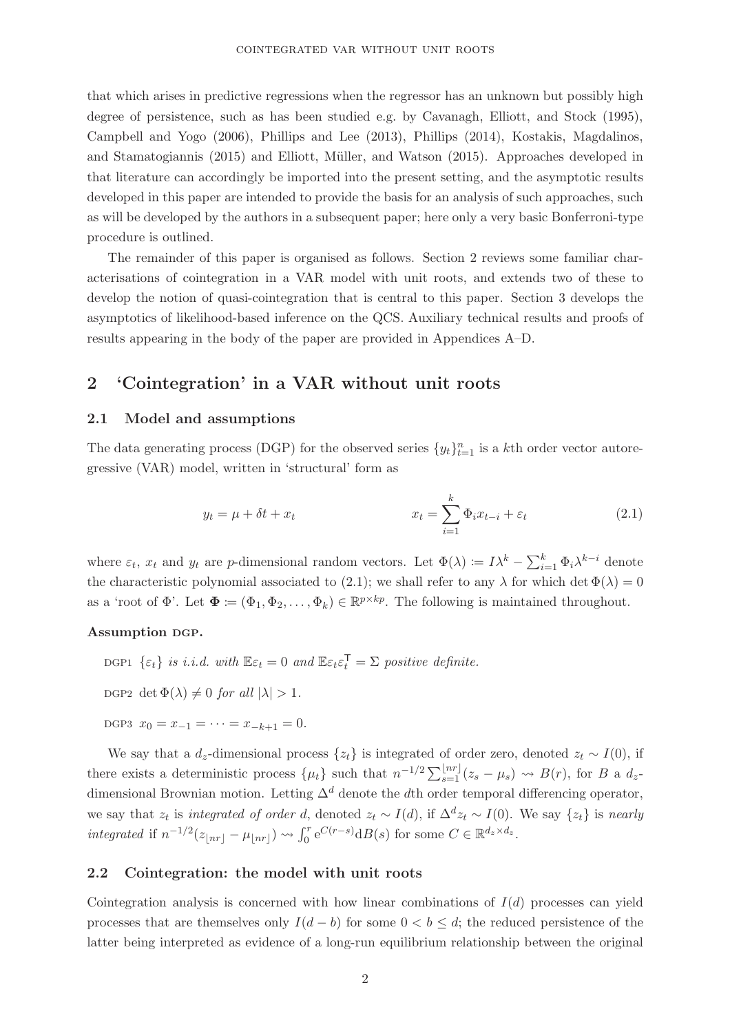that which arises in predictive regressions when the regressor has an unknown but possibly high degree of persistence, such as has been studied e.g. by Cavanagh, Elliott, and Stock (1995), Campbell and Yogo (2006), Phillips and Lee (2013), Phillips (2014), Kostakis, Magdalinos, and Stamatogiannis (2015) and Elliott, Müller, and Watson (2015). Approaches developed in that literature can accordingly be imported into the present setting, and the asymptotic results developed in this paper are intended to provide the basis for an analysis of such approaches, such as will be developed by the authors in a subsequent paper; here only a very basic Bonferroni-type procedure is outlined.

The remainder of this paper is organised as follows. Section 2 reviews some familiar characterisations of cointegration in a VAR model with unit roots, and extends two of these to develop the notion of quasi-cointegration that is central to this paper. Section 3 develops the asymptotics of likelihood-based inference on the QCS. Auxiliary technical results and proofs of results appearing in the body of the paper are provided in Appendices A–D.

## 2 'Cointegration' in a VAR without unit roots

### 2.1 Model and assumptions

The data generating process (DGP) for the observed series $\{y_t\}_{t=1}^n$ is a $k$th order vector autoregressive (VAR) model, written in 'structural' form as

$$y_t = \mu + \delta t + x_t \qquad\qquad x_t = \sum_{i=1}^{k} \Phi_i x_{t-i} + \varepsilon_t \tag{2.1}$$

where $\varepsilon_t$, $x_t$ and $y_t$ are $p$-dimensional random vectors. Let $\Phi(\lambda) := I\lambda^k - \sum_{i=1}^{k} \Phi_i \lambda^{k-i}$ denote the characteristic polynomial associated to (2.1); we shall refer to any $\lambda$ for which $\det \Phi(\lambda) = 0$ as a 'root of $\Phi$'. Let $\boldsymbol{\Phi} := (\Phi_1, \Phi_2, \ldots, \Phi_k) \in \mathbb{R}^{p \times kp}$. The following is maintained throughout.

**Assumption DGP.**

DGP1 *$\{\varepsilon_t\}$ is i.i.d. with $\mathbb{E}\varepsilon_t = 0$ and $\mathbb{E}\varepsilon_t\varepsilon_t^{\mathsf{T}} = \Sigma$ positive definite.*

DGP2 $\det \Phi(\lambda) \neq 0$ *for all* $|\lambda| > 1$.

DGP3 $x_0 = x_{-1} = \cdots = x_{-k+1} = 0$.

We say that a $d_z$-dimensional process $\{z_t\}$ is integrated of order zero, denoted $z_t \sim I(0)$, if there exists a deterministic process $\{\mu_t\}$ such that $n^{-1/2} \sum_{s=1}^{\lfloor nr \rfloor} (z_s - \mu_s) \rightsquigarrow B(r)$, for $B$ a $d_z$-dimensional Brownian motion. Letting $\Delta^d$ denote the $d$th order temporal differencing operator, we say that $z_t$ is *integrated of order $d$*, denoted $z_t \sim I(d)$, if $\Delta^d z_t \sim I(0)$. We say $\{z_t\}$ is *nearly integrated* if $n^{-1/2}(z_{\lfloor nr \rfloor} - \mu_{\lfloor nr \rfloor}) \rightsquigarrow \int_0^r \mathrm{e}^{C(r-s)} \mathrm{d}B(s)$ for some $C \in \mathbb{R}^{d_z \times d_z}$.

### 2.2 Cointegration: the model with unit roots

Cointegration analysis is concerned with how linear combinations of $I(d)$ processes can yield processes that are themselves only $I(d-b)$ for some $0 < b \leq d$; the reduced persistence of the latter being interpreted as evidence of a long-run equilibrium relationship between the original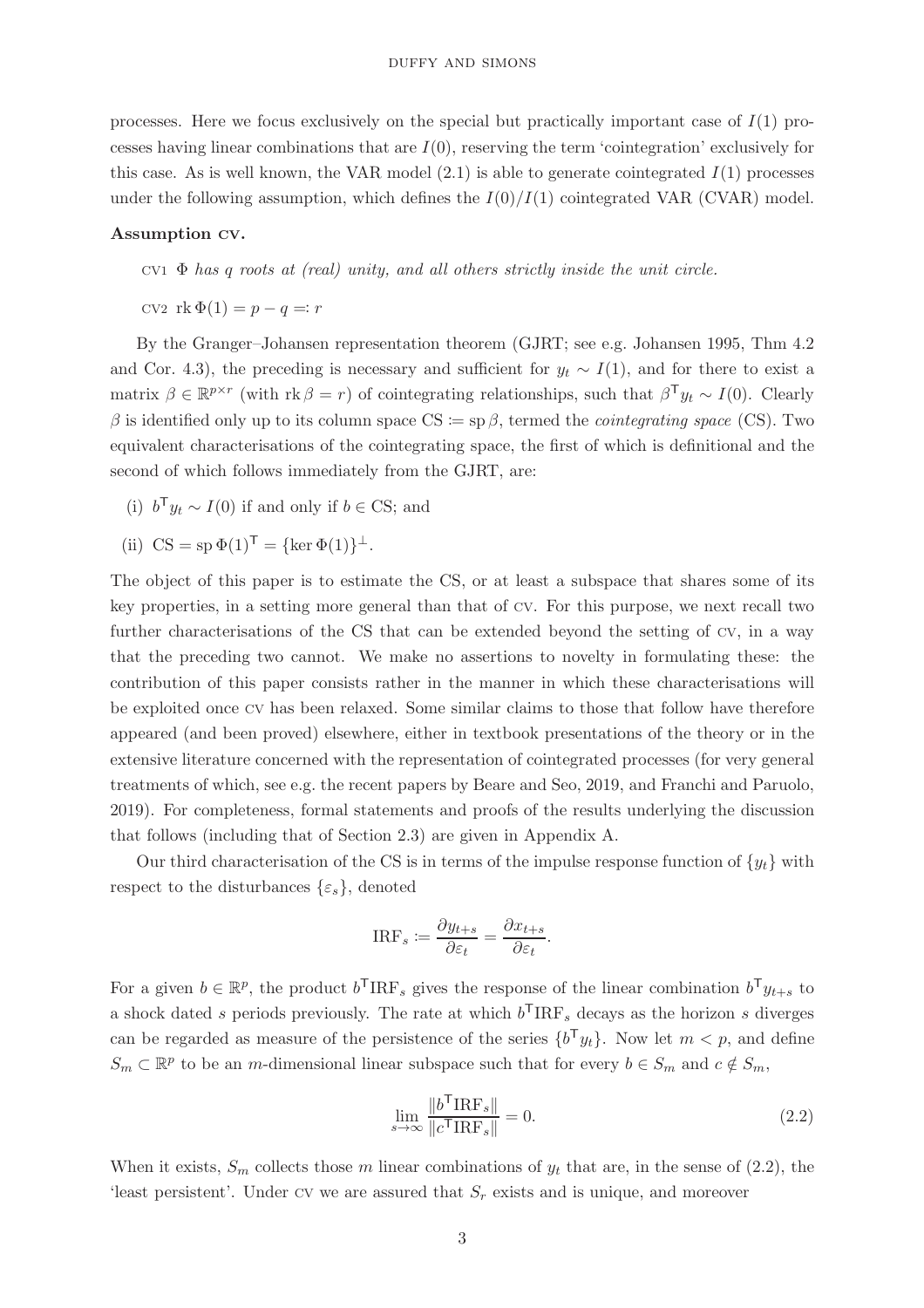processes. Here we focus exclusively on the special but practically important case of $I(1)$ processes having linear combinations that are $I(0)$, reserving the term 'cointegration' exclusively for this case. As is well known, the VAR model (2.1) is able to generate cointegrated $I(1)$ processes under the following assumption, which defines the $I(0)/I(1)$ cointegrated VAR (CVAR) model.

**Assumption CV.**

CV1 *$\Phi$ has $q$ roots at (real) unity, and all others strictly inside the unit circle.*

CV2 $\operatorname{rk}\Phi(1) = p - q =: r$

By the Granger–Johansen representation theorem (GJRT; see e.g. Johansen 1995, Thm 4.2 and Cor. 4.3), the preceding is necessary and sufficient for $y_t \sim I(1)$, and for there to exist a matrix $\beta \in \mathbb{R}^{p\times r}$ (with $\operatorname{rk}\beta = r$) of cointegrating relationships, such that $\beta^{\mathsf{T}} y_t \sim I(0)$. Clearly $\beta$ is identified only up to its column space $\mathrm{CS} := \operatorname{sp}\beta$, termed the *cointegrating space* (CS). Two equivalent characterisations of the cointegrating space, the first of which is definitional and the second of which follows immediately from the GJRT, are:

(i) $b^{\mathsf{T}} y_t \sim I(0)$ if and only if $b \in \mathrm{CS}$; and

(ii) $\mathrm{CS} = \operatorname{sp}\Phi(1)^{\mathsf{T}} = \{\ker\Phi(1)\}^{\perp}$.

The object of this paper is to estimate the CS, or at least a subspace that shares some of its key properties, in a setting more general than that of CV. For this purpose, we next recall two further characterisations of the CS that can be extended beyond the setting of CV, in a way that the preceding two cannot. We make no assertions to novelty in formulating these: the contribution of this paper consists rather in the manner in which these characterisations will be exploited once CV has been relaxed. Some similar claims to those that follow have therefore appeared (and been proved) elsewhere, either in textbook presentations of the theory or in the extensive literature concerned with the representation of cointegrated processes (for very general treatments of which, see e.g. the recent papers by Beare and Seo, 2019, and Franchi and Paruolo, 2019). For completeness, formal statements and proofs of the results underlying the discussion that follows (including that of Section 2.3) are given in Appendix A.

Our third characterisation of the CS is in terms of the impulse response function of $\{y_t\}$ with respect to the disturbances $\{\varepsilon_s\}$, denoted

$$\mathrm{IRF}_s := \frac{\partial y_{t+s}}{\partial \varepsilon_t} = \frac{\partial x_{t+s}}{\partial \varepsilon_t}.$$

For a given $b \in \mathbb{R}^p$, the product $b^{\mathsf{T}}\mathrm{IRF}_s$ gives the response of the linear combination $b^{\mathsf{T}} y_{t+s}$ to a shock dated $s$ periods previously. The rate at which $b^{\mathsf{T}}\mathrm{IRF}_s$ decays as the horizon $s$ diverges can be regarded as measure of the persistence of the series $\{b^{\mathsf{T}} y_t\}$. Now let $m < p$, and define $S_m \subset \mathbb{R}^p$ to be an $m$-dimensional linear subspace such that for every $b \in S_m$ and $c \notin S_m$,

$$\lim_{s\to\infty} \frac{\|b^{\mathsf{T}}\mathrm{IRF}_s\|}{\|c^{\mathsf{T}}\mathrm{IRF}_s\|} = 0. \tag{2.2}$$

When it exists, $S_m$ collects those $m$ linear combinations of $y_t$ that are, in the sense of (2.2), the 'least persistent'. Under CV we are assured that $S_r$ exists and is unique, and moreover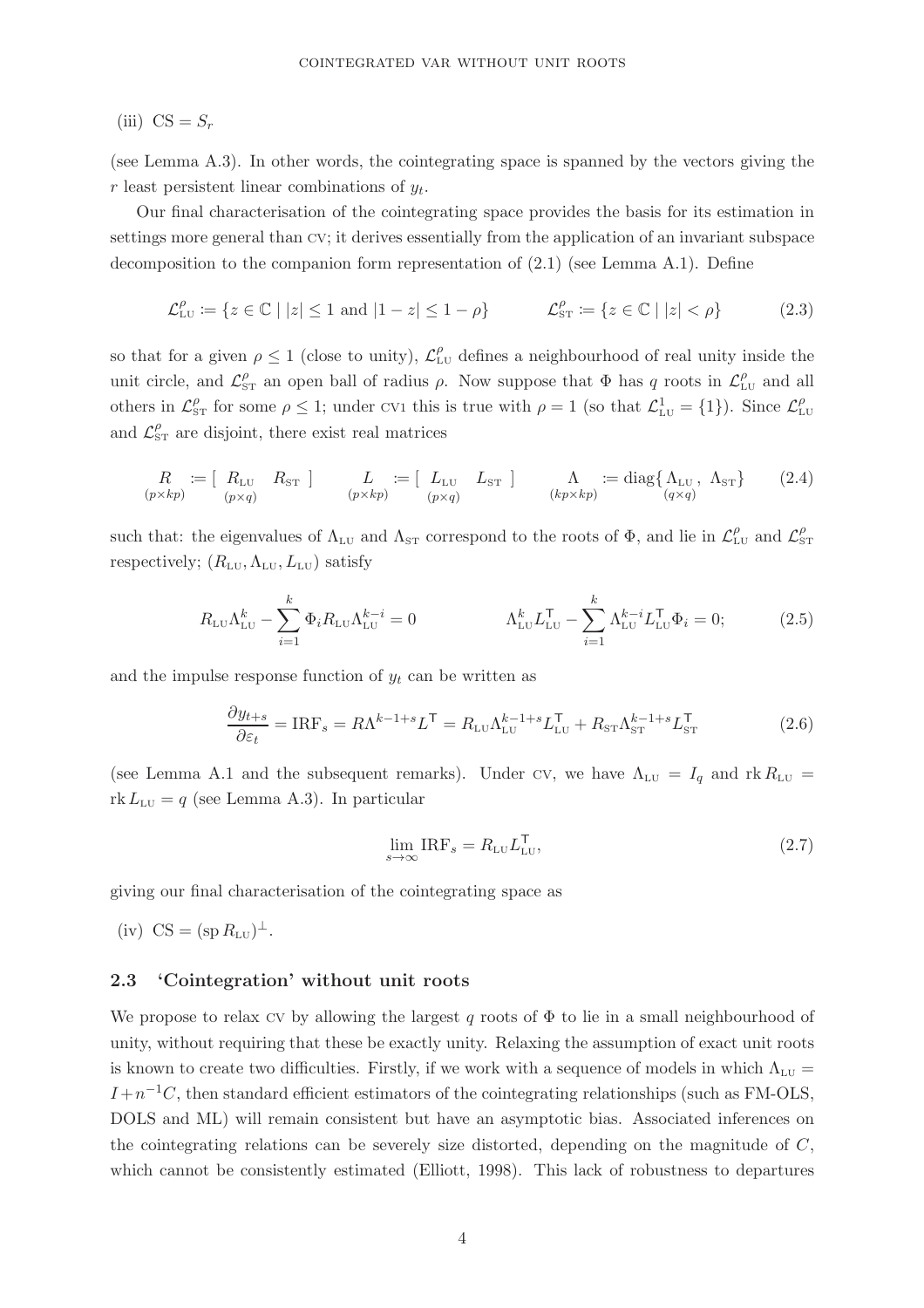(iii) $\mathrm{CS} = S_r$

(see Lemma A.3). In other words, the cointegrating space is spanned by the vectors giving the $r$ least persistent linear combinations of $y_t$.

Our final characterisation of the cointegrating space provides the basis for its estimation in settings more general than CV; it derives essentially from the application of an invariant subspace decomposition to the companion form representation of (2.1) (see Lemma A.1). Define

$$\mathcal{L}^{\rho}_{\text{LU}} := \{z \in \mathbb{C} \mid |z| \leq 1 \text{ and } |1 - z| \leq 1 - \rho\} \qquad \mathcal{L}^{\rho}_{\text{ST}} := \{z \in \mathbb{C} \mid |z| < \rho\} \tag{2.3}$$

so that for a given $\rho \leq 1$ (close to unity), $\mathcal{L}^{\rho}_{\text{LU}}$ defines a neighbourhood of real unity inside the unit circle, and $\mathcal{L}^{\rho}_{\text{ST}}$ an open ball of radius $\rho$. Now suppose that $\Phi$ has $q$ roots in $\mathcal{L}^{\rho}_{\text{LU}}$ and all others in $\mathcal{L}^{\rho}_{\text{ST}}$ for some $\rho \leq 1$; under CV1 this is true with $\rho = 1$ (so that $\mathcal{L}^{1}_{\text{LU}} = \{1\}$). Since $\mathcal{L}^{\rho}_{\text{LU}}$ and $\mathcal{L}^{\rho}_{\text{ST}}$ are disjoint, there exist real matrices

$$\underset{(p\times kp)}{R} := [\underset{(p\times q)}{R_{\text{LU}}} \quad R_{\text{ST}}] \qquad \underset{(p\times kp)}{L} := [\underset{(p\times q)}{L_{\text{LU}}} \quad L_{\text{ST}}] \qquad \underset{(kp\times kp)}{\Lambda} := \operatorname{diag}\{\underset{(q\times q)}{\Lambda_{\text{LU}}}, \ \Lambda_{\text{ST}}\} \tag{2.4}$$

such that: the eigenvalues of $\Lambda_{\text{LU}}$ and $\Lambda_{\text{ST}}$ correspond to the roots of $\Phi$, and lie in $\mathcal{L}^{\rho}_{\text{LU}}$ and $\mathcal{L}^{\rho}_{\text{ST}}$ respectively; $(R_{\text{LU}}, \Lambda_{\text{LU}}, L_{\text{LU}})$ satisfy

$$R_{\text{LU}}\Lambda^{k}_{\text{LU}} - \sum_{i=1}^{k} \Phi_i R_{\text{LU}} \Lambda^{k-i}_{\text{LU}} = 0 \qquad \Lambda^{k}_{\text{LU}} L^{\mathsf{T}}_{\text{LU}} - \sum_{i=1}^{k} \Lambda^{k-i}_{\text{LU}} L^{\mathsf{T}}_{\text{LU}} \Phi_i = 0; \tag{2.5}$$

and the impulse response function of $y_t$ can be written as

$$\frac{\partial y_{t+s}}{\partial \varepsilon_t} = \mathrm{IRF}_s = R\Lambda^{k-1+s}L^{\mathsf{T}} = R_{\text{LU}}\Lambda^{k-1+s}_{\text{LU}}L^{\mathsf{T}}_{\text{LU}} + R_{\text{ST}}\Lambda^{k-1+s}_{\text{ST}}L^{\mathsf{T}}_{\text{ST}} \tag{2.6}$$

(see Lemma A.1 and the subsequent remarks). Under CV, we have $\Lambda_{\text{LU}} = I_q$ and $\operatorname{rk} R_{\text{LU}} = \operatorname{rk} L_{\text{LU}} = q$ (see Lemma A.3). In particular

$$\lim_{s\to\infty} \mathrm{IRF}_s = R_{\text{LU}} L^{\mathsf{T}}_{\text{LU}}, \tag{2.7}$$

giving our final characterisation of the cointegrating space as

(iv) $\mathrm{CS} = (\operatorname{sp} R_{\text{LU}})^{\perp}$.

### 2.3 'Cointegration' without unit roots

We propose to relax CV by allowing the largest $q$ roots of $\Phi$ to lie in a small neighbourhood of unity, without requiring that these be exactly unity. Relaxing the assumption of exact unit roots is known to create two difficulties. Firstly, if we work with a sequence of models in which $\Lambda_{\text{LU}} = I + n^{-1}C$, then standard efficient estimators of the cointegrating relationships (such as FM-OLS, DOLS and ML) will remain consistent but have an asymptotic bias. Associated inferences on the cointegrating relations can be severely size distorted, depending on the magnitude of $C$, which cannot be consistently estimated (Elliott, 1998). This lack of robustness to departures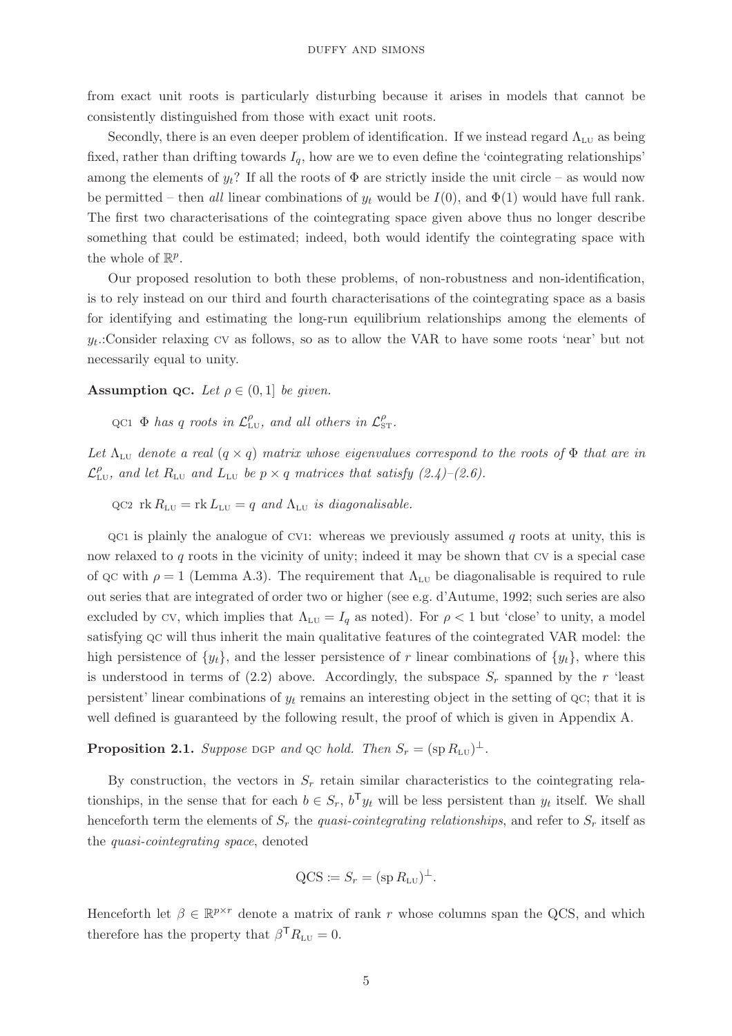from exact unit roots is particularly disturbing because it arises in models that cannot be consistently distinguished from those with exact unit roots.

Secondly, there is an even deeper problem of identification. If we instead regard $\Lambda_{\text{LU}}$ as being fixed, rather than drifting towards $I_q$, how are we to even define the 'cointegrating relationships' among the elements of $y_t$? If all the roots of $\Phi$ are strictly inside the unit circle – as would now be permitted – then *all* linear combinations of $y_t$ would be $I(0)$, and $\Phi(1)$ would have full rank. The first two characterisations of the cointegrating space given above thus no longer describe something that could be estimated; indeed, both would identify the cointegrating space with the whole of $\mathbb{R}^p$.

Our proposed resolution to both these problems, of non-robustness and non-identification, is to rely instead on our third and fourth characterisations of the cointegrating space as a basis for identifying and estimating the long-run equilibrium relationships among the elements of $y_t$.:Consider relaxing CV as follows, so as to allow the VAR to have some roots 'near' but not necessarily equal to unity.

**Assumption QC.** *Let $\rho \in (0, 1]$ be given.*

QC1 *$\Phi$ has $q$ roots in $\mathcal{L}^{\rho}_{\text{LU}}$, and all others in $\mathcal{L}^{\rho}_{\text{ST}}$.*

*Let $\Lambda_{\text{LU}}$ denote a real $(q \times q)$ matrix whose eigenvalues correspond to the roots of $\Phi$ that are in $\mathcal{L}^{\rho}_{\text{LU}}$, and let $R_{\text{LU}}$ and $L_{\text{LU}}$ be $p \times q$ matrices that satisfy (2.4)–(2.6).*

QC2 *$\operatorname{rk} R_{\text{LU}} = \operatorname{rk} L_{\text{LU}} = q$ and $\Lambda_{\text{LU}}$ is diagonalisable.*

QC1 is plainly the analogue of CV1: whereas we previously assumed $q$ roots at unity, this is now relaxed to $q$ roots in the vicinity of unity; indeed it may be shown that CV is a special case of QC with $\rho = 1$ (Lemma A.3). The requirement that $\Lambda_{\text{LU}}$ be diagonalisable is required to rule out series that are integrated of order two or higher (see e.g. d'Autume, 1992; such series are also excluded by CV, which implies that $\Lambda_{\text{LU}} = I_q$ as noted). For $\rho < 1$ but 'close' to unity, a model satisfying QC will thus inherit the main qualitative features of the cointegrated VAR model: the high persistence of $\{y_t\}$, and the lesser persistence of $r$ linear combinations of $\{y_t\}$, where this is understood in terms of (2.2) above. Accordingly, the subspace $S_r$ spanned by the $r$ 'least persistent' linear combinations of $y_t$ remains an interesting object in the setting of QC; that it is well defined is guaranteed by the following result, the proof of which is given in Appendix A.

**Proposition 2.1.** *Suppose DGP and QC hold. Then $S_r = (\operatorname{sp} R_{\text{LU}})^{\perp}$.*

By construction, the vectors in $S_r$ retain similar characteristics to the cointegrating relationships, in the sense that for each $b \in S_r$, $b^{\mathsf{T}} y_t$ will be less persistent than $y_t$ itself. We shall henceforth term the elements of $S_r$ the *quasi-cointegrating relationships*, and refer to $S_r$ itself as the *quasi-cointegrating space*, denoted

$$\text{QCS} := S_r = (\operatorname{sp} R_{\text{LU}})^{\perp}.$$

Henceforth let $\beta \in \mathbb{R}^{p \times r}$ denote a matrix of rank $r$ whose columns span the QCS, and which therefore has the property that $\beta^{\mathsf{T}} R_{\text{LU}} = 0$.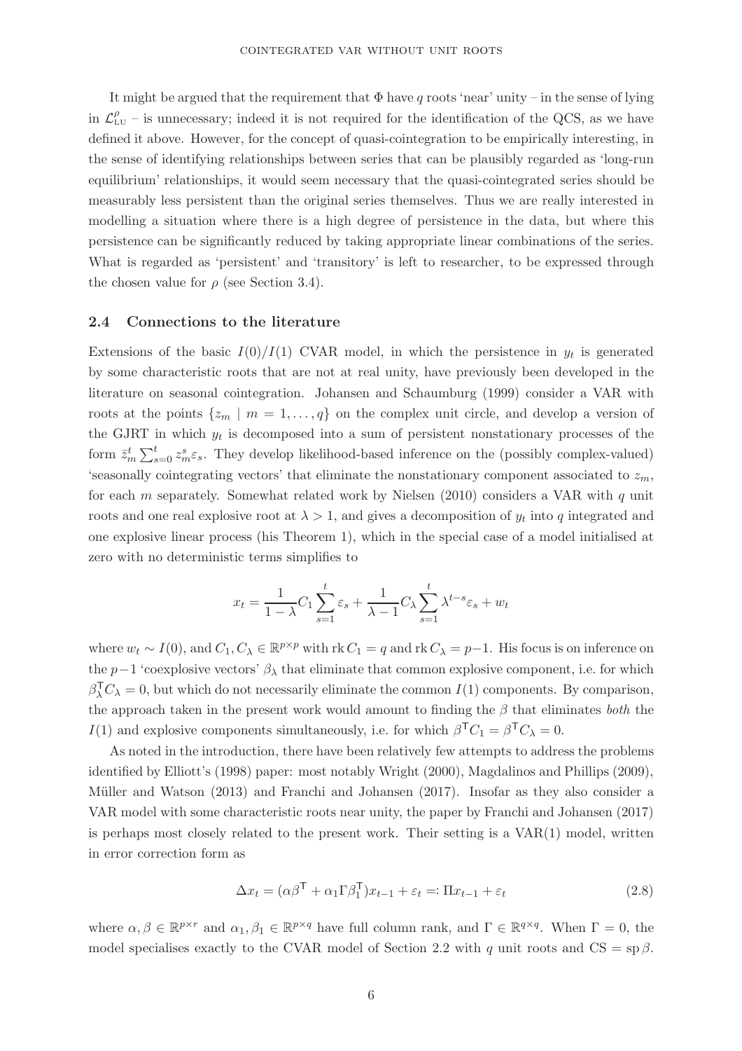It might be argued that the requirement that $\Phi$ have $q$ roots 'near' unity – in the sense of lying in $\mathcal{L}^{\rho}_{\text{LU}}$ – is unnecessary; indeed it is not required for the identification of the QCS, as we have defined it above. However, for the concept of quasi-cointegration to be empirically interesting, in the sense of identifying relationships between series that can be plausibly regarded as 'long-run equilibrium' relationships, it would seem necessary that the quasi-cointegrated series should be measurably less persistent than the original series themselves. Thus we are really interested in modelling a situation where there is a high degree of persistence in the data, but where this persistence can be significantly reduced by taking appropriate linear combinations of the series. What is regarded as 'persistent' and 'transitory' is left to researcher, to be expressed through the chosen value for $\rho$ (see Section 3.4).

## 2.4 Connections to the literature

Extensions of the basic $I(0)/I(1)$ CVAR model, in which the persistence in $y_t$ is generated by some characteristic roots that are not at real unity, have previously been developed in the literature on seasonal cointegration. Johansen and Schaumburg (1999) consider a VAR with roots at the points $\{z_m \mid m = 1, \ldots, q\}$ on the complex unit circle, and develop a version of the GJRT in which $y_t$ is decomposed into a sum of persistent nonstationary processes of the form $\bar{z}_m^t \sum_{s=0}^{t} z_m^s \varepsilon_s$. They develop likelihood-based inference on the (possibly complex-valued) 'seasonally cointegrating vectors' that eliminate the nonstationary component associated to $z_m$, for each $m$ separately. Somewhat related work by Nielsen (2010) considers a VAR with $q$ unit roots and one real explosive root at $\lambda > 1$, and gives a decomposition of $y_t$ into $q$ integrated and one explosive linear process (his Theorem 1), which in the special case of a model initialised at zero with no deterministic terms simplifies to

$$x_t = \frac{1}{1-\lambda} C_1 \sum_{s=1}^{t} \varepsilon_s + \frac{1}{\lambda - 1} C_\lambda \sum_{s=1}^{t} \lambda^{t-s} \varepsilon_s + w_t$$

where $w_t \sim I(0)$, and $C_1, C_\lambda \in \mathbb{R}^{p\times p}$ with $\operatorname{rk} C_1 = q$ and $\operatorname{rk} C_\lambda = p-1$. His focus is on inference on the $p-1$ 'coexplosive vectors' $\beta_\lambda$ that eliminate that common explosive component, i.e. for which $\beta_\lambda^{\mathsf{T}} C_\lambda = 0$, but which do not necessarily eliminate the common $I(1)$ components. By comparison, the approach taken in the present work would amount to finding the $\beta$ that eliminates *both* the $I(1)$ and explosive components simultaneously, i.e. for which $\beta^{\mathsf{T}} C_1 = \beta^{\mathsf{T}} C_\lambda = 0$.

As noted in the introduction, there have been relatively few attempts to address the problems identified by Elliott's (1998) paper: most notably Wright (2000), Magdalinos and Phillips (2009), Müller and Watson (2013) and Franchi and Johansen (2017). Insofar as they also consider a VAR model with some characteristic roots near unity, the paper by Franchi and Johansen (2017) is perhaps most closely related to the present work. Their setting is a VAR(1) model, written in error correction form as

$$\Delta x_t = (\alpha\beta^{\mathsf{T}} + \alpha_1 \Gamma \beta_1^{\mathsf{T}}) x_{t-1} + \varepsilon_t =: \Pi x_{t-1} + \varepsilon_t \tag{2.8}$$

where $\alpha, \beta \in \mathbb{R}^{p\times r}$ and $\alpha_1, \beta_1 \in \mathbb{R}^{p\times q}$ have full column rank, and $\Gamma \in \mathbb{R}^{q\times q}$. When $\Gamma = 0$, the model specialises exactly to the CVAR model of Section 2.2 with $q$ unit roots and $\text{CS} = \operatorname{sp}\beta$.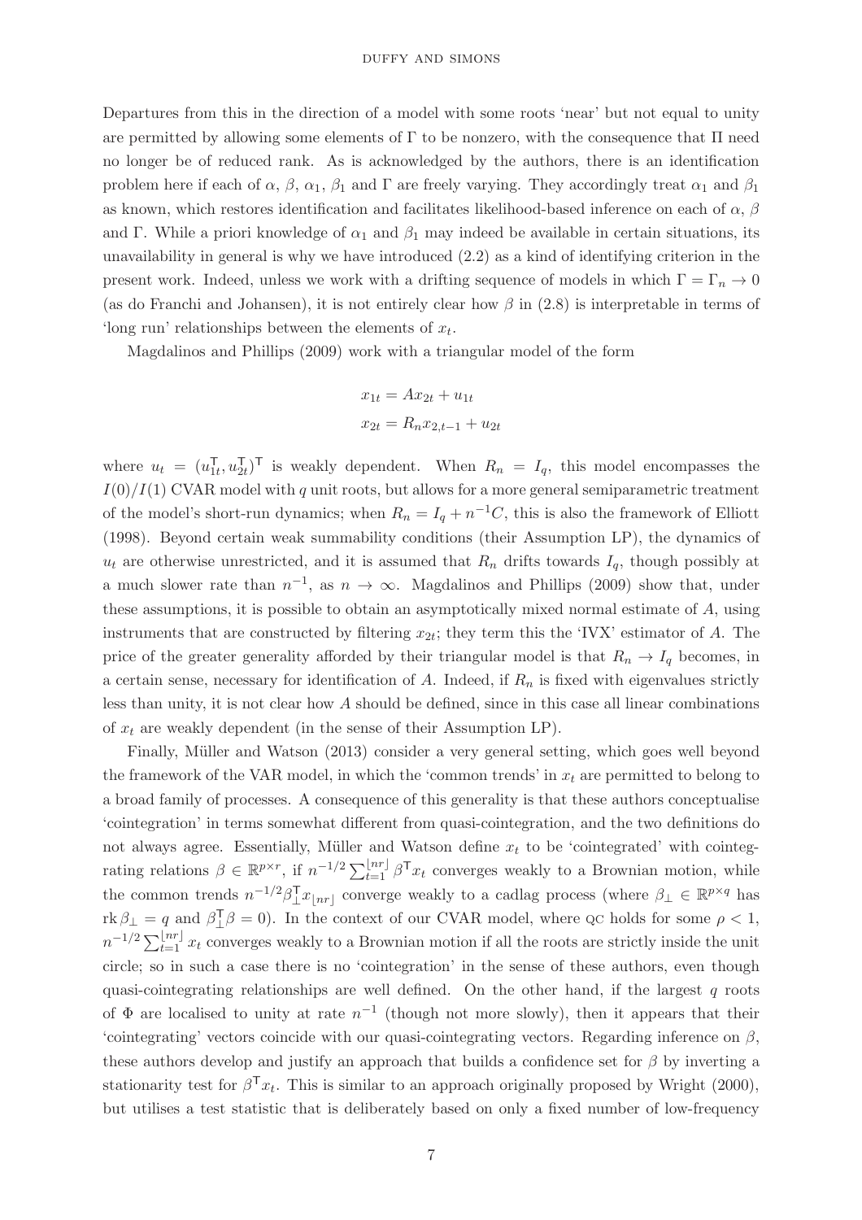Departures from this in the direction of a model with some roots 'near' but not equal to unity are permitted by allowing some elements of $\Gamma$ to be nonzero, with the consequence that $\Pi$ need no longer be of reduced rank. As is acknowledged by the authors, there is an identification problem here if each of $\alpha$, $\beta$, $\alpha_1$, $\beta_1$ and $\Gamma$ are freely varying. They accordingly treat $\alpha_1$ and $\beta_1$ as known, which restores identification and facilitates likelihood-based inference on each of $\alpha$, $\beta$ and $\Gamma$. While a priori knowledge of $\alpha_1$ and $\beta_1$ may indeed be available in certain situations, its unavailability in general is why we have introduced (2.2) as a kind of identifying criterion in the present work. Indeed, unless we work with a drifting sequence of models in which $\Gamma = \Gamma_n \to 0$ (as do Franchi and Johansen), it is not entirely clear how $\beta$ in (2.8) is interpretable in terms of 'long run' relationships between the elements of $x_t$.

Magdalinos and Phillips (2009) work with a triangular model of the form

$$
\begin{aligned}
x_{1t} &= A x_{2t} + u_{1t} \\
x_{2t} &= R_n x_{2,t-1} + u_{2t}
\end{aligned}
$$

where $u_t = (u_{1t}^{\mathsf{T}}, u_{2t}^{\mathsf{T}})^{\mathsf{T}}$ is weakly dependent. When $R_n = I_q$, this model encompasses the $I(0)/I(1)$ CVAR model with $q$ unit roots, but allows for a more general semiparametric treatment of the model's short-run dynamics; when $R_n = I_q + n^{-1}C$, this is also the framework of Elliott (1998). Beyond certain weak summability conditions (their Assumption LP), the dynamics of $u_t$ are otherwise unrestricted, and it is assumed that $R_n$ drifts towards $I_q$, though possibly at a much slower rate than $n^{-1}$, as $n \to \infty$. Magdalinos and Phillips (2009) show that, under these assumptions, it is possible to obtain an asymptotically mixed normal estimate of $A$, using instruments that are constructed by filtering $x_{2t}$; they term this the 'IVX' estimator of $A$. The price of the greater generality afforded by their triangular model is that $R_n \to I_q$ becomes, in a certain sense, necessary for identification of $A$. Indeed, if $R_n$ is fixed with eigenvalues strictly less than unity, it is not clear how $A$ should be defined, since in this case all linear combinations of $x_t$ are weakly dependent (in the sense of their Assumption LP).

Finally, Müller and Watson (2013) consider a very general setting, which goes well beyond the framework of the VAR model, in which the 'common trends' in $x_t$ are permitted to belong to a broad family of processes. A consequence of this generality is that these authors conceptualise 'cointegration' in terms somewhat different from quasi-cointegration, and the two definitions do not always agree. Essentially, Müller and Watson define $x_t$ to be 'cointegrated' with cointegrating relations $\beta \in \mathbb{R}^{p \times r}$, if $n^{-1/2} \sum_{t=1}^{\lfloor nr \rfloor} \beta^{\mathsf{T}} x_t$ converges weakly to a Brownian motion, while the common trends $n^{-1/2} \beta_{\perp}^{\mathsf{T}} x_{\lfloor nr \rfloor}$ converge weakly to a cadlag process (where $\beta_{\perp} \in \mathbb{R}^{p \times q}$ has $\operatorname{rk} \beta_{\perp} = q$ and $\beta_{\perp}^{\mathsf{T}} \beta = 0$). In the context of our CVAR model, where QC holds for some $\rho < 1$, $n^{-1/2} \sum_{t=1}^{\lfloor nr \rfloor} x_t$ converges weakly to a Brownian motion if all the roots are strictly inside the unit circle; so in such a case there is no 'cointegration' in the sense of these authors, even though quasi-cointegrating relationships are well defined. On the other hand, if the largest $q$ roots of $\Phi$ are localised to unity at rate $n^{-1}$ (though not more slowly), then it appears that their 'cointegrating' vectors coincide with our quasi-cointegrating vectors. Regarding inference on $\beta$, these authors develop and justify an approach that builds a confidence set for $\beta$ by inverting a stationarity test for $\beta^{\mathsf{T}} x_t$. This is similar to an approach originally proposed by Wright (2000), but utilises a test statistic that is deliberately based on only a fixed number of low-frequency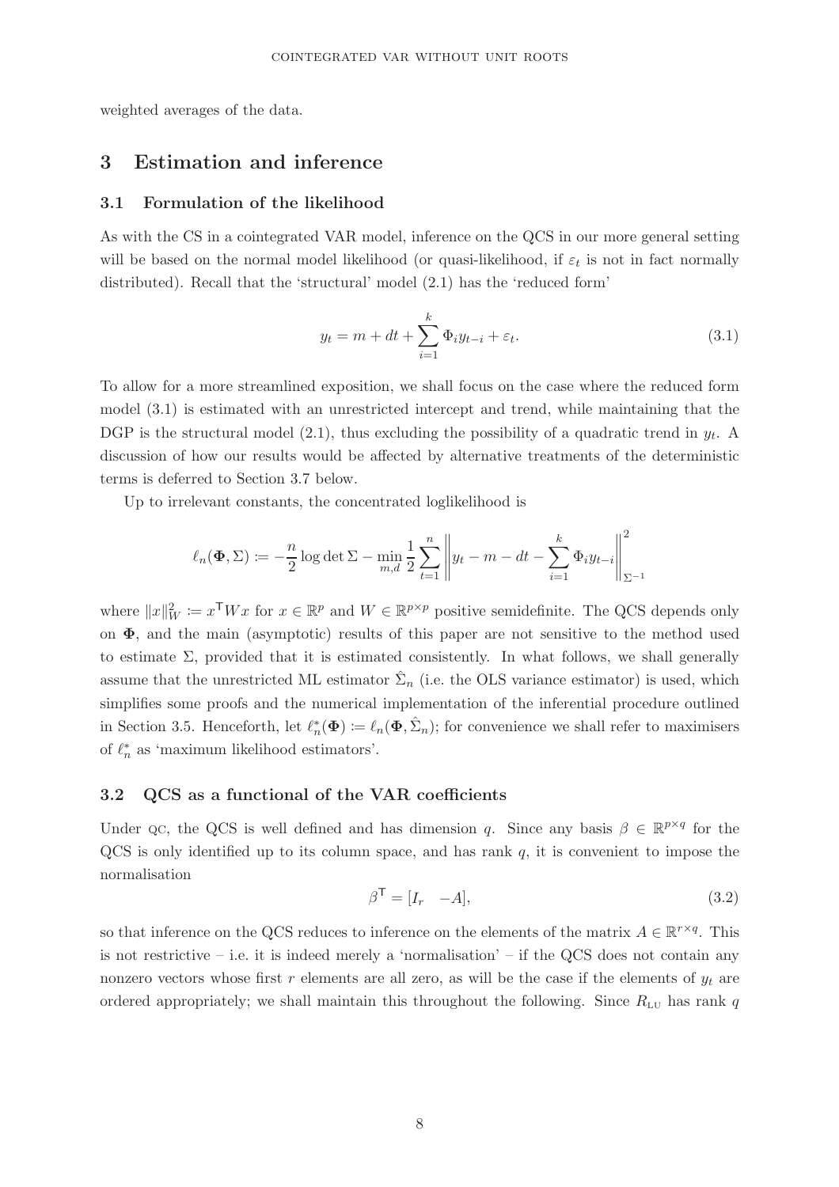weighted averages of the data.

## 3 Estimation and inference

### 3.1 Formulation of the likelihood

As with the CS in a cointegrated VAR model, inference on the QCS in our more general setting will be based on the normal model likelihood (or quasi-likelihood, if $\varepsilon_t$ is not in fact normally distributed). Recall that the 'structural' model (2.1) has the 'reduced form'

$$y_t = m + dt + \sum_{i=1}^{k} \Phi_i y_{t-i} + \varepsilon_t. \tag{3.1}$$

To allow for a more streamlined exposition, we shall focus on the case where the reduced form model (3.1) is estimated with an unrestricted intercept and trend, while maintaining that the DGP is the structural model (2.1), thus excluding the possibility of a quadratic trend in $y_t$. A discussion of how our results would be affected by alternative treatments of the deterministic terms is deferred to Section 3.7 below.

Up to irrelevant constants, the concentrated loglikelihood is

$$\ell_n(\mathbf{\Phi}, \Sigma) := -\frac{n}{2} \log \det \Sigma - \min_{m,d} \frac{1}{2} \sum_{t=1}^{n} \left\| y_t - m - dt - \sum_{i=1}^{k} \Phi_i y_{t-i} \right\|_{\Sigma^{-1}}^2$$

where $\|x\|_W^2 := x^{\mathsf{T}} W x$ for $x \in \mathbb{R}^p$ and $W \in \mathbb{R}^{p \times p}$ positive semidefinite. The QCS depends only on $\mathbf{\Phi}$, and the main (asymptotic) results of this paper are not sensitive to the method used to estimate $\Sigma$, provided that it is estimated consistently. In what follows, we shall generally assume that the unrestricted ML estimator $\hat{\Sigma}_n$ (i.e. the OLS variance estimator) is used, which simplifies some proofs and the numerical implementation of the inferential procedure outlined in Section 3.5. Henceforth, let $\ell_n^*(\mathbf{\Phi}) := \ell_n(\mathbf{\Phi}, \hat{\Sigma}_n)$; for convenience we shall refer to maximisers of $\ell_n^*$ as 'maximum likelihood estimators'.

### 3.2 QCS as a functional of the VAR coefficients

Under QC, the QCS is well defined and has dimension $q$. Since any basis $\beta \in \mathbb{R}^{p \times q}$ for the QCS is only identified up to its column space, and has rank $q$, it is convenient to impose the normalisation

$$\beta^{\mathsf{T}} = [I_r \quad -A], \tag{3.2}$$

so that inference on the QCS reduces to inference on the elements of the matrix $A \in \mathbb{R}^{r \times q}$. This is not restrictive – i.e. it is indeed merely a 'normalisation' – if the QCS does not contain any nonzero vectors whose first $r$ elements are all zero, as will be the case if the elements of $y_t$ are ordered appropriately; we shall maintain this throughout the following. Since $R_{\text{LU}}$ has rank $q$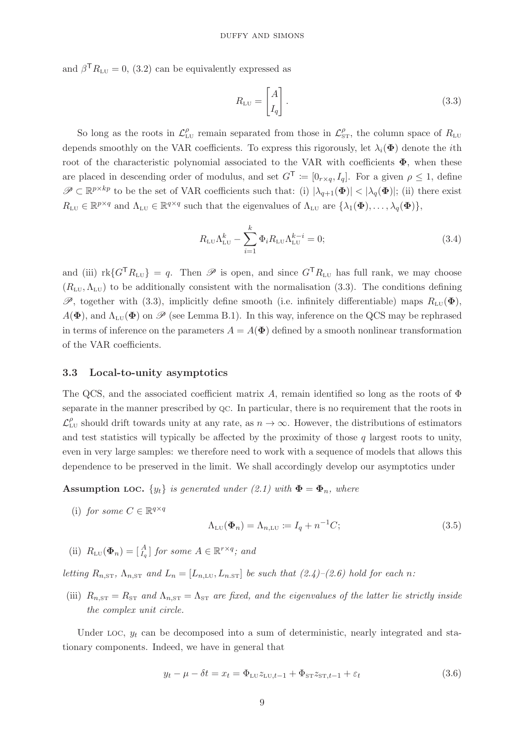and $\beta^{\mathsf{T}} R_{\text{LU}} = 0$, (3.2) can be equivalently expressed as

$$R_{\text{LU}} = \begin{bmatrix} A \\ I_q \end{bmatrix}. \tag{3.3}$$

So long as the roots in $\mathcal{L}^{\rho}_{\text{LU}}$ remain separated from those in $\mathcal{L}^{\rho}_{\text{ST}}$, the column space of $R_{\text{LU}}$ depends smoothly on the VAR coefficients. To express this rigorously, let $\lambda_i(\mathbf{\Phi})$ denote the $i$th root of the characteristic polynomial associated to the VAR with coefficients $\mathbf{\Phi}$, when these are placed in descending order of modulus, and set $G^{\mathsf{T}} := [0_{r\times q}, I_q]$. For a given $\rho \leq 1$, define $\mathscr{P} \subset \mathbb{R}^{p\times kp}$ to be the set of VAR coefficients such that: (i) $|\lambda_{q+1}(\mathbf{\Phi})| < |\lambda_q(\mathbf{\Phi})|$; (ii) there exist $R_{\text{LU}} \in \mathbb{R}^{p\times q}$ and $\Lambda_{\text{LU}} \in \mathbb{R}^{q\times q}$ such that the eigenvalues of $\Lambda_{\text{LU}}$ are $\{\lambda_1(\mathbf{\Phi}), \ldots, \lambda_q(\mathbf{\Phi})\}$,

$$R_{\text{LU}}\Lambda^k_{\text{LU}} - \sum_{i=1}^{k} \Phi_i R_{\text{LU}} \Lambda^{k-i}_{\text{LU}} = 0; \tag{3.4}$$

and (iii) $\text{rk}\{G^{\mathsf{T}} R_{\text{LU}}\} = q$. Then $\mathscr{P}$ is open, and since $G^{\mathsf{T}} R_{\text{LU}}$ has full rank, we may choose $(R_{\text{LU}}, \Lambda_{\text{LU}})$ to be additionally consistent with the normalisation (3.3). The conditions defining $\mathscr{P}$, together with (3.3), implicitly define smooth (i.e. infinitely differentiable) maps $R_{\text{LU}}(\mathbf{\Phi})$, $A(\mathbf{\Phi})$, and $\Lambda_{\text{LU}}(\mathbf{\Phi})$ on $\mathscr{P}$ (see Lemma B.1). In this way, inference on the QCS may be rephrased in terms of inference on the parameters $A = A(\mathbf{\Phi})$ defined by a smooth nonlinear transformation of the VAR coefficients.

### 3.3 Local-to-unity asymptotics

The QCS, and the associated coefficient matrix $A$, remain identified so long as the roots of $\Phi$ separate in the manner prescribed by QC. In particular, there is no requirement that the roots in $\mathcal{L}^{\rho}_{\text{LU}}$ should drift towards unity at any rate, as $n \to \infty$. However, the distributions of estimators and test statistics will typically be affected by the proximity of those $q$ largest roots to unity, even in very large samples: we therefore need to work with a sequence of models that allows this dependence to be preserved in the limit. We shall accordingly develop our asymptotics under

**Assumption LOC.** *$\{y_t\}$ is generated under (2.1) with $\mathbf{\Phi} = \mathbf{\Phi}_n$, where*

(i) *for some $C \in \mathbb{R}^{q\times q}$*

$$\Lambda_{\text{LU}}(\mathbf{\Phi}_n) = \Lambda_{n,\text{LU}} := I_q + n^{-1}C; \tag{3.5}$$

(ii) *$R_{\text{LU}}(\mathbf{\Phi}_n) = \left[\begin{smallmatrix} A \\ I_q \end{smallmatrix}\right]$ for some $A \in \mathbb{R}^{r\times q}$; and*

*letting $R_{n,\text{ST}}$, $\Lambda_{n,\text{ST}}$ and $L_n = [L_{n,\text{LU}}, L_{n.\text{ST}}]$ be such that (2.4)–(2.6) hold for each $n$:*

(iii) *$R_{n,\text{ST}} = R_{\text{ST}}$ and $\Lambda_{n,\text{ST}} = \Lambda_{\text{ST}}$ are fixed, and the eigenvalues of the latter lie strictly inside the complex unit circle.*

Under LOC, $y_t$ can be decomposed into a sum of deterministic, nearly integrated and stationary components. Indeed, we have in general that

$$y_t - \mu - \delta t = x_t = \Phi_{\text{LU}} z_{\text{LU},t-1} + \Phi_{\text{ST}} z_{\text{ST},t-1} + \varepsilon_t \tag{3.6}$$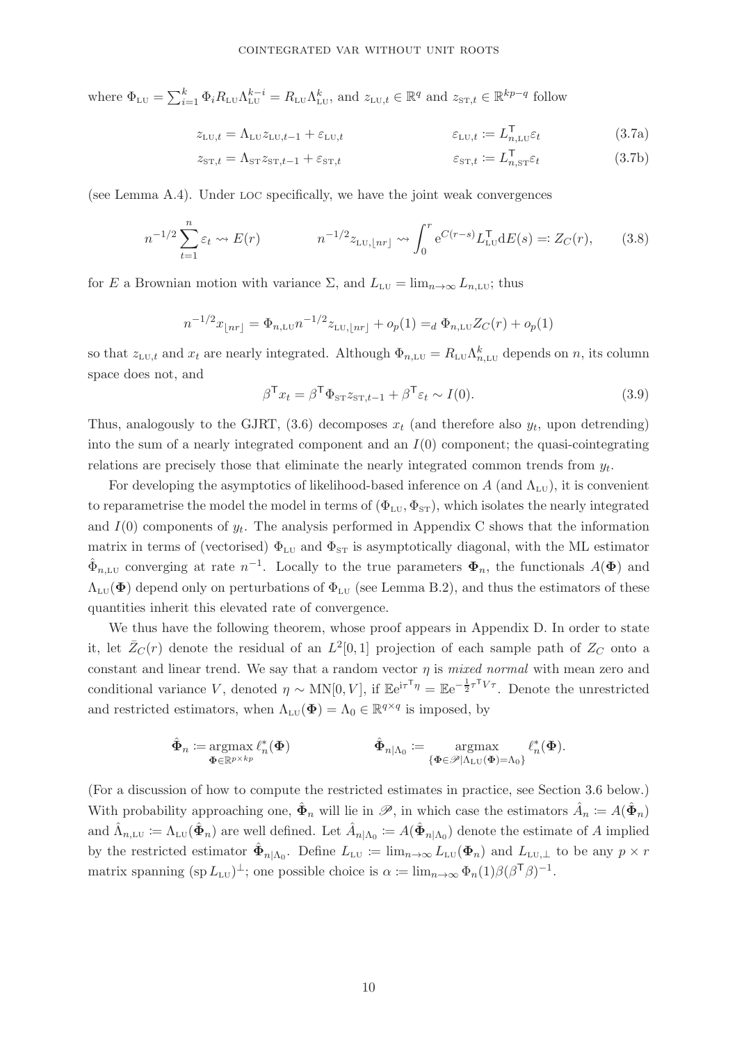where $\Phi_{\text{LU}} = \sum_{i=1}^{k} \Phi_i R_{\text{LU}} \Lambda_{\text{LU}}^{k-i} = R_{\text{LU}} \Lambda_{\text{LU}}^{k}$, and $z_{\text{LU},t} \in \mathbb{R}^q$ and $z_{\text{ST},t} \in \mathbb{R}^{kp-q}$ follow

$$z_{\text{LU},t} = \Lambda_{\text{LU}} z_{\text{LU},t-1} + \varepsilon_{\text{LU},t} \qquad \varepsilon_{\text{LU},t} := L_{n,\text{LU}}^{\mathsf{T}} \varepsilon_t \tag{3.7a}$$

$$z_{\text{ST},t} = \Lambda_{\text{ST}} z_{\text{ST},t-1} + \varepsilon_{\text{ST},t} \qquad \varepsilon_{\text{ST},t} := L_{n,\text{ST}}^{\mathsf{T}} \varepsilon_t \tag{3.7b}$$

(see Lemma A.4). Under LOC specifically, we have the joint weak convergences

$$n^{-1/2} \sum_{t=1}^{n} \varepsilon_t \rightsquigarrow E(r) \qquad n^{-1/2} z_{\text{LU},\lfloor nr \rfloor} \rightsquigarrow \int_0^r e^{C(r-s)} L_{\text{LU}}^{\mathsf{T}} \mathrm{d}E(s) =: Z_C(r), \tag{3.8}$$

for $E$ a Brownian motion with variance $\Sigma$, and $L_{\text{LU}} = \lim_{n\to\infty} L_{n,\text{LU}}$; thus

$$n^{-1/2} x_{\lfloor nr \rfloor} = \Phi_{n,\text{LU}} n^{-1/2} z_{\text{LU},\lfloor nr \rfloor} + o_p(1) =_d \Phi_{n,\text{LU}} Z_C(r) + o_p(1)$$

so that $z_{\text{LU},t}$ and $x_t$ are nearly integrated. Although $\Phi_{n,\text{LU}} = R_{\text{LU}} \Lambda_{n,\text{LU}}^{k}$ depends on $n$, its column space does not, and

$$\beta^{\mathsf{T}} x_t = \beta^{\mathsf{T}} \Phi_{\text{ST}} z_{\text{ST},t-1} + \beta^{\mathsf{T}} \varepsilon_t \sim I(0). \tag{3.9}$$

Thus, analogously to the GJRT, (3.6) decomposes $x_t$ (and therefore also $y_t$, upon detrending) into the sum of a nearly integrated component and an $I(0)$ component; the quasi-cointegrating relations are precisely those that eliminate the nearly integrated common trends from $y_t$.

For developing the asymptotics of likelihood-based inference on $A$ (and $\Lambda_{\text{LU}}$), it is convenient to reparametrise the model the model in terms of $(\Phi_{\text{LU}}, \Phi_{\text{ST}})$, which isolates the nearly integrated and $I(0)$ components of $y_t$. The analysis performed in Appendix C shows that the information matrix in terms of (vectorised) $\Phi_{\text{LU}}$ and $\Phi_{\text{ST}}$ is asymptotically diagonal, with the ML estimator $\hat{\Phi}_{n,\text{LU}}$ converging at rate $n^{-1}$. Locally to the true parameters $\mathbf{\Phi}_n$, the functionals $A(\mathbf{\Phi})$ and $\Lambda_{\text{LU}}(\mathbf{\Phi})$ depend only on perturbations of $\Phi_{\text{LU}}$ (see Lemma B.2), and thus the estimators of these quantities inherit this elevated rate of convergence.

We thus have the following theorem, whose proof appears in Appendix D. In order to state it, let $\bar{Z}_C(r)$ denote the residual of an $L^2[0,1]$ projection of each sample path of $Z_C$ onto a constant and linear trend. We say that a random vector $\eta$ is *mixed normal* with mean zero and conditional variance $V$, denoted $\eta \sim \text{MN}[0, V]$, if $\mathbb{E}e^{i\tau^{\mathsf{T}}\eta} = \mathbb{E}e^{-\frac{1}{2}\tau^{\mathsf{T}} V \tau}$. Denote the unrestricted and restricted estimators, when $\Lambda_{\text{LU}}(\mathbf{\Phi}) = \Lambda_0 \in \mathbb{R}^{q\times q}$ is imposed, by

$$\hat{\mathbf{\Phi}}_n := \operatorname*{argmax}_{\mathbf{\Phi}\in\mathbb{R}^{p\times kp}} \ell_n^*(\mathbf{\Phi}) \qquad \hat{\mathbf{\Phi}}_{n|\Lambda_0} := \operatorname*{argmax}_{\{\mathbf{\Phi}\in\mathscr{P} | \Lambda_{\text{LU}}(\mathbf{\Phi}) = \Lambda_0\}} \ell_n^*(\mathbf{\Phi}).$$

(For a discussion of how to compute the restricted estimates in practice, see Section 3.6 below.) With probability approaching one, $\hat{\mathbf{\Phi}}_n$ will lie in $\mathscr{P}$, in which case the estimators $\hat{A}_n := A(\hat{\mathbf{\Phi}}_n)$ and $\hat{\Lambda}_{n,\text{LU}} := \Lambda_{\text{LU}}(\hat{\mathbf{\Phi}}_n)$ are well defined. Let $\hat{A}_{n|\Lambda_0} := A(\hat{\mathbf{\Phi}}_{n|\Lambda_0})$ denote the estimate of $A$ implied by the restricted estimator $\hat{\mathbf{\Phi}}_{n|\Lambda_0}$. Define $L_{\text{LU}} := \lim_{n\to\infty} L_{\text{LU}}(\mathbf{\Phi}_n)$ and $L_{\text{LU},\perp}$ to be any $p \times r$ matrix spanning $(\operatorname{sp} L_{\text{LU}})^{\perp}$; one possible choice is $\alpha := \lim_{n\to\infty} \Phi_n(1)\beta(\beta^{\mathsf{T}}\beta)^{-1}$.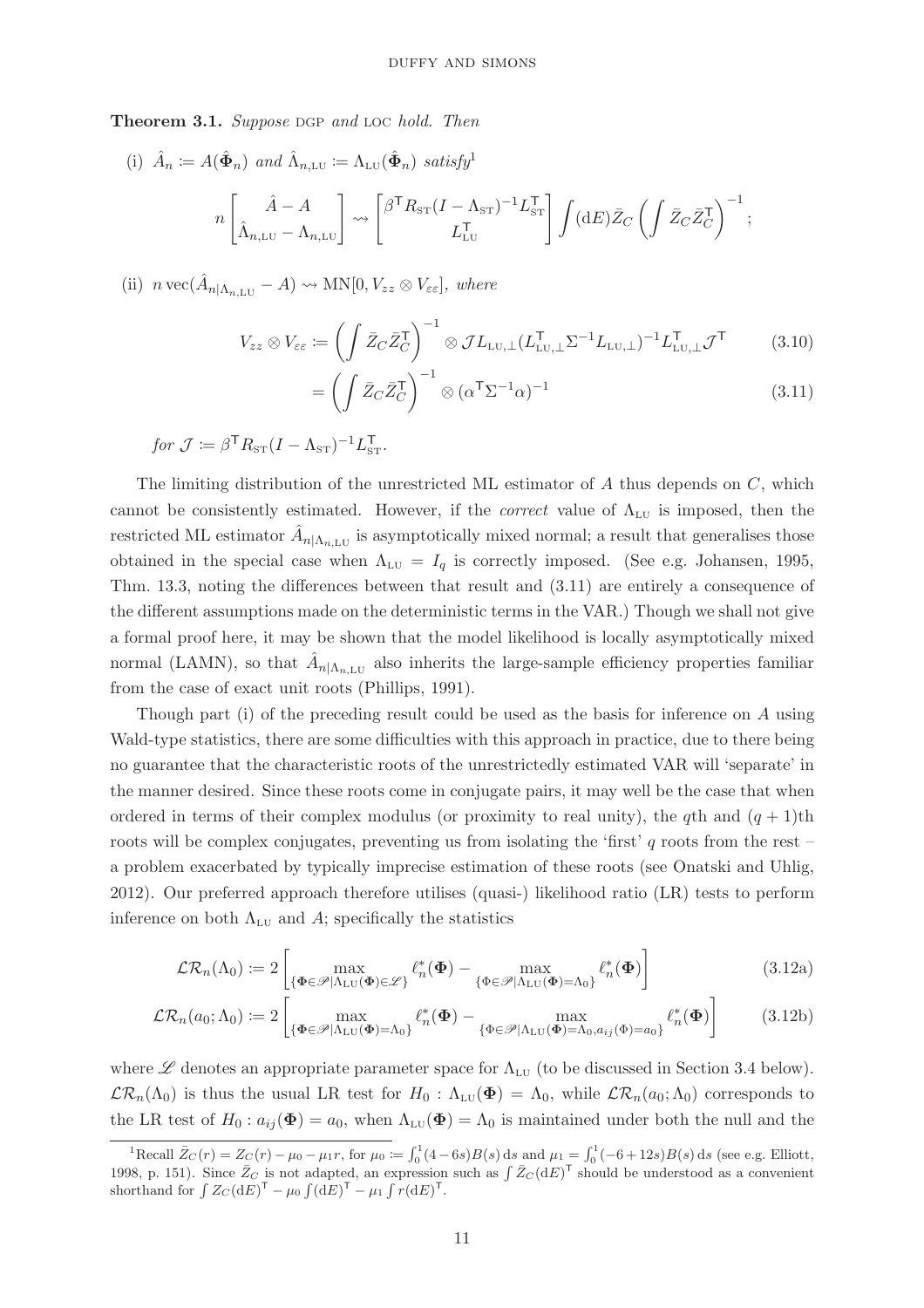**Theorem 3.1.** *Suppose* DGP *and* LOC *hold. Then*

(i) $\hat{A}_n := A(\hat{\boldsymbol{\Phi}}_n)$ *and* $\hat{\Lambda}_{n,\mathrm{LU}} := \Lambda_{\mathrm{LU}}(\hat{\boldsymbol{\Phi}}_n)$ *satisfy*[1]

$$n \begin{bmatrix} \hat{A} - A \\ \hat{\Lambda}_{n,\mathrm{LU}} - \Lambda_{n,\mathrm{LU}} \end{bmatrix} \rightsquigarrow \begin{bmatrix} \beta^{\mathsf{T}} R_{\mathrm{ST}} (I - \Lambda_{\mathrm{ST}})^{-1} L_{\mathrm{ST}}^{\mathsf{T}} \\ L_{\mathrm{LU}}^{\mathsf{T}} \end{bmatrix} \int (\mathrm{d}E) \bar{Z}_C \left( \int \bar{Z}_C \bar{Z}_C^{\mathsf{T}} \right)^{-1};$$

(ii) $n \operatorname{vec}(\hat{A}_{n|\Lambda_{n,\mathrm{LU}}} - A) \rightsquigarrow \mathrm{MN}[0, V_{zz} \otimes V_{\varepsilon\varepsilon}]$, *where*

$$V_{zz} \otimes V_{\varepsilon\varepsilon} := \left( \int \bar{Z}_C \bar{Z}_C^{\mathsf{T}} \right)^{-1} \otimes \mathcal{J} L_{\mathrm{LU},\perp} (L_{\mathrm{LU},\perp}^{\mathsf{T}} \Sigma^{-1} L_{\mathrm{LU},\perp})^{-1} L_{\mathrm{LU},\perp}^{\mathsf{T}} \mathcal{J}^{\mathsf{T}} \tag{3.10}$$

$$= \left( \int \bar{Z}_C \bar{Z}_C^{\mathsf{T}} \right)^{-1} \otimes (\alpha^{\mathsf{T}} \Sigma^{-1} \alpha)^{-1} \tag{3.11}$$

*for* $\mathcal{J} := \beta^{\mathsf{T}} R_{\mathrm{ST}} (I - \Lambda_{\mathrm{ST}})^{-1} L_{\mathrm{ST}}^{\mathsf{T}}$.

The limiting distribution of the unrestricted ML estimator of $A$ thus depends on $C$, which cannot be consistently estimated. However, if the *correct* value of $\Lambda_{\mathrm{LU}}$ is imposed, then the restricted ML estimator $\hat{A}_{n|\Lambda_{n,\mathrm{LU}}}$ is asymptotically mixed normal; a result that generalises those obtained in the special case when $\Lambda_{\mathrm{LU}} = I_q$ is correctly imposed. (See e.g. Johansen, 1995, Thm. 13.3, noting the differences between that result and (3.11) are entirely a consequence of the different assumptions made on the deterministic terms in the VAR.) Though we shall not give a formal proof here, it may be shown that the model likelihood is locally asymptotically mixed normal (LAMN), so that $\hat{A}_{n|\Lambda_{n,\mathrm{LU}}}$ also inherits the large-sample efficiency properties familiar from the case of exact unit roots (Phillips, 1991).

Though part (i) of the preceding result could be used as the basis for inference on $A$ using Wald-type statistics, there are some difficulties with this approach in practice, due to there being no guarantee that the characteristic roots of the unrestrictedly estimated VAR will 'separate' in the manner desired. Since these roots come in conjugate pairs, it may well be the case that when ordered in terms of their complex modulus (or proximity to real unity), the $q$th and $(q+1)$th roots will be complex conjugates, preventing us from isolating the 'first' $q$ roots from the rest – a problem exacerbated by typically imprecise estimation of these roots (see Onatski and Uhlig, 2012). Our preferred approach therefore utilises (quasi-) likelihood ratio (LR) tests to perform inference on both $\Lambda_{\mathrm{LU}}$ and $A$; specifically the statistics

$$\mathcal{LR}_n(\Lambda_0) := 2 \left[ \max_{\{\boldsymbol{\Phi} \in \mathscr{P} | \Lambda_{\mathrm{LU}}(\boldsymbol{\Phi}) \in \mathscr{L}\}} \ell_n^*(\boldsymbol{\Phi}) - \max_{\{\boldsymbol{\Phi} \in \mathscr{P} | \Lambda_{\mathrm{LU}}(\boldsymbol{\Phi}) = \Lambda_0\}} \ell_n^*(\boldsymbol{\Phi}) \right] \tag{3.12a}$$

$$\mathcal{LR}_n(a_0; \Lambda_0) := 2 \left[ \max_{\{\boldsymbol{\Phi} \in \mathscr{P} | \Lambda_{\mathrm{LU}}(\boldsymbol{\Phi}) = \Lambda_0\}} \ell_n^*(\boldsymbol{\Phi}) - \max_{\{\boldsymbol{\Phi} \in \mathscr{P} | \Lambda_{\mathrm{LU}}(\boldsymbol{\Phi}) = \Lambda_0, a_{ij}(\boldsymbol{\Phi}) = a_0\}} \ell_n^*(\boldsymbol{\Phi}) \right] \tag{3.12b}$$

where $\mathscr{L}$ denotes an appropriate parameter space for $\Lambda_{\mathrm{LU}}$ (to be discussed in Section 3.4 below). $\mathcal{LR}_n(\Lambda_0)$ is thus the usual LR test for $H_0 : \Lambda_{\mathrm{LU}}(\boldsymbol{\Phi}) = \Lambda_0$, while $\mathcal{LR}_n(a_0; \Lambda_0)$ corresponds to the LR test of $H_0 : a_{ij}(\boldsymbol{\Phi}) = a_0$, when $\Lambda_{\mathrm{LU}}(\boldsymbol{\Phi}) = \Lambda_0$ is maintained under both the null and the

[1] Recall $\bar{Z}_C(r) = Z_C(r) - \mu_0 - \mu_1 r$, for $\mu_0 := \int_0^1 (4 - 6s) B(s)\,\mathrm{d}s$ and $\mu_1 = \int_0^1 (-6 + 12s) B(s)\,\mathrm{d}s$ (see e.g. Elliott, 1998, p. 151). Since $\bar{Z}_C$ is not adapted, an expression such as $\int \bar{Z}_C (\mathrm{d}E)^{\mathsf{T}}$ should be understood as a convenient shorthand for $\int Z_C (\mathrm{d}E)^{\mathsf{T}} - \mu_0 \int (\mathrm{d}E)^{\mathsf{T}} - \mu_1 \int r (\mathrm{d}E)^{\mathsf{T}}$.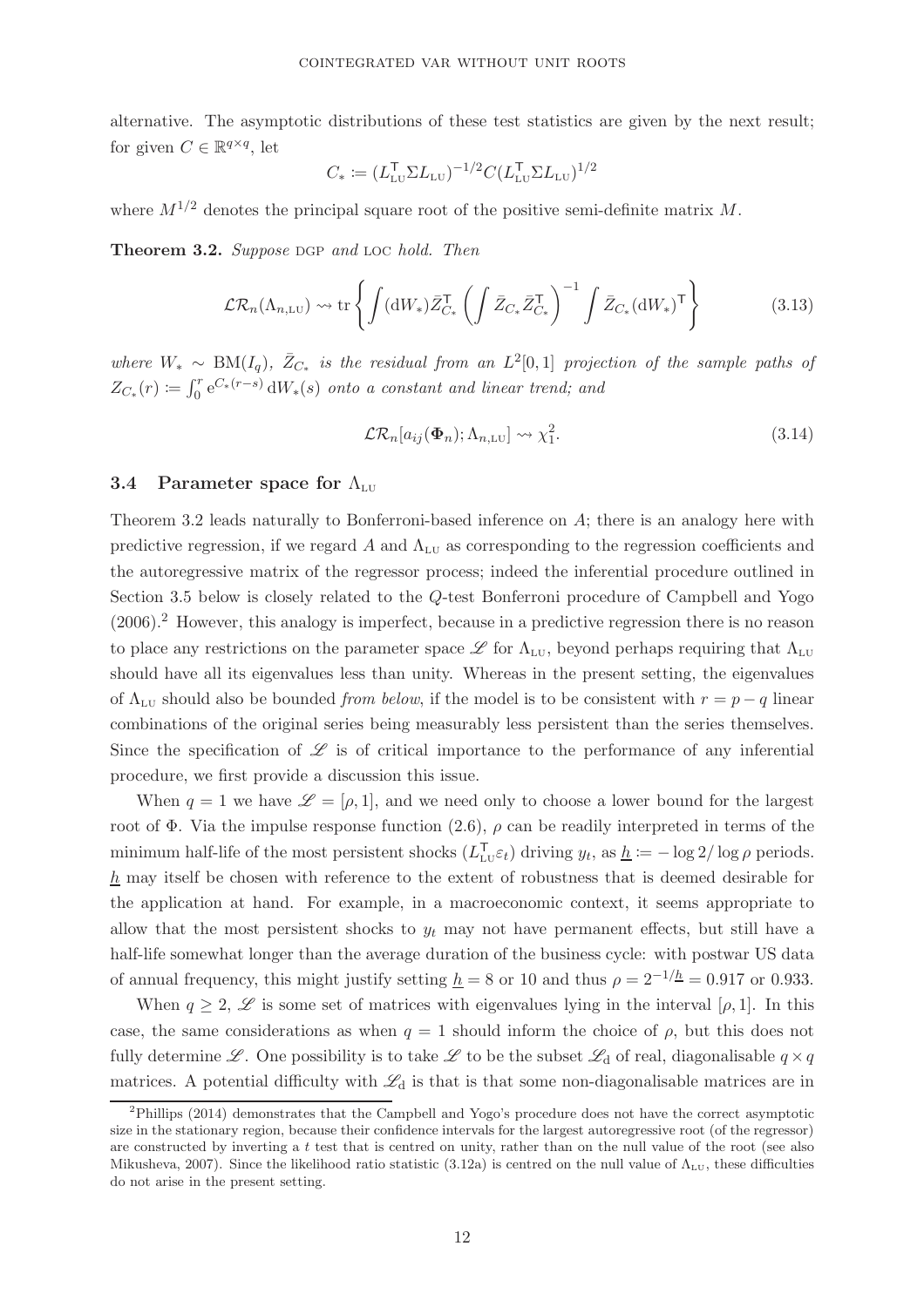alternative. The asymptotic distributions of these test statistics are given by the next result; for given $C \in \mathbb{R}^{q\times q}$, let

$$C_* := (L_{\text{LU}}^{\mathsf{T}} \Sigma L_{\text{LU}})^{-1/2} C (L_{\text{LU}}^{\mathsf{T}} \Sigma L_{\text{LU}})^{1/2}$$

where $M^{1/2}$ denotes the principal square root of the positive semi-definite matrix $M$.

**Theorem 3.2.** *Suppose* DGP *and* LOC *hold. Then*

$$\mathcal{LR}_n(\Lambda_{n,\text{LU}}) \rightsquigarrow \operatorname{tr}\left\{ \int (\mathrm{d}W_*)\bar{Z}_{C_*}^{\mathsf{T}} \left( \int \bar{Z}_{C_*}\bar{Z}_{C_*}^{\mathsf{T}} \right)^{-1} \int \bar{Z}_{C_*}(\mathrm{d}W_*)^{\mathsf{T}} \right\} \tag{3.13}$$

*where $W_* \sim \text{BM}(I_q)$, $\bar{Z}_{C_*}$ is the residual from an $L^2[0,1]$ projection of the sample paths of $Z_{C_*}(r) := \int_0^r \mathrm{e}^{C_*(r-s)}\,\mathrm{d}W_*(s)$ onto a constant and linear trend; and*

$$\mathcal{LR}_n[a_{ij}(\mathbf{\Phi}_n); \Lambda_{n,\text{LU}}] \rightsquigarrow \chi_1^2. \tag{3.14}$$

### 3.4 Parameter space for $\Lambda_{\text{LU}}$

Theorem 3.2 leads naturally to Bonferroni-based inference on $A$; there is an analogy here with predictive regression, if we regard $A$ and $\Lambda_{\text{LU}}$ as corresponding to the regression coefficients and the autoregressive matrix of the regressor process; indeed the inferential procedure outlined in Section 3.5 below is closely related to the $Q$-test Bonferroni procedure of Campbell and Yogo (2006).[2] However, this analogy is imperfect, because in a predictive regression there is no reason to place any restrictions on the parameter space $\mathscr{L}$ for $\Lambda_{\text{LU}}$, beyond perhaps requiring that $\Lambda_{\text{LU}}$ should have all its eigenvalues less than unity. Whereas in the present setting, the eigenvalues of $\Lambda_{\text{LU}}$ should also be bounded *from below*, if the model is to be consistent with $r = p - q$ linear combinations of the original series being measurably less persistent than the series themselves. Since the specification of $\mathscr{L}$ is of critical importance to the performance of any inferential procedure, we first provide a discussion this issue.

When $q = 1$ we have $\mathscr{L} = [\rho, 1]$, and we need only to choose a lower bound for the largest root of $\Phi$. Via the impulse response function (2.6), $\rho$ can be readily interpreted in terms of the minimum half-life of the most persistent shocks $(L_{\text{LU}}^{\mathsf{T}}\varepsilon_t)$ driving $y_t$, as $\underline{h} := -\log 2/\log\rho$ periods. $\underline{h}$ may itself be chosen with reference to the extent of robustness that is deemed desirable for the application at hand. For example, in a macroeconomic context, it seems appropriate to allow that the most persistent shocks to $y_t$ may not have permanent effects, but still have a half-life somewhat longer than the average duration of the business cycle: with postwar US data of annual frequency, this might justify setting $\underline{h} = 8$ or 10 and thus $\rho = 2^{-1/\underline{h}} = 0.917$ or 0.933.

When $q \geq 2$, $\mathscr{L}$ is some set of matrices with eigenvalues lying in the interval $[\rho, 1]$. In this case, the same considerations as when $q = 1$ should inform the choice of $\rho$, but this does not fully determine $\mathscr{L}$. One possibility is to take $\mathscr{L}$ to be the subset $\mathscr{L}_{\text{d}}$ of real, diagonalisable $q \times q$ matrices. A potential difficulty with $\mathscr{L}_{\text{d}}$ is that is that some non-diagonalisable matrices are in

[2] Phillips (2014) demonstrates that the Campbell and Yogo's procedure does not have the correct asymptotic size in the stationary region, because their confidence intervals for the largest autoregressive root (of the regressor) are constructed by inverting a $t$ test that is centred on unity, rather than on the null value of the root (see also Mikusheva, 2007). Since the likelihood ratio statistic (3.12a) is centred on the null value of $\Lambda_{\text{LU}}$, these difficulties do not arise in the present setting.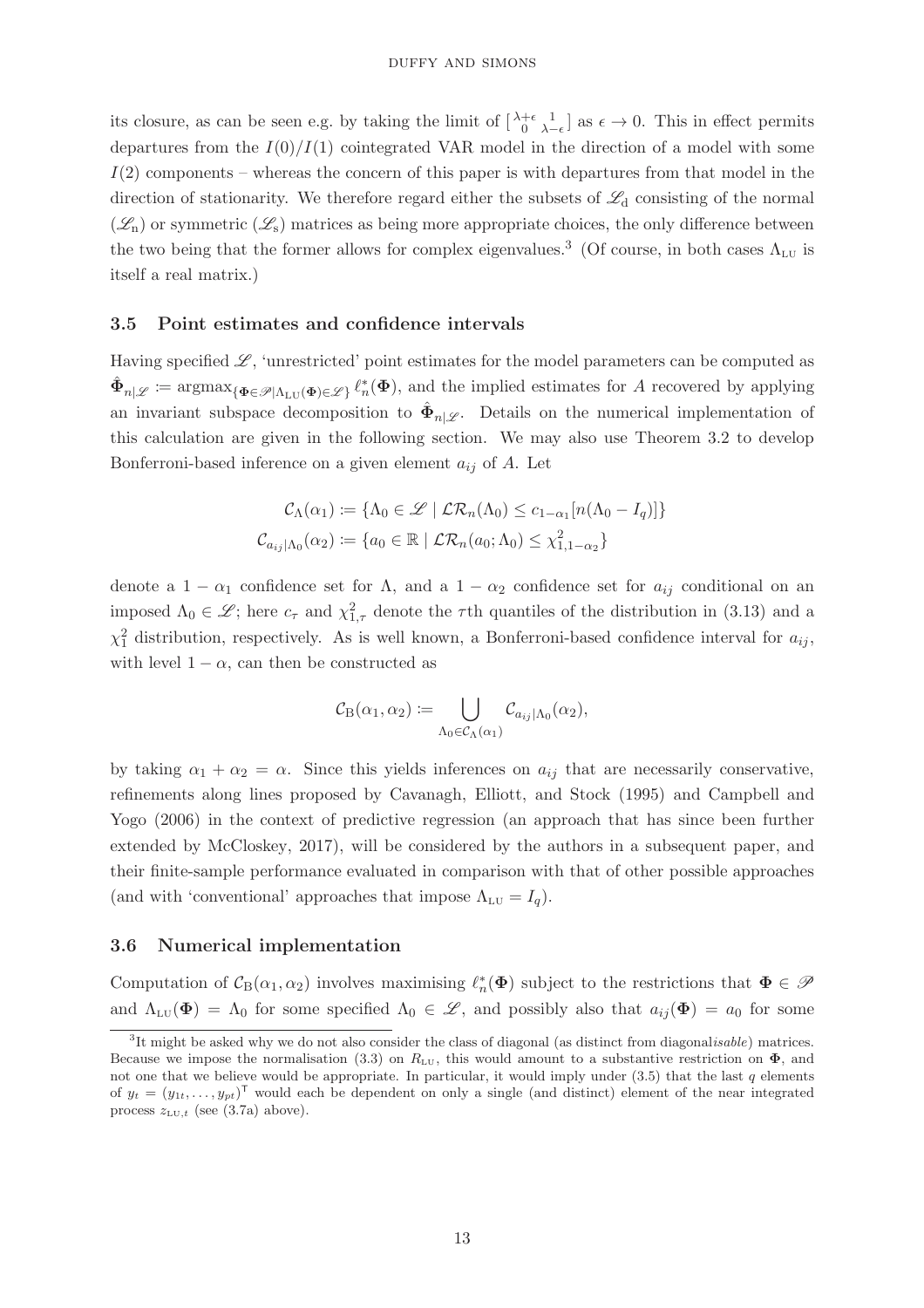its closure, as can be seen e.g. by taking the limit of $\left[\begin{smallmatrix}\lambda+\epsilon & 1 \\ 0 & \lambda-\epsilon\end{smallmatrix}\right]$ as $\epsilon \to 0$. This in effect permits departures from the $I(0)/I(1)$ cointegrated VAR model in the direction of a model with some $I(2)$ components – whereas the concern of this paper is with departures from that model in the direction of stationarity. We therefore regard either the subsets of $\mathscr{L}_{\mathrm{d}}$ consisting of the normal ($\mathscr{L}_{\mathrm{n}}$) or symmetric ($\mathscr{L}_{\mathrm{s}}$) matrices as being more appropriate choices, the only difference between the two being that the former allows for complex eigenvalues.[3] (Of course, in both cases $\Lambda_{\mathrm{LU}}$ is itself a real matrix.)

### 3.5 Point estimates and confidence intervals

Having specified $\mathscr{L}$, 'unrestricted' point estimates for the model parameters can be computed as $\hat{\mathbf{\Phi}}_{n|\mathscr{L}} := \operatorname{argmax}_{\{\mathbf{\Phi}\in\mathscr{P}|\Lambda_{\mathrm{LU}}(\mathbf{\Phi})\in\mathscr{L}\}} \ell_n^*(\mathbf{\Phi})$, and the implied estimates for $A$ recovered by applying an invariant subspace decomposition to $\hat{\mathbf{\Phi}}_{n|\mathscr{L}}$. Details on the numerical implementation of this calculation are given in the following section. We may also use Theorem 3.2 to develop Bonferroni-based inference on a given element $a_{ij}$ of $A$. Let

$$
\begin{aligned}
\mathcal{C}_{\Lambda}(\alpha_1) &:= \{\Lambda_0 \in \mathscr{L} \mid \mathcal{LR}_n(\Lambda_0) \leq c_{1-\alpha_1}[n(\Lambda_0 - I_q)]\} \\
\mathcal{C}_{a_{ij}|\Lambda_0}(\alpha_2) &:= \{a_0 \in \mathbb{R} \mid \mathcal{LR}_n(a_0; \Lambda_0) \leq \chi^2_{1,1-\alpha_2}\}
\end{aligned}
$$

denote a $1-\alpha_1$ confidence set for $\Lambda$, and a $1-\alpha_2$ confidence set for $a_{ij}$ conditional on an imposed $\Lambda_0 \in \mathscr{L}$; here $c_\tau$ and $\chi^2_{1,\tau}$ denote the $\tau$th quantiles of the distribution in (3.13) and a $\chi^2_1$ distribution, respectively. As is well known, a Bonferroni-based confidence interval for $a_{ij}$, with level $1-\alpha$, can then be constructed as

$$
\mathcal{C}_{\mathrm{B}}(\alpha_1, \alpha_2) := \bigcup_{\Lambda_0 \in \mathcal{C}_{\Lambda}(\alpha_1)} \mathcal{C}_{a_{ij}|\Lambda_0}(\alpha_2),
$$

by taking $\alpha_1 + \alpha_2 = \alpha$. Since this yields inferences on $a_{ij}$ that are necessarily conservative, refinements along lines proposed by Cavanagh, Elliott, and Stock (1995) and Campbell and Yogo (2006) in the context of predictive regression (an approach that has since been further extended by McCloskey, 2017), will be considered by the authors in a subsequent paper, and their finite-sample performance evaluated in comparison with that of other possible approaches (and with 'conventional' approaches that impose $\Lambda_{\mathrm{LU}} = I_q$).

### 3.6 Numerical implementation

Computation of $\mathcal{C}_{\mathrm{B}}(\alpha_1, \alpha_2)$ involves maximising $\ell_n^*(\mathbf{\Phi})$ subject to the restrictions that $\mathbf{\Phi} \in \mathscr{P}$ and $\Lambda_{\mathrm{LU}}(\mathbf{\Phi}) = \Lambda_0$ for some specified $\Lambda_0 \in \mathscr{L}$, and possibly also that $a_{ij}(\mathbf{\Phi}) = a_0$ for some

[3] It might be asked why we do not also consider the class of diagonal (as distinct from diagonal*isable*) matrices. Because we impose the normalisation (3.3) on $R_{\mathrm{LU}}$, this would amount to a substantive restriction on $\mathbf{\Phi}$, and not one that we believe would be appropriate. In particular, it would imply under (3.5) that the last $q$ elements of $y_t = (y_{1t}, \ldots, y_{pt})^{\mathsf{T}}$ would each be dependent on only a single (and distinct) element of the near integrated process $z_{\mathrm{LU},t}$ (see (3.7a) above).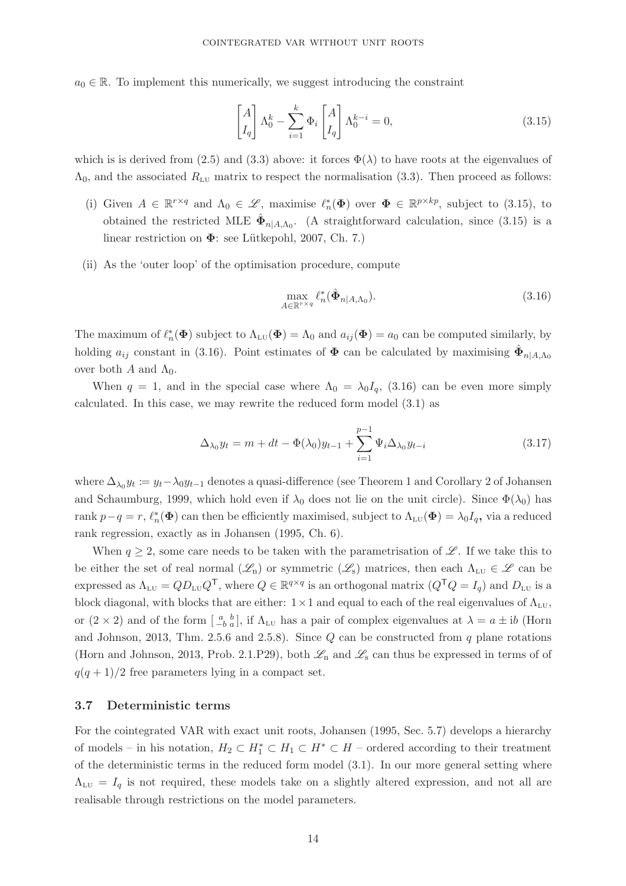$a_0 \in \mathbb{R}$. To implement this numerically, we suggest introducing the constraint

$$\begin{bmatrix} A \\ I_q \end{bmatrix} \Lambda_0^k - \sum_{i=1}^{k} \Phi_i \begin{bmatrix} A \\ I_q \end{bmatrix} \Lambda_0^{k-i} = 0, \tag{3.15}$$

which is is derived from (2.5) and (3.3) above: it forces $\Phi(\lambda)$ to have roots at the eigenvalues of $\Lambda_0$, and the associated $R_{\text{LU}}$ matrix to respect the normalisation (3.3). Then proceed as follows:

(i) Given $A \in \mathbb{R}^{r \times q}$ and $\Lambda_0 \in \mathscr{L}$, maximise $\ell_n^*(\mathbf{\Phi})$ over $\mathbf{\Phi} \in \mathbb{R}^{p \times kp}$, subject to (3.15), to obtained the restricted MLE $\hat{\mathbf{\Phi}}_{n|A,\Lambda_0}$. (A straightforward calculation, since (3.15) is a linear restriction on $\mathbf{\Phi}$: see Lütkepohl, 2007, Ch. 7.)

(ii) As the 'outer loop' of the optimisation procedure, compute

$$\max_{A \in \mathbb{R}^{r \times q}} \ell_n^*(\hat{\mathbf{\Phi}}_{n|A,\Lambda_0}). \tag{3.16}$$

The maximum of $\ell_n^*(\mathbf{\Phi})$ subject to $\Lambda_{\text{LU}}(\mathbf{\Phi}) = \Lambda_0$ and $a_{ij}(\mathbf{\Phi}) = a_0$ can be computed similarly, by holding $a_{ij}$ constant in (3.16). Point estimates of $\mathbf{\Phi}$ can be calculated by maximising $\hat{\mathbf{\Phi}}_{n|A,\Lambda_0}$ over both $A$ and $\Lambda_0$.

When $q = 1$, and in the special case where $\Lambda_0 = \lambda_0 I_q$, (3.16) can be even more simply calculated. In this case, we may rewrite the reduced form model (3.1) as

$$\Delta_{\lambda_0} y_t = m + dt - \Phi(\lambda_0) y_{t-1} + \sum_{i=1}^{p-1} \Psi_i \Delta_{\lambda_0} y_{t-i} \tag{3.17}$$

where $\Delta_{\lambda_0} y_t \coloneqq y_t - \lambda_0 y_{t-1}$ denotes a quasi-difference (see Theorem 1 and Corollary 2 of Johansen and Schaumburg, 1999, which hold even if $\lambda_0$ does not lie on the unit circle). Since $\Phi(\lambda_0)$ has rank $p - q = r$, $\ell_n^*(\mathbf{\Phi})$ can then be efficiently maximised, subject to $\Lambda_{\text{LU}}(\mathbf{\Phi}) = \lambda_0 I_q$, via a reduced rank regression, exactly as in Johansen (1995, Ch. 6).

When $q \geq 2$, some care needs to be taken with the parametrisation of $\mathscr{L}$. If we take this to be either the set of real normal ($\mathscr{L}_\text{n}$) or symmetric ($\mathscr{L}_\text{s}$) matrices, then each $\Lambda_{\text{LU}} \in \mathscr{L}$ can be expressed as $\Lambda_{\text{LU}} = Q D_{\text{LU}} Q^{\mathsf{T}}$, where $Q \in \mathbb{R}^{q \times q}$ is an orthogonal matrix ($Q^{\mathsf{T}} Q = I_q$) and $D_{\text{LU}}$ is a block diagonal, with blocks that are either: $1 \times 1$ and equal to each of the real eigenvalues of $\Lambda_{\text{LU}}$, or $(2 \times 2)$ and of the form $\left[\begin{smallmatrix} a & b \\ -b & a \end{smallmatrix}\right]$, if $\Lambda_{\text{LU}}$ has a pair of complex eigenvalues at $\lambda = a \pm \mathrm{i}b$ (Horn and Johnson, 2013, Thm. 2.5.6 and 2.5.8). Since $Q$ can be constructed from $q$ plane rotations (Horn and Johnson, 2013, Prob. 2.1.P29), both $\mathscr{L}_\text{n}$ and $\mathscr{L}_\text{s}$ can thus be expressed in terms of of $q(q+1)/2$ free parameters lying in a compact set.

### 3.7 Deterministic terms

For the cointegrated VAR with exact unit roots, Johansen (1995, Sec. 5.7) develops a hierarchy of models – in his notation, $H_2 \subset H_1^* \subset H_1 \subset H^* \subset H$ – ordered according to their treatment of the deterministic terms in the reduced form model (3.1). In our more general setting where $\Lambda_{\text{LU}} = I_q$ is not required, these models take on a slightly altered expression, and not all are realisable through restrictions on the model parameters.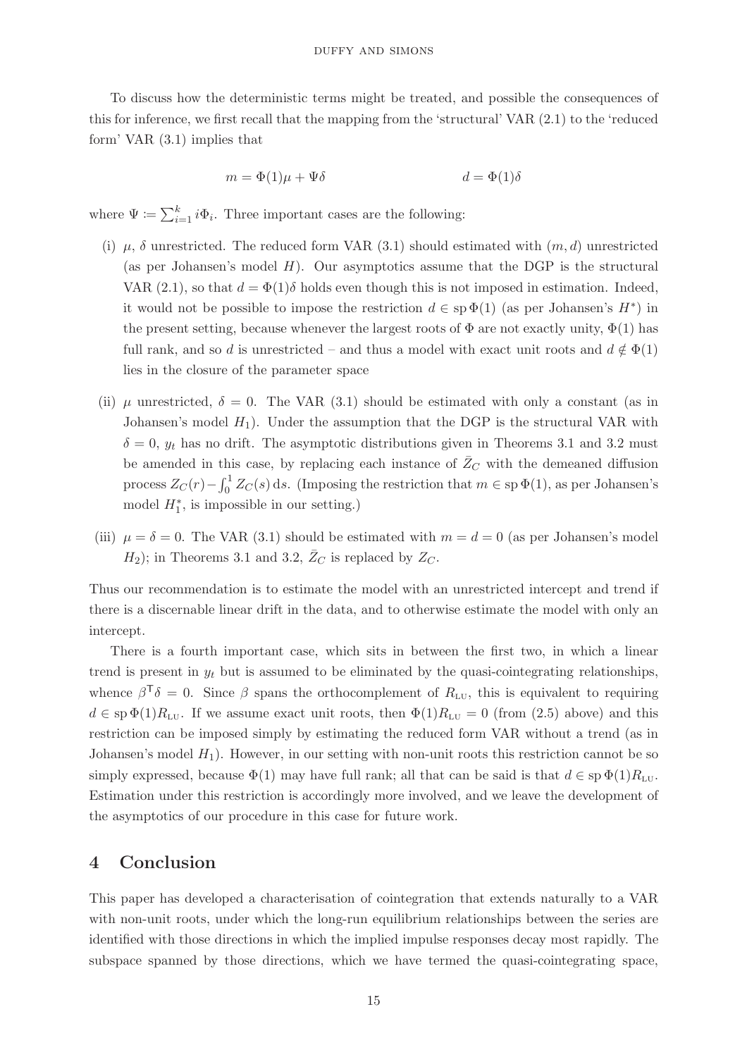To discuss how the deterministic terms might be treated, and possible the consequences of this for inference, we first recall that the mapping from the 'structural' VAR (2.1) to the 'reduced form' VAR (3.1) implies that

$$m = \Phi(1)\mu + \Psi\delta \qquad\qquad\qquad d = \Phi(1)\delta$$

where $\Psi \coloneqq \sum_{i=1}^{k} i\Phi_i$. Three important cases are the following:

(i) $\mu$, $\delta$ unrestricted. The reduced form VAR (3.1) should estimated with $(m, d)$ unrestricted (as per Johansen's model $H$). Our asymptotics assume that the DGP is the structural VAR (2.1), so that $d = \Phi(1)\delta$ holds even though this is not imposed in estimation. Indeed, it would not be possible to impose the restriction $d \in \operatorname{sp}\Phi(1)$ (as per Johansen's $H^*$) in the present setting, because whenever the largest roots of $\Phi$ are not exactly unity, $\Phi(1)$ has full rank, and so $d$ is unrestricted – and thus a model with exact unit roots and $d \notin \Phi(1)$ lies in the closure of the parameter space

(ii) $\mu$ unrestricted, $\delta = 0$. The VAR (3.1) should be estimated with only a constant (as in Johansen's model $H_1$). Under the assumption that the DGP is the structural VAR with $\delta = 0$, $y_t$ has no drift. The asymptotic distributions given in Theorems 3.1 and 3.2 must be amended in this case, by replacing each instance of $\bar{Z}_C$ with the demeaned diffusion process $Z_C(r) - \int_0^1 Z_C(s)\,\mathrm{d}s$. (Imposing the restriction that $m \in \operatorname{sp}\Phi(1)$, as per Johansen's model $H_1^*$, is impossible in our setting.)

(iii) $\mu = \delta = 0$. The VAR (3.1) should be estimated with $m = d = 0$ (as per Johansen's model $H_2$); in Theorems 3.1 and 3.2, $\bar{Z}_C$ is replaced by $Z_C$.

Thus our recommendation is to estimate the model with an unrestricted intercept and trend if there is a discernable linear drift in the data, and to otherwise estimate the model with only an intercept.

There is a fourth important case, which sits in between the first two, in which a linear trend is present in $y_t$ but is assumed to be eliminated by the quasi-cointegrating relationships, whence $\beta^{\mathsf{T}}\delta = 0$. Since $\beta$ spans the orthocomplement of $R_{\text{LU}}$, this is equivalent to requiring $d \in \operatorname{sp}\Phi(1)R_{\text{LU}}$. If we assume exact unit roots, then $\Phi(1)R_{\text{LU}} = 0$ (from (2.5) above) and this restriction can be imposed simply by estimating the reduced form VAR without a trend (as in Johansen's model $H_1$). However, in our setting with non-unit roots this restriction cannot be so simply expressed, because $\Phi(1)$ may have full rank; all that can be said is that $d \in \operatorname{sp}\Phi(1)R_{\text{LU}}$. Estimation under this restriction is accordingly more involved, and we leave the development of the asymptotics of our procedure in this case for future work.

# 4 Conclusion

This paper has developed a characterisation of cointegration that extends naturally to a VAR with non-unit roots, under which the long-run equilibrium relationships between the series are identified with those directions in which the implied impulse responses decay most rapidly. The subspace spanned by those directions, which we have termed the quasi-cointegrating space,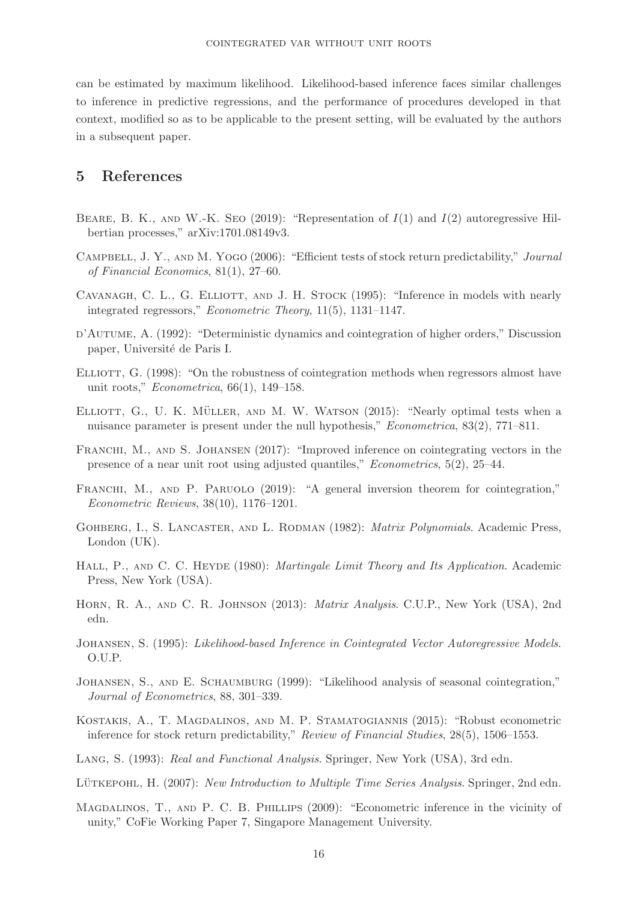can be estimated by maximum likelihood. Likelihood-based inference faces similar challenges to inference in predictive regressions, and the performance of procedures developed in that context, modified so as to be applicable to the present setting, will be evaluated by the authors in a subsequent paper.

## 5 References

Beare, B. K., and W.-K. Seo (2019): "Representation of $I(1)$ and $I(2)$ autoregressive Hilbertian processes," arXiv:1701.08149v3.

Campbell, J. Y., and M. Yogo (2006): "Efficient tests of stock return predictability," *Journal of Financial Economics*, 81(1), 27–60.

Cavanagh, C. L., G. Elliott, and J. H. Stock (1995): "Inference in models with nearly integrated regressors," *Econometric Theory*, 11(5), 1131–1147.

d'Autume, A. (1992): "Deterministic dynamics and cointegration of higher orders," Discussion paper, Université de Paris I.

Elliott, G. (1998): "On the robustness of cointegration methods when regressors almost have unit roots," *Econometrica*, 66(1), 149–158.

Elliott, G., U. K. Müller, and M. W. Watson (2015): "Nearly optimal tests when a nuisance parameter is present under the null hypothesis," *Econometrica*, 83(2), 771–811.

Franchi, M., and S. Johansen (2017): "Improved inference on cointegrating vectors in the presence of a near unit root using adjusted quantiles," *Econometrics*, 5(2), 25–44.

Franchi, M., and P. Paruolo (2019): "A general inversion theorem for cointegration," *Econometric Reviews*, 38(10), 1176–1201.

Gohberg, I., S. Lancaster, and L. Rodman (1982): *Matrix Polynomials*. Academic Press, London (UK).

Hall, P., and C. C. Heyde (1980): *Martingale Limit Theory and Its Application*. Academic Press, New York (USA).

Horn, R. A., and C. R. Johnson (2013): *Matrix Analysis*. C.U.P., New York (USA), 2nd edn.

Johansen, S. (1995): *Likelihood-based Inference in Cointegrated Vector Autoregressive Models*. O.U.P.

Johansen, S., and E. Schaumburg (1999): "Likelihood analysis of seasonal cointegration," *Journal of Econometrics*, 88, 301–339.

Kostakis, A., T. Magdalinos, and M. P. Stamatogiannis (2015): "Robust econometric inference for stock return predictability," *Review of Financial Studies*, 28(5), 1506–1553.

Lang, S. (1993): *Real and Functional Analysis*. Springer, New York (USA), 3rd edn.

Lütkepohl, H. (2007): *New Introduction to Multiple Time Series Analysis*. Springer, 2nd edn.

Magdalinos, T., and P. C. B. Phillips (2009): "Econometric inference in the vicinity of unity," CoFie Working Paper 7, Singapore Management University.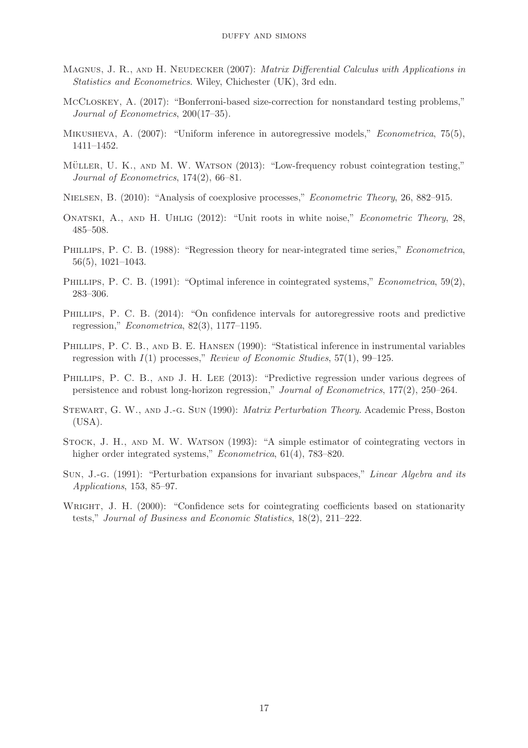Magnus, J. R., and H. Neudecker (2007): *Matrix Differential Calculus with Applications in Statistics and Econometrics*. Wiley, Chichester (UK), 3rd edn.

McCloskey, A. (2017): "Bonferroni-based size-correction for nonstandard testing problems," *Journal of Econometrics*, 200(17–35).

Mikusheva, A. (2007): "Uniform inference in autoregressive models," *Econometrica*, 75(5), 1411–1452.

Müller, U. K., and M. W. Watson (2013): "Low-frequency robust cointegration testing," *Journal of Econometrics*, 174(2), 66–81.

Nielsen, B. (2010): "Analysis of coexplosive processes," *Econometric Theory*, 26, 882–915.

Onatski, A., and H. Uhlig (2012): "Unit roots in white noise," *Econometric Theory*, 28, 485–508.

Phillips, P. C. B. (1988): "Regression theory for near-integrated time series," *Econometrica*, 56(5), 1021–1043.

Phillips, P. C. B. (1991): "Optimal inference in cointegrated systems," *Econometrica*, 59(2), 283–306.

Phillips, P. C. B. (2014): "On confidence intervals for autoregressive roots and predictive regression," *Econometrica*, 82(3), 1177–1195.

Phillips, P. C. B., and B. E. Hansen (1990): "Statistical inference in instrumental variables regression with $I(1)$ processes," *Review of Economic Studies*, 57(1), 99–125.

Phillips, P. C. B., and J. H. Lee (2013): "Predictive regression under various degrees of persistence and robust long-horizon regression," *Journal of Econometrics*, 177(2), 250–264.

Stewart, G. W., and J.-g. Sun (1990): *Matrix Perturbation Theory*. Academic Press, Boston (USA).

Stock, J. H., and M. W. Watson (1993): "A simple estimator of cointegrating vectors in higher order integrated systems," *Econometrica*, 61(4), 783–820.

Sun, J.-g. (1991): "Perturbation expansions for invariant subspaces," *Linear Algebra and its Applications*, 153, 85–97.

Wright, J. H. (2000): "Confidence sets for cointegrating coefficients based on stationarity tests," *Journal of Business and Economic Statistics*, 18(2), 211–222.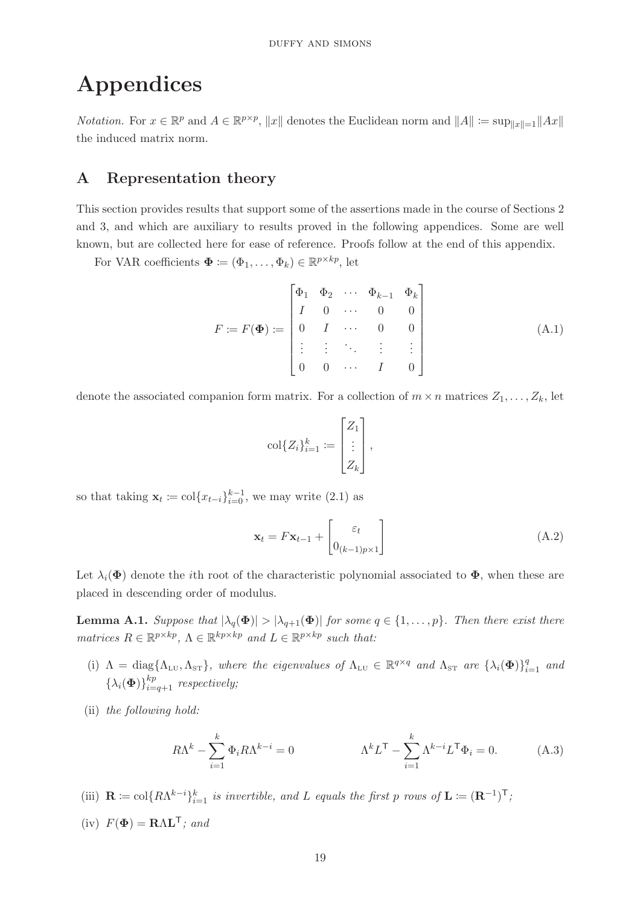# Appendices

*Notation.* For $x \in \mathbb{R}^p$ and $A \in \mathbb{R}^{p \times p}$, $\|x\|$ denotes the Euclidean norm and $\|A\| \coloneqq \sup_{\|x\|=1} \|Ax\|$ the induced matrix norm.

## A Representation theory

This section provides results that support some of the assertions made in the course of Sections 2 and 3, and which are auxiliary to results proved in the following appendices. Some are well known, but are collected here for ease of reference. Proofs follow at the end of this appendix.

For VAR coefficients $\mathbf{\Phi} \coloneqq (\Phi_1, \ldots, \Phi_k) \in \mathbb{R}^{p \times kp}$, let

$$F \coloneqq F(\mathbf{\Phi}) \coloneqq \begin{bmatrix} \Phi_1 & \Phi_2 & \cdots & \Phi_{k-1} & \Phi_k \\ I & 0 & \cdots & 0 & 0 \\ 0 & I & \cdots & 0 & 0 \\ \vdots & \vdots & \ddots & \vdots & \vdots \\ 0 & 0 & \cdots & I & 0 \end{bmatrix} \tag{A.1}$$

denote the associated companion form matrix. For a collection of $m \times n$ matrices $Z_1, \ldots, Z_k$, let

$$\operatorname{col}\{Z_i\}_{i=1}^k \coloneqq \begin{bmatrix} Z_1 \\ \vdots \\ Z_k \end{bmatrix},$$

so that taking $\mathbf{x}_t \coloneqq \operatorname{col}\{x_{t-i}\}_{i=0}^{k-1}$, we may write (2.1) as

$$\mathbf{x}_t = F\mathbf{x}_{t-1} + \begin{bmatrix} \varepsilon_t \\ 0_{(k-1)p \times 1} \end{bmatrix} \tag{A.2}$$

Let $\lambda_i(\mathbf{\Phi})$ denote the $i$th root of the characteristic polynomial associated to $\mathbf{\Phi}$, when these are placed in descending order of modulus.

**Lemma A.1.** *Suppose that $|\lambda_q(\mathbf{\Phi})| > |\lambda_{q+1}(\mathbf{\Phi})|$ for some $q \in \{1, \ldots, p\}$. Then there exist there matrices $R \in \mathbb{R}^{p \times kp}$, $\Lambda \in \mathbb{R}^{kp \times kp}$ and $L \in \mathbb{R}^{p \times kp}$ such that:*

(i) *$\Lambda = \operatorname{diag}\{\Lambda_{\text{LU}}, \Lambda_{\text{ST}}\}$, where the eigenvalues of $\Lambda_{\text{LU}} \in \mathbb{R}^{q \times q}$ and $\Lambda_{\text{ST}}$ are $\{\lambda_i(\mathbf{\Phi})\}_{i=1}^q$ and $\{\lambda_i(\mathbf{\Phi})\}_{i=q+1}^{kp}$ respectively;*

(ii) *the following hold:*

$$R\Lambda^k - \sum_{i=1}^k \Phi_i R \Lambda^{k-i} = 0 \qquad\qquad \Lambda^k L^{\mathsf{T}} - \sum_{i=1}^k \Lambda^{k-i} L^{\mathsf{T}} \Phi_i = 0. \tag{A.3}$$

(iii) *$\mathbf{R} \coloneqq \operatorname{col}\{R\Lambda^{k-i}\}_{i=1}^k$ is invertible, and $L$ equals the first $p$ rows of $\mathbf{L} \coloneqq (\mathbf{R}^{-1})^{\mathsf{T}}$;*

(iv) *$F(\mathbf{\Phi}) = \mathbf{R}\Lambda\mathbf{L}^{\mathsf{T}}$; and*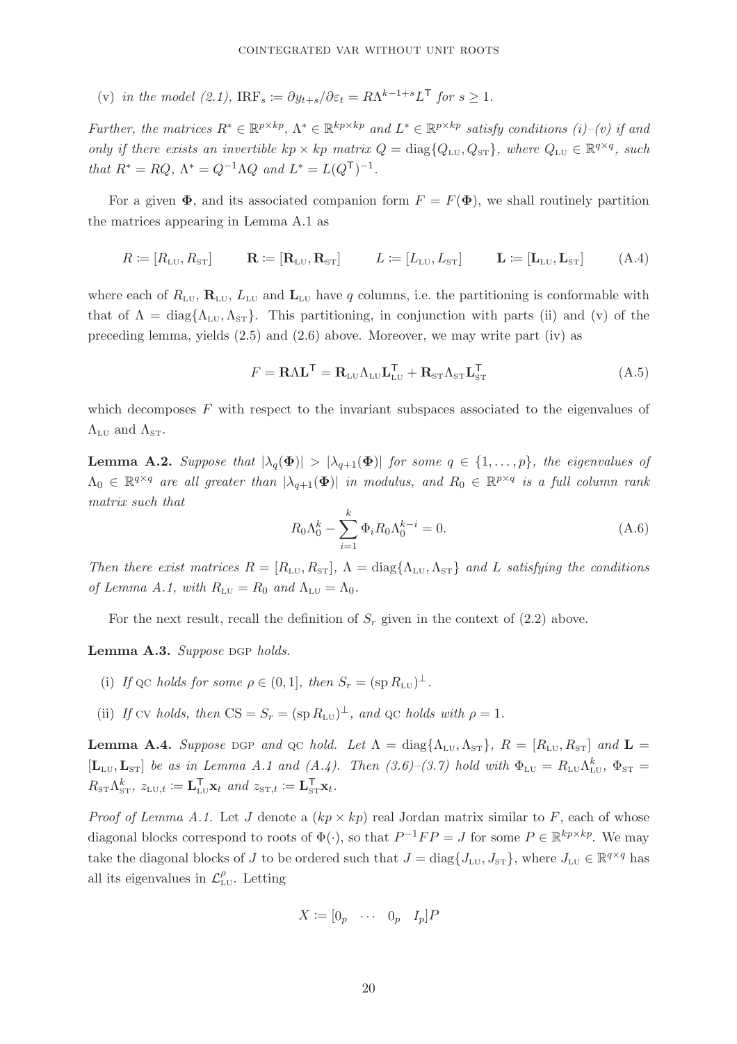(v) *in the model (2.1),* $\mathrm{IRF}_s \coloneqq \partial y_{t+s}/\partial \varepsilon_t = R\Lambda^{k-1+s}L^{\mathsf{T}}$ *for* $s \geq 1$.

*Further, the matrices* $R^* \in \mathbb{R}^{p\times kp}$, $\Lambda^* \in \mathbb{R}^{kp\times kp}$ *and* $L^* \in \mathbb{R}^{p\times kp}$ *satisfy conditions (i)–(v) if and only if there exists an invertible* $kp \times kp$ *matrix* $Q = \operatorname{diag}\{Q_{\mathrm{LU}}, Q_{\mathrm{ST}}\}$, *where* $Q_{\mathrm{LU}} \in \mathbb{R}^{q\times q}$, *such that* $R^* = RQ$, $\Lambda^* = Q^{-1}\Lambda Q$ *and* $L^* = L(Q^{\mathsf{T}})^{-1}$.

For a given $\mathbf{\Phi}$, and its associated companion form $F = F(\mathbf{\Phi})$, we shall routinely partition the matrices appearing in Lemma A.1 as

$$R \coloneqq [R_{\mathrm{LU}}, R_{\mathrm{ST}}] \qquad \mathbf{R} \coloneqq [\mathbf{R}_{\mathrm{LU}}, \mathbf{R}_{\mathrm{ST}}] \qquad L \coloneqq [L_{\mathrm{LU}}, L_{\mathrm{ST}}] \qquad \mathbf{L} \coloneqq [\mathbf{L}_{\mathrm{LU}}, \mathbf{L}_{\mathrm{ST}}] \tag{A.4}$$

where each of $R_{\mathrm{LU}}$, $\mathbf{R}_{\mathrm{LU}}$, $L_{\mathrm{LU}}$ and $\mathbf{L}_{\mathrm{LU}}$ have $q$ columns, i.e. the partitioning is conformable with that of $\Lambda = \operatorname{diag}\{\Lambda_{\mathrm{LU}}, \Lambda_{\mathrm{ST}}\}$. This partitioning, in conjunction with parts (ii) and (v) of the preceding lemma, yields (2.5) and (2.6) above. Moreover, we may write part (iv) as

$$F = \mathbf{R}\Lambda\mathbf{L}^{\mathsf{T}} = \mathbf{R}_{\mathrm{LU}}\Lambda_{\mathrm{LU}}\mathbf{L}_{\mathrm{LU}}^{\mathsf{T}} + \mathbf{R}_{\mathrm{ST}}\Lambda_{\mathrm{ST}}\mathbf{L}_{\mathrm{ST}}^{\mathsf{T}} \tag{A.5}$$

which decomposes $F$ with respect to the invariant subspaces associated to the eigenvalues of $\Lambda_{\mathrm{LU}}$ and $\Lambda_{\mathrm{ST}}$.

**Lemma A.2.** *Suppose that* $|\lambda_q(\mathbf{\Phi})| > |\lambda_{q+1}(\mathbf{\Phi})|$ *for some* $q \in \{1,\ldots,p\}$, *the eigenvalues of* $\Lambda_0 \in \mathbb{R}^{q\times q}$ *are all greater than* $|\lambda_{q+1}(\mathbf{\Phi})|$ *in modulus, and* $R_0 \in \mathbb{R}^{p\times q}$ *is a full column rank matrix such that*

$$R_0\Lambda_0^k - \sum_{i=1}^{k}\Phi_i R_0 \Lambda_0^{k-i} = 0. \tag{A.6}$$

*Then there exist matrices* $R = [R_{\mathrm{LU}}, R_{\mathrm{ST}}]$, $\Lambda = \operatorname{diag}\{\Lambda_{\mathrm{LU}}, \Lambda_{\mathrm{ST}}\}$ *and* $L$ *satisfying the conditions of Lemma A.1, with* $R_{\mathrm{LU}} = R_0$ *and* $\Lambda_{\mathrm{LU}} = \Lambda_0$.

For the next result, recall the definition of $S_r$ given in the context of (2.2) above.

**Lemma A.3.** *Suppose* DGP *holds.*

(i) *If* QC *holds for some* $\rho \in (0,1]$, *then* $S_r = (\operatorname{sp} R_{\mathrm{LU}})^{\perp}$.

(ii) *If* CV *holds, then* $\mathrm{CS} = S_r = (\operatorname{sp} R_{\mathrm{LU}})^{\perp}$, *and* QC *holds with* $\rho = 1$.

**Lemma A.4.** *Suppose* DGP *and* QC *hold. Let* $\Lambda = \operatorname{diag}\{\Lambda_{\mathrm{LU}}, \Lambda_{\mathrm{ST}}\}$, $R = [R_{\mathrm{LU}}, R_{\mathrm{ST}}]$ *and* $\mathbf{L} = [\mathbf{L}_{\mathrm{LU}}, \mathbf{L}_{\mathrm{ST}}]$ *be as in Lemma A.1 and (A.4). Then (3.6)–(3.7) hold with* $\Phi_{\mathrm{LU}} = R_{\mathrm{LU}}\Lambda_{\mathrm{LU}}^k$, $\Phi_{\mathrm{ST}} = R_{\mathrm{ST}}\Lambda_{\mathrm{ST}}^k$, $z_{\mathrm{LU},t} \coloneqq \mathbf{L}_{\mathrm{LU}}^{\mathsf{T}}\mathbf{x}_t$ *and* $z_{\mathrm{ST},t} \coloneqq \mathbf{L}_{\mathrm{ST}}^{\mathsf{T}}\mathbf{x}_t$.

*Proof of Lemma A.1.* Let $J$ denote a $(kp \times kp)$ real Jordan matrix similar to $F$, each of whose diagonal blocks correspond to roots of $\Phi(\cdot)$, so that $P^{-1}FP = J$ for some $P \in \mathbb{R}^{kp\times kp}$. We may take the diagonal blocks of $J$ to be ordered such that $J = \operatorname{diag}\{J_{\mathrm{LU}}, J_{\mathrm{ST}}\}$, where $J_{\mathrm{LU}} \in \mathbb{R}^{q\times q}$ has all its eigenvalues in $\mathcal{L}_{\mathrm{LU}}^{\rho}$. Letting

$$X \coloneqq [0_p \quad \cdots \quad 0_p \quad I_p]P$$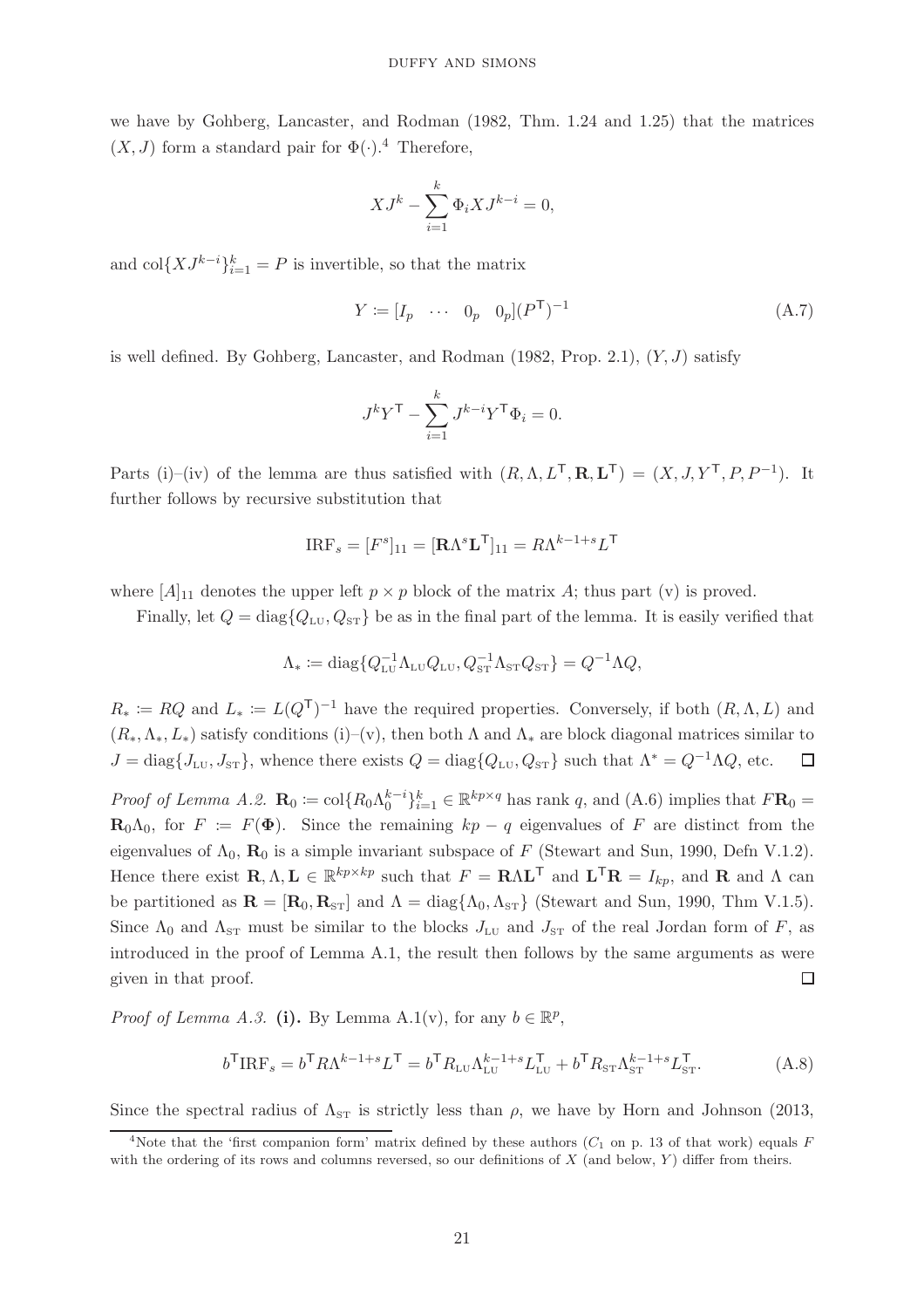we have by Gohberg, Lancaster, and Rodman (1982, Thm. 1.24 and 1.25) that the matrices $(X, J)$ form a standard pair for $\Phi(\cdot)$.[4] Therefore,

$$XJ^k - \sum_{i=1}^{k} \Phi_i X J^{k-i} = 0,$$

and $\operatorname{col}\{XJ^{k-i}\}_{i=1}^{k} = P$ is invertible, so that the matrix

$$Y := [I_p \quad \cdots \quad 0_p \quad 0_p](P^{\mathsf{T}})^{-1} \tag{A.7}$$

is well defined. By Gohberg, Lancaster, and Rodman (1982, Prop. 2.1), $(Y, J)$ satisfy

$$J^k Y^{\mathsf{T}} - \sum_{i=1}^{k} J^{k-i} Y^{\mathsf{T}} \Phi_i = 0.$$

Parts (i)–(iv) of the lemma are thus satisfied with $(R, \Lambda, L^{\mathsf{T}}, \mathbf{R}, \mathbf{L}^{\mathsf{T}}) = (X, J, Y^{\mathsf{T}}, P, P^{-1})$. It further follows by recursive substitution that

$$\mathrm{IRF}_s = [F^s]_{11} = [\mathbf{R}\Lambda^s \mathbf{L}^{\mathsf{T}}]_{11} = R\Lambda^{k-1+s} L^{\mathsf{T}}$$

where $[A]_{11}$ denotes the upper left $p \times p$ block of the matrix $A$; thus part (v) is proved.

Finally, let $Q = \operatorname{diag}\{Q_{\text{LU}}, Q_{\text{ST}}\}$ be as in the final part of the lemma. It is easily verified that

$$\Lambda_* := \operatorname{diag}\{Q_{\text{LU}}^{-1}\Lambda_{\text{LU}}Q_{\text{LU}}, Q_{\text{ST}}^{-1}\Lambda_{\text{ST}}Q_{\text{ST}}\} = Q^{-1}\Lambda Q,$$

$R_* := RQ$ and $L_* := L(Q^{\mathsf{T}})^{-1}$ have the required properties. Conversely, if both $(R, \Lambda, L)$ and $(R_*, \Lambda_*, L_*)$ satisfy conditions (i)–(v), then both $\Lambda$ and $\Lambda_*$ are block diagonal matrices similar to $J = \operatorname{diag}\{J_{\text{LU}}, J_{\text{ST}}\}$, whence there exists $Q = \operatorname{diag}\{Q_{\text{LU}}, Q_{\text{ST}}\}$ such that $\Lambda^* = Q^{-1}\Lambda Q$, etc. □

*Proof of Lemma A.2.* $\mathbf{R}_0 := \operatorname{col}\{R_0\Lambda_0^{k-i}\}_{i=1}^{k} \in \mathbb{R}^{kp\times q}$ has rank $q$, and (A.6) implies that $F\mathbf{R}_0 = \mathbf{R}_0\Lambda_0$, for $F := F(\mathbf{\Phi})$. Since the remaining $kp - q$ eigenvalues of $F$ are distinct from the eigenvalues of $\Lambda_0$, $\mathbf{R}_0$ is a simple invariant subspace of $F$ (Stewart and Sun, 1990, Defn V.1.2). Hence there exist $\mathbf{R}, \Lambda, \mathbf{L} \in \mathbb{R}^{kp\times kp}$ such that $F = \mathbf{R}\Lambda\mathbf{L}^{\mathsf{T}}$ and $\mathbf{L}^{\mathsf{T}}\mathbf{R} = I_{kp}$, and $\mathbf{R}$ and $\Lambda$ can be partitioned as $\mathbf{R} = [\mathbf{R}_0, \mathbf{R}_{\text{ST}}]$ and $\Lambda = \operatorname{diag}\{\Lambda_0, \Lambda_{\text{ST}}\}$ (Stewart and Sun, 1990, Thm V.1.5). Since $\Lambda_0$ and $\Lambda_{\text{ST}}$ must be similar to the blocks $J_{\text{LU}}$ and $J_{\text{ST}}$ of the real Jordan form of $F$, as introduced in the proof of Lemma A.1, the result then follows by the same arguments as were given in that proof. □

*Proof of Lemma A.3.* **(i).** By Lemma A.1(v), for any $b \in \mathbb{R}^p$,

$$b^{\mathsf{T}}\mathrm{IRF}_s = b^{\mathsf{T}}R\Lambda^{k-1+s}L^{\mathsf{T}} = b^{\mathsf{T}}R_{\text{LU}}\Lambda_{\text{LU}}^{k-1+s}L_{\text{LU}}^{\mathsf{T}} + b^{\mathsf{T}}R_{\text{ST}}\Lambda_{\text{ST}}^{k-1+s}L_{\text{ST}}^{\mathsf{T}}. \tag{A.8}$$

Since the spectral radius of $\Lambda_{\text{ST}}$ is strictly less than $\rho$, we have by Horn and Johnson (2013,

[4]Note that the 'first companion form' matrix defined by these authors ($C_1$ on p. 13 of that work) equals $F$ with the ordering of its rows and columns reversed, so our definitions of $X$ (and below, $Y$) differ from theirs.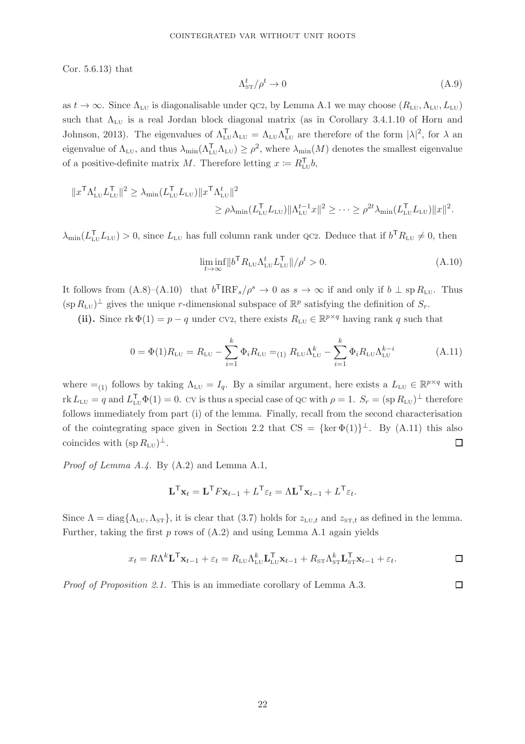Cor. 5.6.13) that

$$\Lambda_{\mathrm{ST}}^t/\rho^t \to 0 \tag{A.9}$$

as $t \to \infty$. Since $\Lambda_{\mathrm{LU}}$ is diagonalisable under QC2, by Lemma A.1 we may choose $(R_{\mathrm{LU}}, \Lambda_{\mathrm{LU}}, L_{\mathrm{LU}})$ such that $\Lambda_{\mathrm{LU}}$ is a real Jordan block diagonal matrix (as in Corollary 3.4.1.10 of Horn and Johnson, 2013). The eigenvalues of $\Lambda_{\mathrm{LU}}^\mathsf{T}\Lambda_{\mathrm{LU}} = \Lambda_{\mathrm{LU}}\Lambda_{\mathrm{LU}}^\mathsf{T}$ are therefore of the form $|\lambda|^2$, for $\lambda$ an eigenvalue of $\Lambda_{\mathrm{LU}}$, and thus $\lambda_{\min}(\Lambda_{\mathrm{LU}}^\mathsf{T}\Lambda_{\mathrm{LU}}) \geq \rho^2$, where $\lambda_{\min}(M)$ denotes the smallest eigenvalue of a positive-definite matrix $M$. Therefore letting $x \coloneqq R_{\mathrm{LU}}^\mathsf{T} b$,

$$\begin{aligned}
\|x^\mathsf{T}\Lambda_{\mathrm{LU}}^t L_{\mathrm{LU}}^\mathsf{T}\|^2 &\geq \lambda_{\min}(L_{\mathrm{LU}}^\mathsf{T} L_{\mathrm{LU}})\|x^\mathsf{T}\Lambda_{\mathrm{LU}}^t\|^2 \\
&\geq \rho\lambda_{\min}(L_{\mathrm{LU}}^\mathsf{T} L_{\mathrm{LU}})\|\Lambda_{\mathrm{LU}}^{t-1}x\|^2 \geq \cdots \geq \rho^{2t}\lambda_{\min}(L_{\mathrm{LU}}^\mathsf{T} L_{\mathrm{LU}})\|x\|^2.
\end{aligned}$$

$\lambda_{\min}(L_{\mathrm{LU}}^\mathsf{T} L_{\mathrm{LU}}) > 0$, since $L_{\mathrm{LU}}$ has full column rank under QC2. Deduce that if $b^\mathsf{T} R_{\mathrm{LU}} \neq 0$, then

$$\liminf_{t\to\infty} \|b^\mathsf{T} R_{\mathrm{LU}}\Lambda_{\mathrm{LU}}^t L_{\mathrm{LU}}^\mathsf{T}\|/\rho^t > 0. \tag{A.10}$$

It follows from (A.8)–(A.10) that $b^\mathsf{T}\mathrm{IRF}_s/\rho^s \to 0$ as $s \to \infty$ if and only if $b \perp \operatorname{sp} R_{\mathrm{LU}}$. Thus $(\operatorname{sp} R_{\mathrm{LU}})^\perp$ gives the unique $r$-dimensional subspace of $\mathbb{R}^p$ satisfying the definition of $S_r$.

**(ii).** Since $\operatorname{rk}\Phi(1) = p - q$ under CV2, there exists $R_{\mathrm{LU}} \in \mathbb{R}^{p\times q}$ having rank $q$ such that

$$0 = \Phi(1)R_{\mathrm{LU}} = R_{\mathrm{LU}} - \sum_{i=1}^k \Phi_i R_{\mathrm{LU}} =_{(1)} R_{\mathrm{LU}}\Lambda_{\mathrm{LU}}^k - \sum_{i=1}^k \Phi_i R_{\mathrm{LU}}\Lambda_{\mathrm{LU}}^{k-i} \tag{A.11}$$

where $=_{(1)}$ follows by taking $\Lambda_{\mathrm{LU}} = I_q$. By a similar argument, here exists a $L_{\mathrm{LU}} \in \mathbb{R}^{p\times q}$ with $\operatorname{rk} L_{\mathrm{LU}} = q$ and $L_{\mathrm{LU}}^\mathsf{T}\Phi(1) = 0$. CV is thus a special case of QC with $\rho = 1$. $S_r = (\operatorname{sp} R_{\mathrm{LU}})^\perp$ therefore follows immediately from part (i) of the lemma. Finally, recall from the second characterisation of the cointegrating space given in Section 2.2 that $\mathrm{CS} = \{\ker\Phi(1)\}^\perp$. By (A.11) this also coincides with $(\operatorname{sp} R_{\mathrm{LU}})^\perp$. □

*Proof of Lemma A.4.* By (A.2) and Lemma A.1,

$$\mathbf{L}^\mathsf{T}\mathbf{x}_t = \mathbf{L}^\mathsf{T} F\mathbf{x}_{t-1} + L^\mathsf{T}\varepsilon_t = \Lambda\mathbf{L}^\mathsf{T}\mathbf{x}_{t-1} + L^\mathsf{T}\varepsilon_t.$$

Since $\Lambda = \operatorname{diag}\{\Lambda_{\mathrm{LU}}, \Lambda_{\mathrm{ST}}\}$, it is clear that (3.7) holds for $z_{\mathrm{LU},t}$ and $z_{\mathrm{ST},t}$ as defined in the lemma. Further, taking the first $p$ rows of (A.2) and using Lemma A.1 again yields

$$x_t = R\Lambda^k\mathbf{L}^\mathsf{T}\mathbf{x}_{t-1} + \varepsilon_t = R_{\mathrm{LU}}\Lambda_{\mathrm{LU}}^k\mathbf{L}_{\mathrm{LU}}^\mathsf{T}\mathbf{x}_{t-1} + R_{\mathrm{ST}}\Lambda_{\mathrm{ST}}^k\mathbf{L}_{\mathrm{ST}}^\mathsf{T}\mathbf{x}_{t-1} + \varepsilon_t. \qquad \square$$

*Proof of Proposition 2.1.* This is an immediate corollary of Lemma A.3. □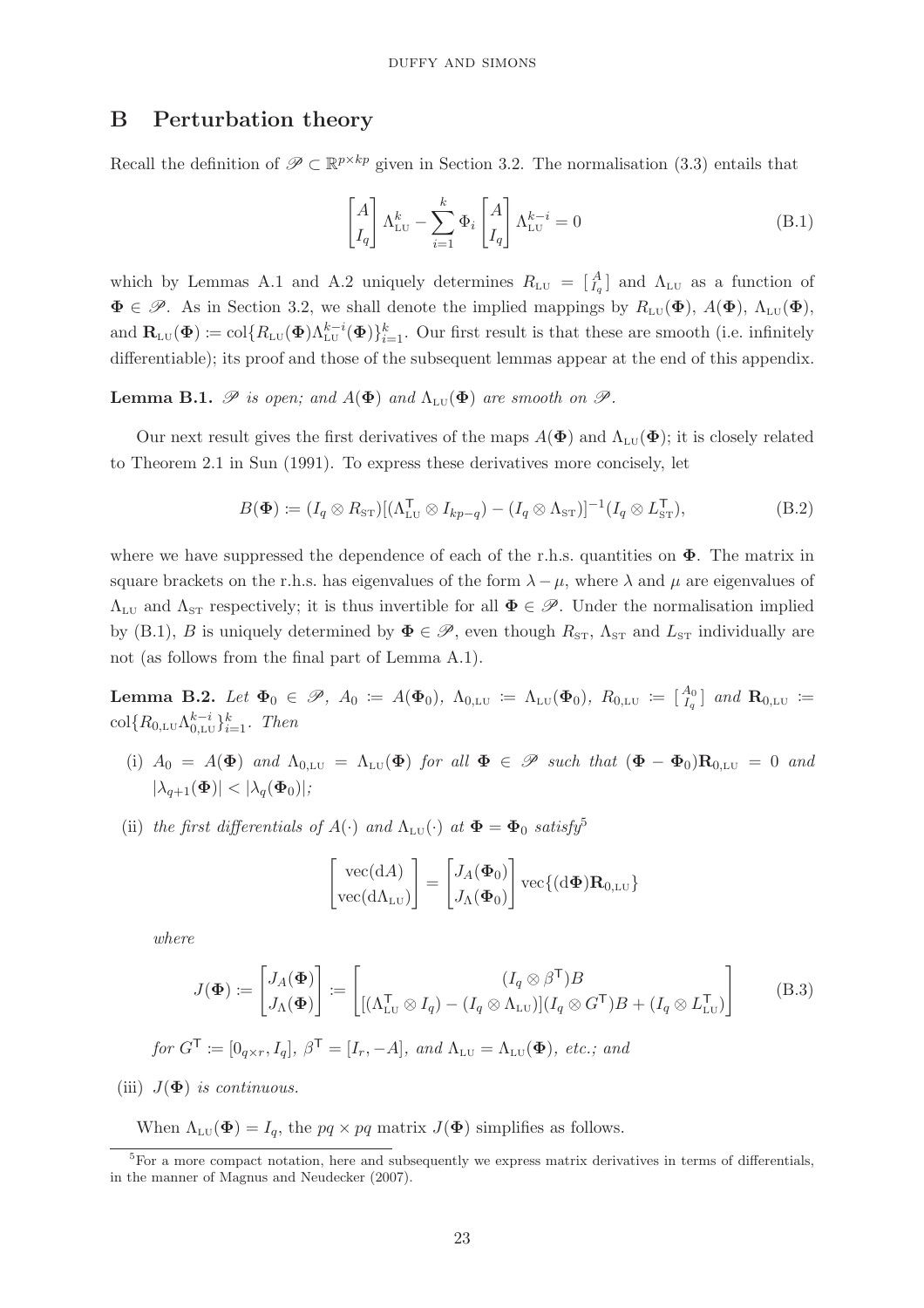## B Perturbation theory

Recall the definition of $\mathscr{P} \subset \mathbb{R}^{p\times kp}$ given in Section 3.2. The normalisation (3.3) entails that

$$
\begin{bmatrix} A \\ I_q \end{bmatrix} \Lambda_{\text{LU}}^{k} - \sum_{i=1}^{k} \Phi_i \begin{bmatrix} A \\ I_q \end{bmatrix} \Lambda_{\text{LU}}^{k-i} = 0 \tag{B.1}
$$

which by Lemmas A.1 and A.2 uniquely determines $R_{\text{LU}} = [\begin{smallmatrix} A \\ I_q \end{smallmatrix}]$ and $\Lambda_{\text{LU}}$ as a function of $\mathbf{\Phi} \in \mathscr{P}$. As in Section 3.2, we shall denote the implied mappings by $R_{\text{LU}}(\mathbf{\Phi})$, $A(\mathbf{\Phi})$, $\Lambda_{\text{LU}}(\mathbf{\Phi})$, and $\mathbf{R}_{\text{LU}}(\mathbf{\Phi}) := \operatorname{col}\{R_{\text{LU}}(\mathbf{\Phi})\Lambda_{\text{LU}}^{k-i}(\mathbf{\Phi})\}_{i=1}^{k}$. Our first result is that these are smooth (i.e. infinitely differentiable); its proof and those of the subsequent lemmas appear at the end of this appendix.

**Lemma B.1.** *$\mathscr{P}$ is open; and $A(\mathbf{\Phi})$ and $\Lambda_{\text{LU}}(\mathbf{\Phi})$ are smooth on $\mathscr{P}$.*

Our next result gives the first derivatives of the maps $A(\mathbf{\Phi})$ and $\Lambda_{\text{LU}}(\mathbf{\Phi})$; it is closely related to Theorem 2.1 in Sun (1991). To express these derivatives more concisely, let

$$
B(\mathbf{\Phi}) := (I_q \otimes R_{\text{ST}})[(\Lambda_{\text{LU}}^{\mathsf{T}} \otimes I_{kp-q}) - (I_q \otimes \Lambda_{\text{ST}})]^{-1}(I_q \otimes L_{\text{ST}}^{\mathsf{T}}), \tag{B.2}
$$

where we have suppressed the dependence of each of the r.h.s. quantities on $\mathbf{\Phi}$. The matrix in square brackets on the r.h.s. has eigenvalues of the form $\lambda - \mu$, where $\lambda$ and $\mu$ are eigenvalues of $\Lambda_{\text{LU}}$ and $\Lambda_{\text{ST}}$ respectively; it is thus invertible for all $\mathbf{\Phi} \in \mathscr{P}$. Under the normalisation implied by (B.1), $B$ is uniquely determined by $\mathbf{\Phi} \in \mathscr{P}$, even though $R_{\text{ST}}$, $\Lambda_{\text{ST}}$ and $L_{\text{ST}}$ individually are not (as follows from the final part of Lemma A.1).

**Lemma B.2.** *Let $\mathbf{\Phi}_0 \in \mathscr{P}$, $A_0 := A(\mathbf{\Phi}_0)$, $\Lambda_{0,\text{LU}} := \Lambda_{\text{LU}}(\mathbf{\Phi}_0)$, $R_{0,\text{LU}} := [\begin{smallmatrix} A_0 \\ I_q \end{smallmatrix}]$ and $\mathbf{R}_{0,\text{LU}} := \operatorname{col}\{R_{0,\text{LU}}\Lambda_{0,\text{LU}}^{k-i}\}_{i=1}^{k}$. Then*

(i) *$A_0 = A(\mathbf{\Phi})$ and $\Lambda_{0,\text{LU}} = \Lambda_{\text{LU}}(\mathbf{\Phi})$ for all $\mathbf{\Phi} \in \mathscr{P}$ such that $(\mathbf{\Phi} - \mathbf{\Phi}_0)\mathbf{R}_{0,\text{LU}} = 0$ and $|\lambda_{q+1}(\mathbf{\Phi})| < |\lambda_q(\mathbf{\Phi}_0)|$;*

(ii) *the first differentials of $A(\cdot)$ and $\Lambda_{\text{LU}}(\cdot)$ at $\mathbf{\Phi} = \mathbf{\Phi}_0$ satisfy*[5]

$$
\begin{bmatrix} \operatorname{vec}(\mathrm{d}A) \\ \operatorname{vec}(\mathrm{d}\Lambda_{\text{LU}}) \end{bmatrix} = \begin{bmatrix} J_A(\mathbf{\Phi}_0) \\ J_\Lambda(\mathbf{\Phi}_0) \end{bmatrix} \operatorname{vec}\{(\mathrm{d}\mathbf{\Phi})\mathbf{R}_{0,\text{LU}}\}
$$

*where*

$$
J(\mathbf{\Phi}) := \begin{bmatrix} J_A(\mathbf{\Phi}) \\ J_\Lambda(\mathbf{\Phi}) \end{bmatrix} := \begin{bmatrix} (I_q \otimes \beta^{\mathsf{T}})B \\ [(\Lambda_{\text{LU}}^{\mathsf{T}} \otimes I_q) - (I_q \otimes \Lambda_{\text{LU}})](I_q \otimes G^{\mathsf{T}})B + (I_q \otimes L_{\text{LU}}^{\mathsf{T}}) \end{bmatrix} \tag{B.3}
$$

*for $G^{\mathsf{T}} := [0_{q\times r}, I_q]$, $\beta^{\mathsf{T}} = [I_r, -A]$, and $\Lambda_{\text{LU}} = \Lambda_{\text{LU}}(\mathbf{\Phi})$, etc.; and*

(iii) *$J(\mathbf{\Phi})$ is continuous.*

When $\Lambda_{\text{LU}}(\mathbf{\Phi}) = I_q$, the $pq \times pq$ matrix $J(\mathbf{\Phi})$ simplifies as follows.

[5] For a more compact notation, here and subsequently we express matrix derivatives in terms of differentials, in the manner of Magnus and Neudecker (2007).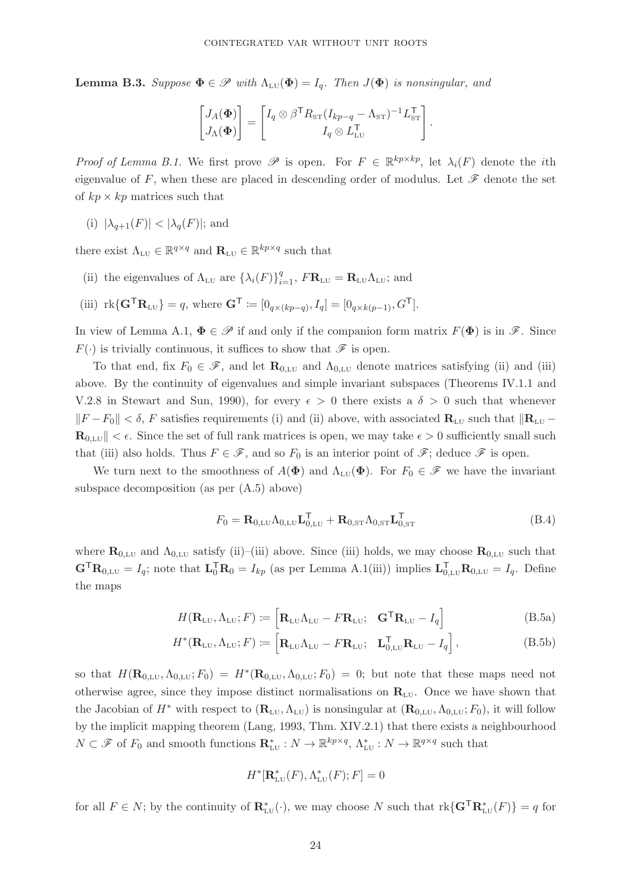**Lemma B.3.** *Suppose $\mathbf{\Phi} \in \mathscr{P}$ with $\Lambda_{\text{LU}}(\mathbf{\Phi}) = I_q$. Then $J(\mathbf{\Phi})$ is nonsingular, and*

$$\begin{bmatrix} J_A(\mathbf{\Phi}) \\ J_\Lambda(\mathbf{\Phi}) \end{bmatrix} = \begin{bmatrix} I_q \otimes \beta^\mathsf{T} R_{\text{ST}}(I_{kp-q} - \Lambda_{\text{ST}})^{-1} L_{\text{ST}}^\mathsf{T} \\ I_q \otimes L_{\text{LU}}^\mathsf{T} \end{bmatrix}.$$

*Proof of Lemma B.1.* We first prove $\mathscr{P}$ is open. For $F \in \mathbb{R}^{kp \times kp}$, let $\lambda_i(F)$ denote the $i$th eigenvalue of $F$, when these are placed in descending order of modulus. Let $\mathscr{F}$ denote the set of $kp \times kp$ matrices such that

(i) $|\lambda_{q+1}(F)| < |\lambda_q(F)|$; and

there exist $\Lambda_{\text{LU}} \in \mathbb{R}^{q \times q}$ and $\mathbf{R}_{\text{LU}} \in \mathbb{R}^{kp \times q}$ such that

(ii) the eigenvalues of $\Lambda_{\text{LU}}$ are $\{\lambda_i(F)\}_{i=1}^q$, $F\mathbf{R}_{\text{LU}} = \mathbf{R}_{\text{LU}}\Lambda_{\text{LU}}$; and

(iii) $\text{rk}\{\mathbf{G}^\mathsf{T}\mathbf{R}_{\text{LU}}\} = q$, where $\mathbf{G}^\mathsf{T} \coloneqq [0_{q \times (kp-q)}, I_q] = [0_{q \times k(p-1)}, G^\mathsf{T}]$.

In view of Lemma A.1, $\mathbf{\Phi} \in \mathscr{P}$ if and only if the companion form matrix $F(\mathbf{\Phi})$ is in $\mathscr{F}$. Since $F(\cdot)$ is trivially continuous, it suffices to show that $\mathscr{F}$ is open.

To that end, fix $F_0 \in \mathscr{F}$, and let $\mathbf{R}_{0,\text{LU}}$ and $\Lambda_{0,\text{LU}}$ denote matrices satisfying (ii) and (iii) above. By the continuity of eigenvalues and simple invariant subspaces (Theorems IV.1.1 and V.2.8 in Stewart and Sun, 1990), for every $\epsilon > 0$ there exists a $\delta > 0$ such that whenever $\|F - F_0\| < \delta$, $F$ satisfies requirements (i) and (ii) above, with associated $\mathbf{R}_{\text{LU}}$ such that $\|\mathbf{R}_{\text{LU}} - \mathbf{R}_{0,\text{LU}}\| < \epsilon$. Since the set of full rank matrices is open, we may take $\epsilon > 0$ sufficiently small such that (iii) also holds. Thus $F \in \mathscr{F}$, and so $F_0$ is an interior point of $\mathscr{F}$; deduce $\mathscr{F}$ is open.

We turn next to the smoothness of $A(\mathbf{\Phi})$ and $\Lambda_{\text{LU}}(\mathbf{\Phi})$. For $F_0 \in \mathscr{F}$ we have the invariant subspace decomposition (as per (A.5) above)

$$F_0 = \mathbf{R}_{0,\text{LU}}\Lambda_{0,\text{LU}}\mathbf{L}_{0,\text{LU}}^\mathsf{T} + \mathbf{R}_{0,\text{ST}}\Lambda_{0,\text{ST}}\mathbf{L}_{0,\text{ST}}^\mathsf{T} \tag{B.4}$$

where $\mathbf{R}_{0,\text{LU}}$ and $\Lambda_{0,\text{LU}}$ satisfy (ii)–(iii) above. Since (iii) holds, we may choose $\mathbf{R}_{0,\text{LU}}$ such that $\mathbf{G}^\mathsf{T}\mathbf{R}_{0,\text{LU}} = I_q$; note that $\mathbf{L}_0^\mathsf{T}\mathbf{R}_0 = I_{kp}$ (as per Lemma A.1(iii)) implies $\mathbf{L}_{0,\text{LU}}^\mathsf{T}\mathbf{R}_{0,\text{LU}} = I_q$. Define the maps

$$H(\mathbf{R}_{\text{LU}}, \Lambda_{\text{LU}}; F) \coloneqq \begin{bmatrix} \mathbf{R}_{\text{LU}}\Lambda_{\text{LU}} - F\mathbf{R}_{\text{LU}}; & \mathbf{G}^\mathsf{T}\mathbf{R}_{\text{LU}} - I_q \end{bmatrix} \tag{B.5a}$$

$$H^*(\mathbf{R}_{\text{LU}}, \Lambda_{\text{LU}}; F) \coloneqq \begin{bmatrix} \mathbf{R}_{\text{LU}}\Lambda_{\text{LU}} - F\mathbf{R}_{\text{LU}}; & \mathbf{L}_{0,\text{LU}}^\mathsf{T}\mathbf{R}_{\text{LU}} - I_q \end{bmatrix}, \tag{B.5b}$$

so that $H(\mathbf{R}_{0,\text{LU}}, \Lambda_{0,\text{LU}}; F_0) = H^*(\mathbf{R}_{0,\text{LU}}, \Lambda_{0,\text{LU}}; F_0) = 0$; but note that these maps need not otherwise agree, since they impose distinct normalisations on $\mathbf{R}_{\text{LU}}$. Once we have shown that the Jacobian of $H^*$ with respect to $(\mathbf{R}_{\text{LU}}, \Lambda_{\text{LU}})$ is nonsingular at $(\mathbf{R}_{0,\text{LU}}, \Lambda_{0,\text{LU}}; F_0)$, it will follow by the implicit mapping theorem (Lang, 1993, Thm. XIV.2.1) that there exists a neighbourhood $N \subset \mathscr{F}$ of $F_0$ and smooth functions $\mathbf{R}_{\text{LU}}^* : N \to \mathbb{R}^{kp \times q}$, $\Lambda_{\text{LU}}^* : N \to \mathbb{R}^{q \times q}$ such that

$$H^*[\mathbf{R}_{\text{LU}}^*(F), \Lambda_{\text{LU}}^*(F); F] = 0$$

for all $F \in N$; by the continuity of $\mathbf{R}_{\text{LU}}^*(\cdot)$, we may choose $N$ such that $\text{rk}\{\mathbf{G}^\mathsf{T}\mathbf{R}_{\text{LU}}^*(F)\} = q$ for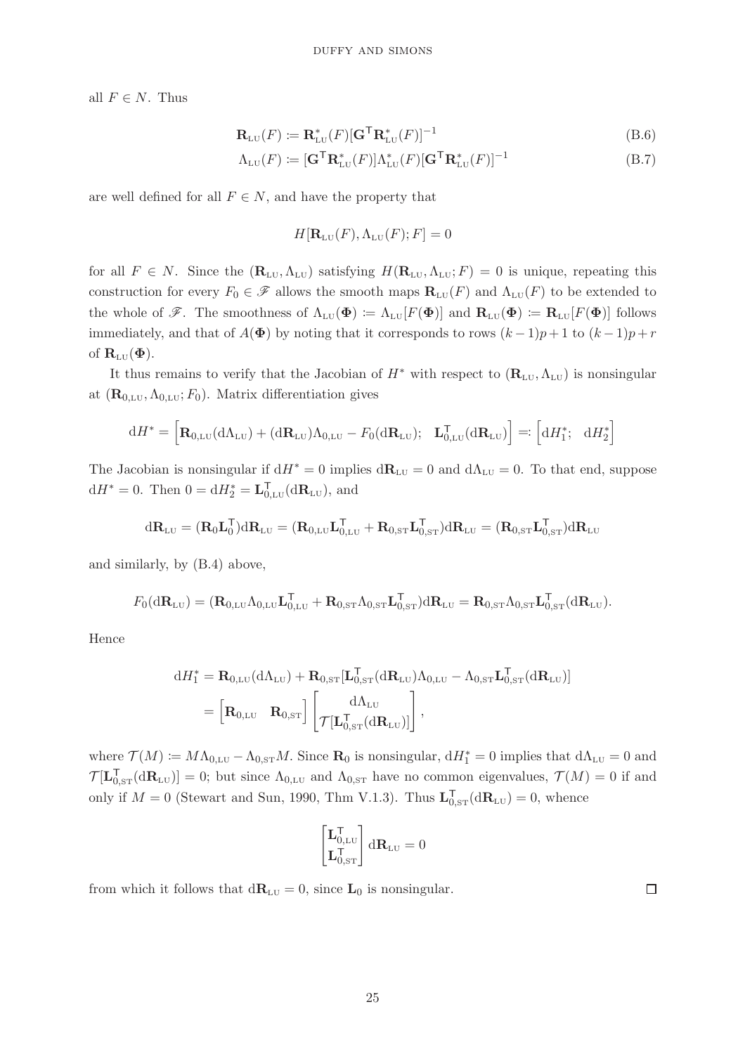all $F \in N$. Thus

$$\mathbf{R}_{\text{LU}}(F) \coloneqq \mathbf{R}^*_{\text{LU}}(F)[\mathbf{G}^{\mathsf{T}}\mathbf{R}^*_{\text{LU}}(F)]^{-1} \tag{B.6}$$

$$\Lambda_{\text{LU}}(F) \coloneqq [\mathbf{G}^{\mathsf{T}}\mathbf{R}^*_{\text{LU}}(F)]\Lambda^*_{\text{LU}}(F)[\mathbf{G}^{\mathsf{T}}\mathbf{R}^*_{\text{LU}}(F)]^{-1} \tag{B.7}$$

are well defined for all $F \in N$, and have the property that

$$H[\mathbf{R}_{\text{LU}}(F), \Lambda_{\text{LU}}(F); F] = 0$$

for all $F \in N$. Since the $(\mathbf{R}_{\text{LU}}, \Lambda_{\text{LU}})$ satisfying $H(\mathbf{R}_{\text{LU}}, \Lambda_{\text{LU}}; F) = 0$ is unique, repeating this construction for every $F_0 \in \mathscr{F}$ allows the smooth maps $\mathbf{R}_{\text{LU}}(F)$ and $\Lambda_{\text{LU}}(F)$ to be extended to the whole of $\mathscr{F}$. The smoothness of $\Lambda_{\text{LU}}(\mathbf{\Phi}) \coloneqq \Lambda_{\text{LU}}[F(\mathbf{\Phi})]$ and $\mathbf{R}_{\text{LU}}(\mathbf{\Phi}) \coloneqq \mathbf{R}_{\text{LU}}[F(\mathbf{\Phi})]$ follows immediately, and that of $A(\mathbf{\Phi})$ by noting that it corresponds to rows $(k-1)p+1$ to $(k-1)p+r$ of $\mathbf{R}_{\text{LU}}(\mathbf{\Phi})$.

It thus remains to verify that the Jacobian of $H^*$ with respect to $(\mathbf{R}_{\text{LU}}, \Lambda_{\text{LU}})$ is nonsingular at $(\mathbf{R}_{0,\text{LU}}, \Lambda_{0,\text{LU}}; F_0)$. Matrix differentiation gives

$$\mathrm{d}H^* = \begin{bmatrix}\mathbf{R}_{0,\text{LU}}(\mathrm{d}\Lambda_{\text{LU}}) + (\mathrm{d}\mathbf{R}_{\text{LU}})\Lambda_{0,\text{LU}} - F_0(\mathrm{d}\mathbf{R}_{\text{LU}}); & \mathbf{L}^{\mathsf{T}}_{0,\text{LU}}(\mathrm{d}\mathbf{R}_{\text{LU}})\end{bmatrix} \eqqcolon \begin{bmatrix}\mathrm{d}H^*_1; & \mathrm{d}H^*_2\end{bmatrix}$$

The Jacobian is nonsingular if $\mathrm{d}H^* = 0$ implies $\mathrm{d}\mathbf{R}_{\text{LU}} = 0$ and $\mathrm{d}\Lambda_{\text{LU}} = 0$. To that end, suppose $\mathrm{d}H^* = 0$. Then $0 = \mathrm{d}H^*_2 = \mathbf{L}^{\mathsf{T}}_{0,\text{LU}}(\mathrm{d}\mathbf{R}_{\text{LU}})$, and

$$\mathrm{d}\mathbf{R}_{\text{LU}} = (\mathbf{R}_0\mathbf{L}_0^{\mathsf{T}})\mathrm{d}\mathbf{R}_{\text{LU}} = (\mathbf{R}_{0,\text{LU}}\mathbf{L}^{\mathsf{T}}_{0,\text{LU}} + \mathbf{R}_{0,\text{ST}}\mathbf{L}^{\mathsf{T}}_{0,\text{ST}})\mathrm{d}\mathbf{R}_{\text{LU}} = (\mathbf{R}_{0,\text{ST}}\mathbf{L}^{\mathsf{T}}_{0,\text{ST}})\mathrm{d}\mathbf{R}_{\text{LU}}$$

and similarly, by (B.4) above,

$$F_0(\mathrm{d}\mathbf{R}_{\text{LU}}) = (\mathbf{R}_{0,\text{LU}}\Lambda_{0,\text{LU}}\mathbf{L}^{\mathsf{T}}_{0,\text{LU}} + \mathbf{R}_{0,\text{ST}}\Lambda_{0,\text{ST}}\mathbf{L}^{\mathsf{T}}_{0,\text{ST}})\mathrm{d}\mathbf{R}_{\text{LU}} = \mathbf{R}_{0,\text{ST}}\Lambda_{0,\text{ST}}\mathbf{L}^{\mathsf{T}}_{0,\text{ST}}(\mathrm{d}\mathbf{R}_{\text{LU}}).$$

Hence

$$\begin{aligned}\mathrm{d}H^*_1 &= \mathbf{R}_{0,\text{LU}}(\mathrm{d}\Lambda_{\text{LU}}) + \mathbf{R}_{0,\text{ST}}[\mathbf{L}^{\mathsf{T}}_{0,\text{ST}}(\mathrm{d}\mathbf{R}_{\text{LU}})\Lambda_{0,\text{LU}} - \Lambda_{0,\text{ST}}\mathbf{L}^{\mathsf{T}}_{0,\text{ST}}(\mathrm{d}\mathbf{R}_{\text{LU}})] \\ &= \begin{bmatrix}\mathbf{R}_{0,\text{LU}} & \mathbf{R}_{0,\text{ST}}\end{bmatrix}\begin{bmatrix}\mathrm{d}\Lambda_{\text{LU}} \\ \mathcal{T}[\mathbf{L}^{\mathsf{T}}_{0,\text{ST}}(\mathrm{d}\mathbf{R}_{\text{LU}})]\end{bmatrix},\end{aligned}$$

where $\mathcal{T}(M) \coloneqq M\Lambda_{0,\text{LU}} - \Lambda_{0,\text{ST}}M$. Since $\mathbf{R}_0$ is nonsingular, $\mathrm{d}H^*_1 = 0$ implies that $\mathrm{d}\Lambda_{\text{LU}} = 0$ and $\mathcal{T}[\mathbf{L}^{\mathsf{T}}_{0,\text{ST}}(\mathrm{d}\mathbf{R}_{\text{LU}})] = 0$; but since $\Lambda_{0,\text{LU}}$ and $\Lambda_{0,\text{ST}}$ have no common eigenvalues, $\mathcal{T}(M) = 0$ if and only if $M = 0$ (Stewart and Sun, 1990, Thm V.1.3). Thus $\mathbf{L}^{\mathsf{T}}_{0,\text{ST}}(\mathrm{d}\mathbf{R}_{\text{LU}}) = 0$, whence

$$\begin{bmatrix}\mathbf{L}^{\mathsf{T}}_{0,\text{LU}} \\ \mathbf{L}^{\mathsf{T}}_{0,\text{ST}}\end{bmatrix}\mathrm{d}\mathbf{R}_{\text{LU}} = 0$$

from which it follows that $\mathrm{d}\mathbf{R}_{\text{LU}} = 0$, since $\mathbf{L}_0$ is nonsingular. $\square$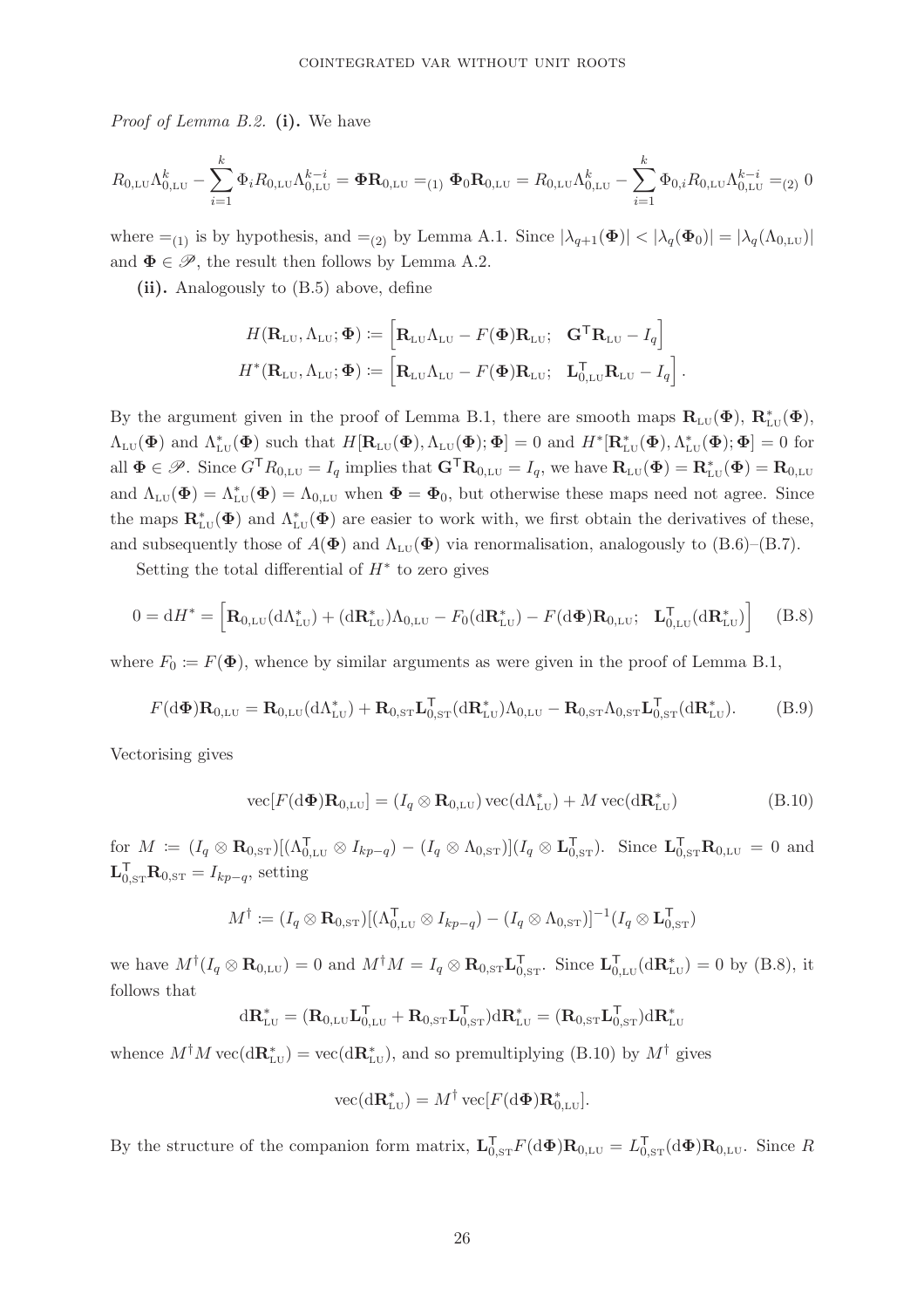*Proof of Lemma B.2.* **(i).** We have

$$R_{0,\text{LU}}\Lambda_{0,\text{LU}}^k - \sum_{i=1}^k \Phi_i R_{0,\text{LU}}\Lambda_{0,\text{LU}}^{k-i} = \mathbf{\Phi}\mathbf{R}_{0,\text{LU}} =_{(1)} \mathbf{\Phi}_0\mathbf{R}_{0,\text{LU}} = R_{0,\text{LU}}\Lambda_{0,\text{LU}}^k - \sum_{i=1}^k \Phi_{0,i} R_{0,\text{LU}}\Lambda_{0,\text{LU}}^{k-i} =_{(2)} 0$$

where $=_{(1)}$ is by hypothesis, and $=_{(2)}$ by Lemma A.1. Since $|\lambda_{q+1}(\mathbf{\Phi})| < |\lambda_q(\mathbf{\Phi}_0)| = |\lambda_q(\Lambda_{0,\text{LU}})|$ and $\mathbf{\Phi} \in \mathscr{P}$, the result then follows by Lemma A.2.

**(ii).** Analogously to (B.5) above, define

$$H(\mathbf{R}_{\text{LU}}, \Lambda_{\text{LU}}; \mathbf{\Phi}) := \begin{bmatrix} \mathbf{R}_{\text{LU}}\Lambda_{\text{LU}} - F(\mathbf{\Phi})\mathbf{R}_{\text{LU}}; & \mathbf{G}^{\mathsf{T}}\mathbf{R}_{\text{LU}} - I_q \end{bmatrix}$$
$$H^*(\mathbf{R}_{\text{LU}}, \Lambda_{\text{LU}}; \mathbf{\Phi}) := \begin{bmatrix} \mathbf{R}_{\text{LU}}\Lambda_{\text{LU}} - F(\mathbf{\Phi})\mathbf{R}_{\text{LU}}; & \mathbf{L}_{0,\text{LU}}^{\mathsf{T}}\mathbf{R}_{\text{LU}} - I_q \end{bmatrix}.$$

By the argument given in the proof of Lemma B.1, there are smooth maps $\mathbf{R}_{\text{LU}}(\mathbf{\Phi})$, $\mathbf{R}^*_{\text{LU}}(\mathbf{\Phi})$, $\Lambda_{\text{LU}}(\mathbf{\Phi})$ and $\Lambda^*_{\text{LU}}(\mathbf{\Phi})$ such that $H[\mathbf{R}_{\text{LU}}(\mathbf{\Phi}), \Lambda_{\text{LU}}(\mathbf{\Phi}); \mathbf{\Phi}] = 0$ and $H^*[\mathbf{R}^*_{\text{LU}}(\mathbf{\Phi}), \Lambda^*_{\text{LU}}(\mathbf{\Phi}); \mathbf{\Phi}] = 0$ for all $\mathbf{\Phi} \in \mathscr{P}$. Since $G^{\mathsf{T}}R_{0,\text{LU}} = I_q$ implies that $\mathbf{G}^{\mathsf{T}}\mathbf{R}_{0,\text{LU}} = I_q$, we have $\mathbf{R}_{\text{LU}}(\mathbf{\Phi}) = \mathbf{R}^*_{\text{LU}}(\mathbf{\Phi}) = \mathbf{R}_{0,\text{LU}}$ and $\Lambda_{\text{LU}}(\mathbf{\Phi}) = \Lambda^*_{\text{LU}}(\mathbf{\Phi}) = \Lambda_{0,\text{LU}}$ when $\mathbf{\Phi} = \mathbf{\Phi}_0$, but otherwise these maps need not agree. Since the maps $\mathbf{R}^*_{\text{LU}}(\mathbf{\Phi})$ and $\Lambda^*_{\text{LU}}(\mathbf{\Phi})$ are easier to work with, we first obtain the derivatives of these, and subsequently those of $A(\mathbf{\Phi})$ and $\Lambda_{\text{LU}}(\mathbf{\Phi})$ via renormalisation, analogously to (B.6)–(B.7).

Setting the total differential of $H^*$ to zero gives

$$0 = \mathrm{d}H^* = \begin{bmatrix} \mathbf{R}_{0,\text{LU}}(\mathrm{d}\Lambda^*_{\text{LU}}) + (\mathrm{d}\mathbf{R}^*_{\text{LU}})\Lambda_{0,\text{LU}} - F_0(\mathrm{d}\mathbf{R}^*_{\text{LU}}) - F(\mathrm{d}\mathbf{\Phi})\mathbf{R}_{0,\text{LU}}; & \mathbf{L}_{0,\text{LU}}^{\mathsf{T}}(\mathrm{d}\mathbf{R}^*_{\text{LU}}) \end{bmatrix} \tag{B.8}$$

where $F_0 := F(\mathbf{\Phi})$, whence by similar arguments as were given in the proof of Lemma B.1,

$$F(\mathrm{d}\mathbf{\Phi})\mathbf{R}_{0,\text{LU}} = \mathbf{R}_{0,\text{LU}}(\mathrm{d}\Lambda^*_{\text{LU}}) + \mathbf{R}_{0,\text{ST}}\mathbf{L}_{0,\text{ST}}^{\mathsf{T}}(\mathrm{d}\mathbf{R}^*_{\text{LU}})\Lambda_{0,\text{LU}} - \mathbf{R}_{0,\text{ST}}\Lambda_{0,\text{ST}}\mathbf{L}_{0,\text{ST}}^{\mathsf{T}}(\mathrm{d}\mathbf{R}^*_{\text{LU}}). \tag{B.9}$$

Vectorising gives

$$\operatorname{vec}[F(\mathrm{d}\mathbf{\Phi})\mathbf{R}_{0,\text{LU}}] = (I_q \otimes \mathbf{R}_{0,\text{LU}})\operatorname{vec}(\mathrm{d}\Lambda^*_{\text{LU}}) + M\operatorname{vec}(\mathrm{d}\mathbf{R}^*_{\text{LU}}) \tag{B.10}$$

for $M := (I_q \otimes \mathbf{R}_{0,\text{ST}})[(\Lambda_{0,\text{LU}}^{\mathsf{T}} \otimes I_{kp-q}) - (I_q \otimes \Lambda_{0,\text{ST}})](I_q \otimes \mathbf{L}_{0,\text{ST}}^{\mathsf{T}})$. Since $\mathbf{L}_{0,\text{ST}}^{\mathsf{T}}\mathbf{R}_{0,\text{LU}} = 0$ and $\mathbf{L}_{0,\text{ST}}^{\mathsf{T}}\mathbf{R}_{0,\text{ST}} = I_{kp-q}$, setting

$$M^\dagger := (I_q \otimes \mathbf{R}_{0,\text{ST}})[(\Lambda_{0,\text{LU}}^{\mathsf{T}} \otimes I_{kp-q}) - (I_q \otimes \Lambda_{0,\text{ST}})]^{-1}(I_q \otimes \mathbf{L}_{0,\text{ST}}^{\mathsf{T}})$$

we have $M^\dagger(I_q \otimes \mathbf{R}_{0,\text{LU}}) = 0$ and $M^\dagger M = I_q \otimes \mathbf{R}_{0,\text{ST}}\mathbf{L}_{0,\text{ST}}^{\mathsf{T}}$. Since $\mathbf{L}_{0,\text{LU}}^{\mathsf{T}}(\mathrm{d}\mathbf{R}^*_{\text{LU}}) = 0$ by (B.8), it follows that

$$\mathrm{d}\mathbf{R}^*_{\text{LU}} = (\mathbf{R}_{0,\text{LU}}\mathbf{L}_{0,\text{LU}}^{\mathsf{T}} + \mathbf{R}_{0,\text{ST}}\mathbf{L}_{0,\text{ST}}^{\mathsf{T}})\mathrm{d}\mathbf{R}^*_{\text{LU}} = (\mathbf{R}_{0,\text{ST}}\mathbf{L}_{0,\text{ST}}^{\mathsf{T}})\mathrm{d}\mathbf{R}^*_{\text{LU}}$$

whence $M^\dagger M\operatorname{vec}(\mathrm{d}\mathbf{R}^*_{\text{LU}}) = \operatorname{vec}(\mathrm{d}\mathbf{R}^*_{\text{LU}})$, and so premultiplying (B.10) by $M^\dagger$ gives

$$\operatorname{vec}(\mathrm{d}\mathbf{R}^*_{\text{LU}}) = M^\dagger\operatorname{vec}[F(\mathrm{d}\mathbf{\Phi})\mathbf{R}^*_{0,\text{LU}}].$$

By the structure of the companion form matrix, $\mathbf{L}_{0,\text{ST}}^{\mathsf{T}}F(\mathrm{d}\mathbf{\Phi})\mathbf{R}_{0,\text{LU}} = L_{0,\text{ST}}^{\mathsf{T}}(\mathrm{d}\mathbf{\Phi})\mathbf{R}_{0,\text{LU}}$. Since $R$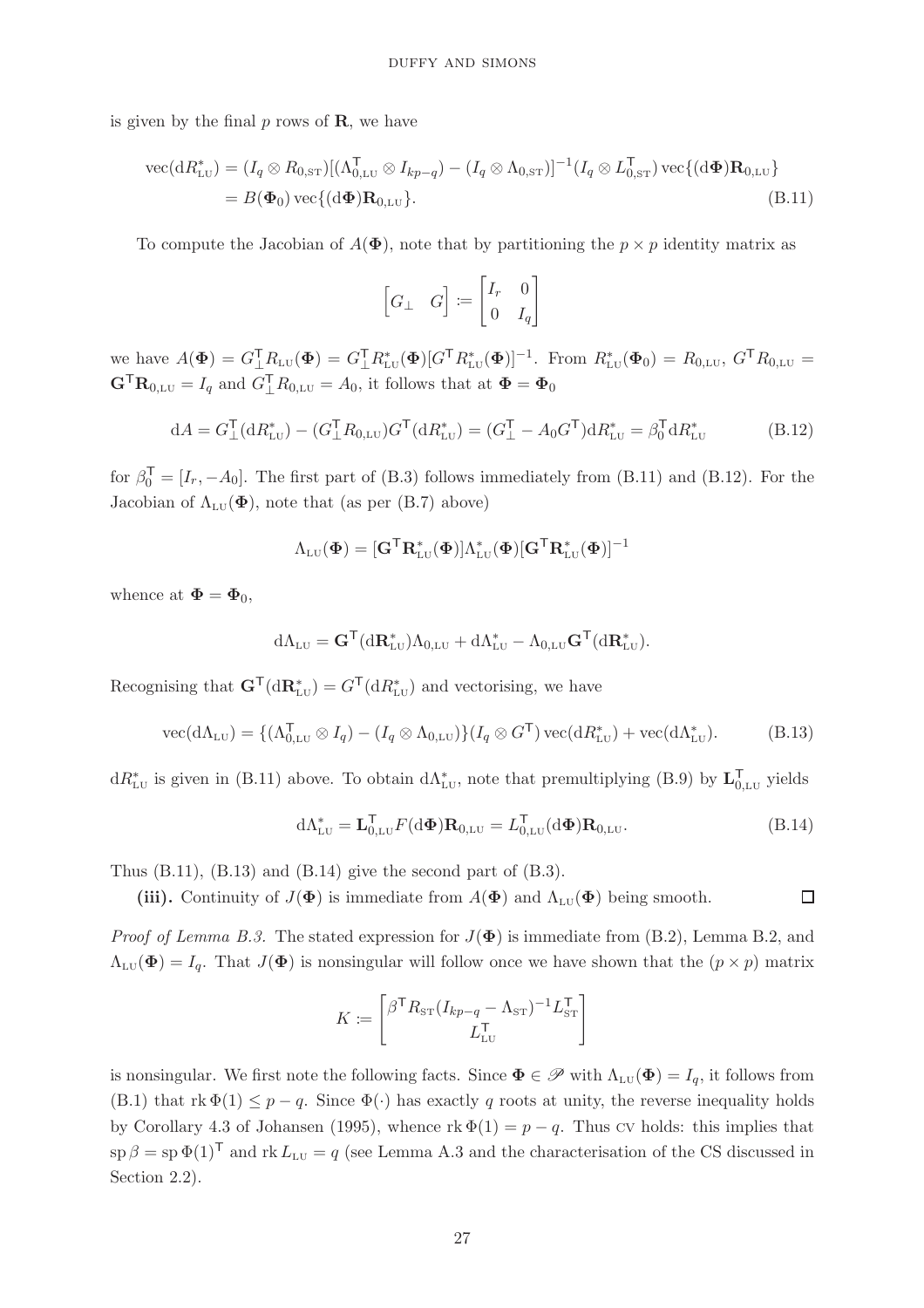is given by the final $p$ rows of $\mathbf{R}$, we have

$$
\begin{aligned}
\operatorname{vec}(\mathrm{d}R^*_{\mathrm{LU}}) &= (I_q \otimes R_{0,\mathrm{ST}})[(\Lambda^{\mathsf{T}}_{0,\mathrm{LU}} \otimes I_{kp-q}) - (I_q \otimes \Lambda_{0,\mathrm{ST}})]^{-1}(I_q \otimes L^{\mathsf{T}}_{0,\mathrm{ST}}) \operatorname{vec}\{(\mathrm{d}\mathbf{\Phi})\mathbf{R}_{0,\mathrm{LU}}\} \\
&= B(\mathbf{\Phi}_0) \operatorname{vec}\{(\mathrm{d}\mathbf{\Phi})\mathbf{R}_{0,\mathrm{LU}}\}. \qquad \text{(B.11)}
\end{aligned}
$$

To compute the Jacobian of $A(\mathbf{\Phi})$, note that by partitioning the $p \times p$ identity matrix as

$$
\begin{bmatrix} G_\perp & G \end{bmatrix} \coloneqq \begin{bmatrix} I_r & 0 \\ 0 & I_q \end{bmatrix}
$$

we have $A(\mathbf{\Phi}) = G^{\mathsf{T}}_\perp R_{\mathrm{LU}}(\mathbf{\Phi}) = G^{\mathsf{T}}_\perp R^*_{\mathrm{LU}}(\mathbf{\Phi})[G^{\mathsf{T}} R^*_{\mathrm{LU}}(\mathbf{\Phi})]^{-1}$. From $R^*_{\mathrm{LU}}(\mathbf{\Phi}_0) = R_{0,\mathrm{LU}}$, $G^{\mathsf{T}} R_{0,\mathrm{LU}} = \mathbf{G}^{\mathsf{T}}\mathbf{R}_{0,\mathrm{LU}} = I_q$ and $G^{\mathsf{T}}_\perp R_{0,\mathrm{LU}} = A_0$, it follows that at $\mathbf{\Phi} = \mathbf{\Phi}_0$

$$
\mathrm{d}A = G^{\mathsf{T}}_\perp(\mathrm{d}R^*_{\mathrm{LU}}) - (G^{\mathsf{T}}_\perp R_{0,\mathrm{LU}})G^{\mathsf{T}}(\mathrm{d}R^*_{\mathrm{LU}}) = (G^{\mathsf{T}}_\perp - A_0 G^{\mathsf{T}})\mathrm{d}R^*_{\mathrm{LU}} = \beta^{\mathsf{T}}_0 \mathrm{d}R^*_{\mathrm{LU}} \qquad \text{(B.12)}
$$

for $\beta^{\mathsf{T}}_0 = [I_r, -A_0]$. The first part of (B.3) follows immediately from (B.11) and (B.12). For the Jacobian of $\Lambda_{\mathrm{LU}}(\mathbf{\Phi})$, note that (as per (B.7) above)

$$
\Lambda_{\mathrm{LU}}(\mathbf{\Phi}) = [\mathbf{G}^{\mathsf{T}}\mathbf{R}^*_{\mathrm{LU}}(\mathbf{\Phi})]\Lambda^*_{\mathrm{LU}}(\mathbf{\Phi})[\mathbf{G}^{\mathsf{T}}\mathbf{R}^*_{\mathrm{LU}}(\mathbf{\Phi})]^{-1}
$$

whence at $\mathbf{\Phi} = \mathbf{\Phi}_0$,

$$
\mathrm{d}\Lambda_{\mathrm{LU}} = \mathbf{G}^{\mathsf{T}}(\mathrm{d}\mathbf{R}^*_{\mathrm{LU}})\Lambda_{0,\mathrm{LU}} + \mathrm{d}\Lambda^*_{\mathrm{LU}} - \Lambda_{0,\mathrm{LU}}\mathbf{G}^{\mathsf{T}}(\mathrm{d}\mathbf{R}^*_{\mathrm{LU}}).
$$

Recognising that $\mathbf{G}^{\mathsf{T}}(\mathrm{d}\mathbf{R}^*_{\mathrm{LU}}) = G^{\mathsf{T}}(\mathrm{d}R^*_{\mathrm{LU}})$ and vectorising, we have

$$
\operatorname{vec}(\mathrm{d}\Lambda_{\mathrm{LU}}) = \{(\Lambda^{\mathsf{T}}_{0,\mathrm{LU}} \otimes I_q) - (I_q \otimes \Lambda_{0,\mathrm{LU}})\}(I_q \otimes G^{\mathsf{T}}) \operatorname{vec}(\mathrm{d}R^*_{\mathrm{LU}}) + \operatorname{vec}(\mathrm{d}\Lambda^*_{\mathrm{LU}}). \qquad \text{(B.13)}
$$

$\mathrm{d}R^*_{\mathrm{LU}}$ is given in (B.11) above. To obtain $\mathrm{d}\Lambda^*_{\mathrm{LU}}$, note that premultiplying (B.9) by $\mathbf{L}^{\mathsf{T}}_{0,\mathrm{LU}}$ yields

$$
\mathrm{d}\Lambda^*_{\mathrm{LU}} = \mathbf{L}^{\mathsf{T}}_{0,\mathrm{LU}} F(\mathrm{d}\mathbf{\Phi})\mathbf{R}_{0,\mathrm{LU}} = L^{\mathsf{T}}_{0,\mathrm{LU}}(\mathrm{d}\mathbf{\Phi})\mathbf{R}_{0,\mathrm{LU}}. \qquad \text{(B.14)}
$$

Thus (B.11), (B.13) and (B.14) give the second part of (B.3).

**(iii).** Continuity of $J(\mathbf{\Phi})$ is immediate from $A(\mathbf{\Phi})$ and $\Lambda_{\mathrm{LU}}(\mathbf{\Phi})$ being smooth. ☐

*Proof of Lemma B.3.* The stated expression for $J(\mathbf{\Phi})$ is immediate from (B.2), Lemma B.2, and $\Lambda_{\mathrm{LU}}(\mathbf{\Phi}) = I_q$. That $J(\mathbf{\Phi})$ is nonsingular will follow once we have shown that the $(p \times p)$ matrix

$$
K \coloneqq \begin{bmatrix} \beta^{\mathsf{T}} R_{\mathrm{ST}}(I_{kp-q} - \Lambda_{\mathrm{ST}})^{-1} L^{\mathsf{T}}_{\mathrm{ST}} \\ L^{\mathsf{T}}_{\mathrm{LU}} \end{bmatrix}
$$

is nonsingular. We first note the following facts. Since $\mathbf{\Phi} \in \mathscr{P}$ with $\Lambda_{\mathrm{LU}}(\mathbf{\Phi}) = I_q$, it follows from (B.1) that $\operatorname{rk}\Phi(1) \leq p - q$. Since $\Phi(\cdot)$ has exactly $q$ roots at unity, the reverse inequality holds by Corollary 4.3 of Johansen (1995), whence $\operatorname{rk}\Phi(1) = p - q$. Thus CV holds: this implies that $\operatorname{sp}\beta = \operatorname{sp}\Phi(1)^{\mathsf{T}}$ and $\operatorname{rk} L_{\mathrm{LU}} = q$ (see Lemma A.3 and the characterisation of the CS discussed in Section 2.2).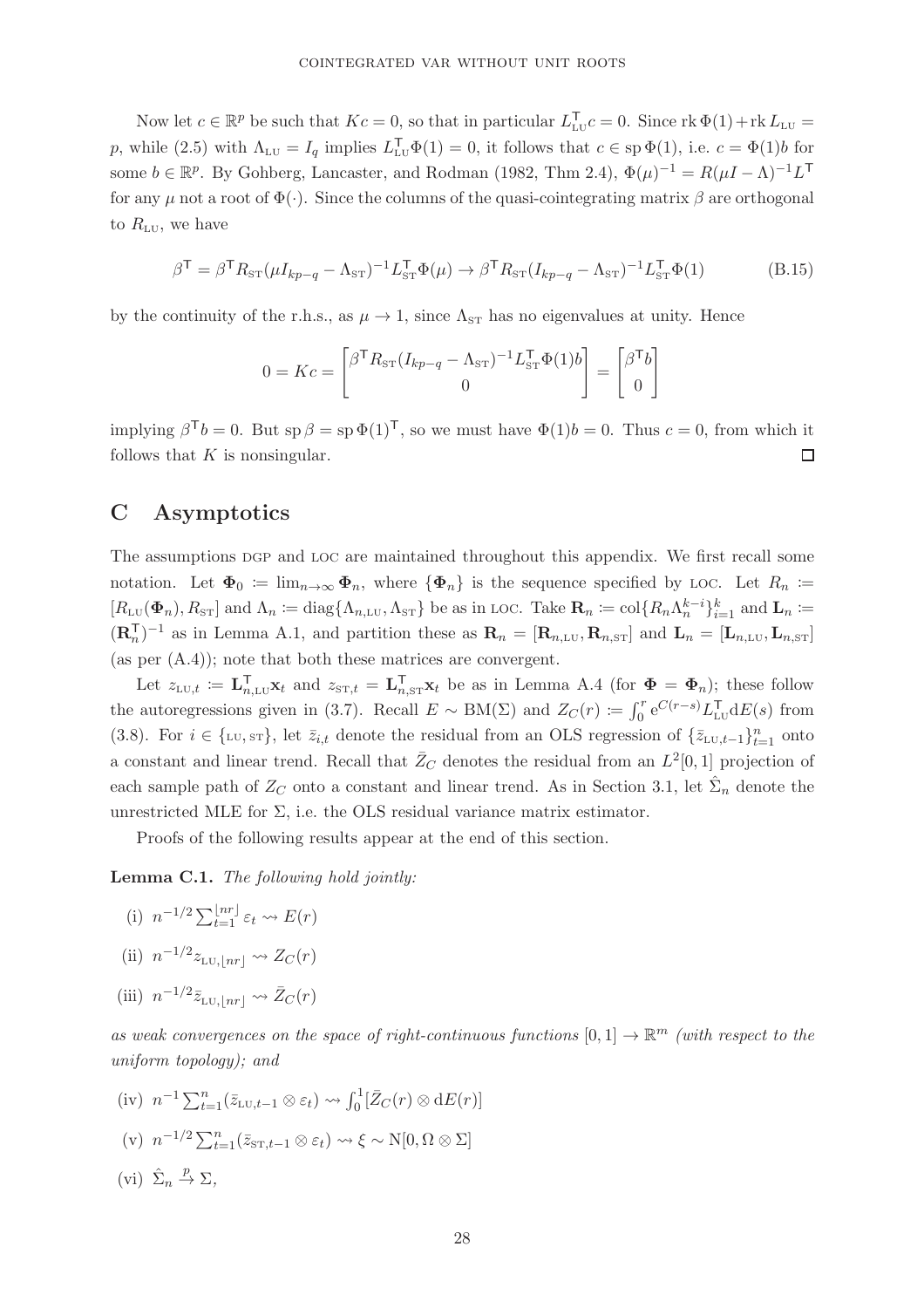Now let $c \in \mathbb{R}^p$ be such that $Kc = 0$, so that in particular $L_{\text{LU}}^{\mathsf{T}} c = 0$. Since $\operatorname{rk} \Phi(1) + \operatorname{rk} L_{\text{LU}} = p$, while (2.5) with $\Lambda_{\text{LU}} = I_q$ implies $L_{\text{LU}}^{\mathsf{T}} \Phi(1) = 0$, it follows that $c \in \operatorname{sp} \Phi(1)$, i.e. $c = \Phi(1)b$ for some $b \in \mathbb{R}^p$. By Gohberg, Lancaster, and Rodman (1982, Thm 2.4), $\Phi(\mu)^{-1} = R(\mu I - \Lambda)^{-1} L^{\mathsf{T}}$ for any $\mu$ not a root of $\Phi(\cdot)$. Since the columns of the quasi-cointegrating matrix $\beta$ are orthogonal to $R_{\text{LU}}$, we have

$$\beta^{\mathsf{T}} = \beta^{\mathsf{T}} R_{\text{ST}} (\mu I_{kp-q} - \Lambda_{\text{ST}})^{-1} L_{\text{ST}}^{\mathsf{T}} \Phi(\mu) \to \beta^{\mathsf{T}} R_{\text{ST}} (I_{kp-q} - \Lambda_{\text{ST}})^{-1} L_{\text{ST}}^{\mathsf{T}} \Phi(1) \tag{B.15}$$

by the continuity of the r.h.s., as $\mu \to 1$, since $\Lambda_{\text{ST}}$ has no eigenvalues at unity. Hence

$$0 = Kc = \begin{bmatrix} \beta^{\mathsf{T}} R_{\text{ST}} (I_{kp-q} - \Lambda_{\text{ST}})^{-1} L_{\text{ST}}^{\mathsf{T}} \Phi(1) b \\ 0 \end{bmatrix} = \begin{bmatrix} \beta^{\mathsf{T}} b \\ 0 \end{bmatrix}$$

implying $\beta^{\mathsf{T}} b = 0$. But $\operatorname{sp} \beta = \operatorname{sp} \Phi(1)^{\mathsf{T}}$, so we must have $\Phi(1)b = 0$. Thus $c = 0$, from which it follows that $K$ is nonsingular. $\square$

## C Asymptotics

The assumptions DGP and LOC are maintained throughout this appendix. We first recall some notation. Let $\mathbf{\Phi}_0 \coloneqq \lim_{n\to\infty} \mathbf{\Phi}_n$, where $\{\mathbf{\Phi}_n\}$ is the sequence specified by LOC. Let $R_n \coloneqq [R_{\text{LU}}(\mathbf{\Phi}_n), R_{\text{ST}}]$ and $\Lambda_n \coloneqq \operatorname{diag}\{\Lambda_{n,\text{LU}}, \Lambda_{\text{ST}}\}$ be as in LOC. Take $\mathbf{R}_n \coloneqq \operatorname{col}\{R_n \Lambda_n^{k-i}\}_{i=1}^k$ and $\mathbf{L}_n \coloneqq (\mathbf{R}_n^{\mathsf{T}})^{-1}$ as in Lemma A.1, and partition these as $\mathbf{R}_n = [\mathbf{R}_{n,\text{LU}}, \mathbf{R}_{n,\text{ST}}]$ and $\mathbf{L}_n = [\mathbf{L}_{n,\text{LU}}, \mathbf{L}_{n,\text{ST}}]$ (as per (A.4)); note that both these matrices are convergent.

Let $z_{\text{LU},t} \coloneqq \mathbf{L}_{n,\text{LU}}^{\mathsf{T}} \mathbf{x}_t$ and $z_{\text{ST},t} = \mathbf{L}_{n,\text{ST}}^{\mathsf{T}} \mathbf{x}_t$ be as in Lemma A.4 (for $\mathbf{\Phi} = \mathbf{\Phi}_n$); these follow the autoregressions given in (3.7). Recall $E \sim \text{BM}(\Sigma)$ and $Z_C(r) \coloneqq \int_0^r e^{C(r-s)} L_{\text{LU}}^{\mathsf{T}} \mathrm{d}E(s)$ from (3.8). For $i \in \{\text{LU}, \text{ST}\}$, let $\bar{z}_{i,t}$ denote the residual from an OLS regression of $\{\bar{z}_{\text{LU},t-1}\}_{t=1}^n$ onto a constant and linear trend. Recall that $\bar{Z}_C$ denotes the residual from an $L^2[0,1]$ projection of each sample path of $Z_C$ onto a constant and linear trend. As in Section 3.1, let $\hat{\Sigma}_n$ denote the unrestricted MLE for $\Sigma$, i.e. the OLS residual variance matrix estimator.

Proofs of the following results appear at the end of this section.

**Lemma C.1.** *The following hold jointly:*

(i) $n^{-1/2} \sum_{t=1}^{\lfloor nr \rfloor} \varepsilon_t \rightsquigarrow E(r)$

(ii) $n^{-1/2} z_{\text{LU},\lfloor nr \rfloor} \rightsquigarrow Z_C(r)$

(iii) $n^{-1/2} \bar{z}_{\text{LU},\lfloor nr \rfloor} \rightsquigarrow \bar{Z}_C(r)$

*as weak convergences on the space of right-continuous functions $[0,1] \to \mathbb{R}^m$ (with respect to the uniform topology); and*

(iv) $n^{-1} \sum_{t=1}^n (\bar{z}_{\text{LU},t-1} \otimes \varepsilon_t) \rightsquigarrow \int_0^1 [\bar{Z}_C(r) \otimes \mathrm{d}E(r)]$

(v) $n^{-1/2} \sum_{t=1}^n (\bar{z}_{\text{ST},t-1} \otimes \varepsilon_t) \rightsquigarrow \xi \sim \text{N}[0, \Omega \otimes \Sigma]$

(vi) $\hat{\Sigma}_n \overset{p}{\to} \Sigma$,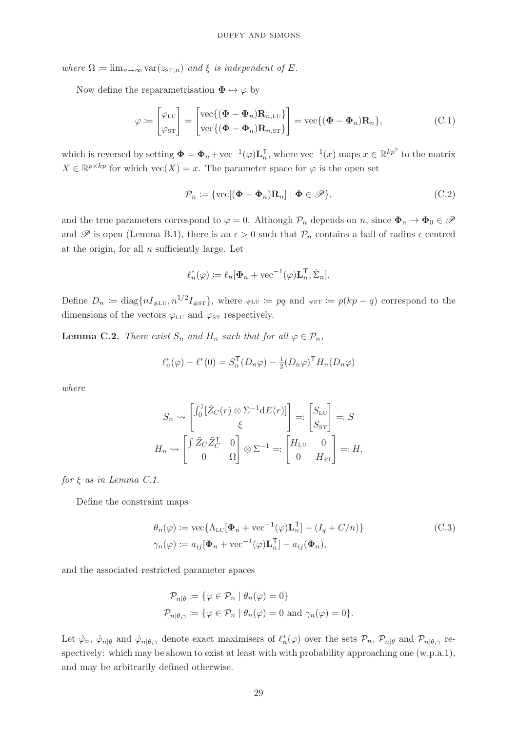*where* $\Omega := \lim_{n\to\infty} \operatorname{var}(z_{\text{ST},n})$ *and* $\xi$ *is independent of* $E$.

Now define the reparametrisation $\mathbf{\Phi} \mapsto \varphi$ by

$$\varphi := \begin{bmatrix} \varphi_{\text{LU}} \\ \varphi_{\text{ST}} \end{bmatrix} = \begin{bmatrix} \operatorname{vec}\{(\mathbf{\Phi} - \mathbf{\Phi}_n)\mathbf{R}_{n,\text{LU}}\} \\ \operatorname{vec}\{(\mathbf{\Phi} - \mathbf{\Phi}_n)\mathbf{R}_{n,\text{ST}}\} \end{bmatrix} = \operatorname{vec}\{(\mathbf{\Phi} - \mathbf{\Phi}_n)\mathbf{R}_n\}, \tag{C.1}$$

which is reversed by setting $\mathbf{\Phi} = \mathbf{\Phi}_n + \operatorname{vec}^{-1}(\varphi)\mathbf{L}_n^{\mathsf{T}}$, where $\operatorname{vec}^{-1}(x)$ maps $x \in \mathbb{R}^{kp^2}$ to the matrix $X \in \mathbb{R}^{p\times kp}$ for which $\operatorname{vec}(X) = x$. The parameter space for $\varphi$ is the open set

$$\mathcal{P}_n := \{\operatorname{vec}[(\mathbf{\Phi} - \mathbf{\Phi}_n)\mathbf{R}_n] \mid \mathbf{\Phi} \in \mathscr{P}\}, \tag{C.2}$$

and the true parameters correspond to $\varphi = 0$. Although $\mathcal{P}_n$ depends on $n$, since $\mathbf{\Phi}_n \to \mathbf{\Phi}_0 \in \mathscr{P}$ and $\mathscr{P}$ is open (Lemma B.1), there is an $\epsilon > 0$ such that $\mathcal{P}_n$ contains a ball of radius $\epsilon$ centred at the origin, for all $n$ sufficiently large. Let

$$\ell_n^*(\varphi) := \ell_n[\mathbf{\Phi}_n + \operatorname{vec}^{-1}(\varphi)\mathbf{L}_n^{\mathsf{T}}, \hat{\Sigma}_n].$$

Define $D_n := \operatorname{diag}\{nI_{\#\text{LU}}, n^{1/2}I_{\#\text{ST}}\}$, where $\#\text{LU} := pq$ and $\#\text{ST} := p(kp - q)$ correspond to the dimensions of the vectors $\varphi_{\text{LU}}$ and $\varphi_{\text{ST}}$ respectively.

**Lemma C.2.** *There exist* $S_n$ *and* $H_n$ *such that for all* $\varphi \in \mathcal{P}_n$,

$$\ell_n^*(\varphi) - \ell^*(0) = S_n^{\mathsf{T}}(D_n\varphi) - \tfrac{1}{2}(D_n\varphi)^{\mathsf{T}} H_n(D_n\varphi)$$

*where*

$$S_n \rightsquigarrow \begin{bmatrix} \int_0^1 [\bar{Z}_C(r) \otimes \Sigma^{-1}\mathrm{d}E(r)] \\ \xi \end{bmatrix} =: \begin{bmatrix} S_{\text{LU}} \\ S_{\text{ST}} \end{bmatrix} =: S$$

$$H_n \rightsquigarrow \begin{bmatrix} \int \bar{Z}_C\bar{Z}_C^{\mathsf{T}} & 0 \\ 0 & \Omega \end{bmatrix} \otimes \Sigma^{-1} =: \begin{bmatrix} H_{\text{LU}} & 0 \\ 0 & H_{\text{ST}} \end{bmatrix} =: H,$$

*for* $\xi$ *as in Lemma C.1.*

Define the constraint maps

$$\begin{aligned} \theta_n(\varphi) &:= \operatorname{vec}\{\Lambda_{\text{LU}}[\mathbf{\Phi}_n + \operatorname{vec}^{-1}(\varphi)\mathbf{L}_n^{\mathsf{T}}] - (I_q + C/n)\} \\ \gamma_n(\varphi) &:= a_{ij}[\mathbf{\Phi}_n + \operatorname{vec}^{-1}(\varphi)\mathbf{L}_n^{\mathsf{T}}] - a_{ij}(\mathbf{\Phi}_n), \end{aligned} \tag{C.3}$$

and the associated restricted parameter spaces

$$\begin{aligned} \mathcal{P}_{n|\theta} &:= \{\varphi \in \mathcal{P}_n \mid \theta_n(\varphi) = 0\} \\ \mathcal{P}_{n|\theta,\gamma} &:= \{\varphi \in \mathcal{P}_n \mid \theta_n(\varphi) = 0 \text{ and } \gamma_n(\varphi) = 0\}. \end{aligned}$$

Let $\hat{\varphi}_n$, $\hat{\varphi}_{n|\theta}$ and $\hat{\varphi}_{n|\theta,\gamma}$ denote exact maximisers of $\ell_n^*(\varphi)$ over the sets $\mathcal{P}_n$, $\mathcal{P}_{n|\theta}$ and $\mathcal{P}_{n|\theta,\gamma}$ respectively: which may be shown to exist at least with with probability approaching one (w.p.a.1), and may be arbitrarily defined otherwise.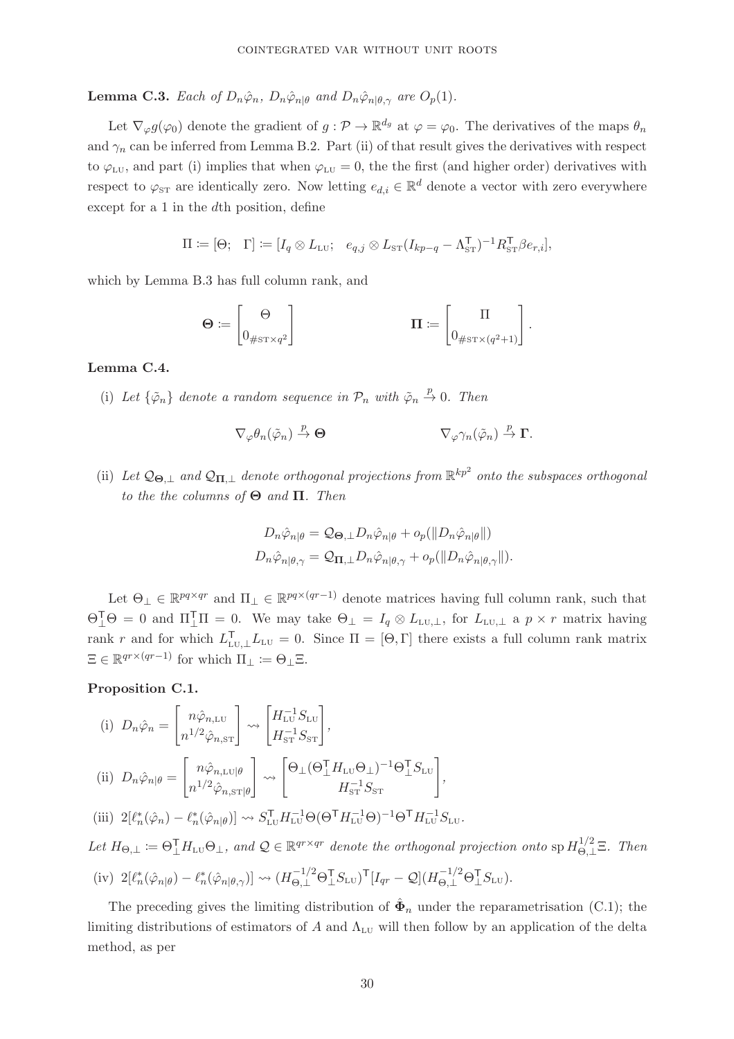**Lemma C.3.** *Each of $D_n\hat{\varphi}_n$, $D_n\hat{\varphi}_{n|\theta}$ and $D_n\hat{\varphi}_{n|\theta,\gamma}$ are $O_p(1)$.*

Let $\nabla_\varphi g(\varphi_0)$ denote the gradient of $g : \mathcal{P} \to \mathbb{R}^{d_g}$ at $\varphi = \varphi_0$. The derivatives of the maps $\theta_n$ and $\gamma_n$ can be inferred from Lemma B.2. Part (ii) of that result gives the derivatives with respect to $\varphi_{\text{LU}}$, and part (i) implies that when $\varphi_{\text{LU}} = 0$, the the first (and higher order) derivatives with respect to $\varphi_{\text{ST}}$ are identically zero. Now letting $e_{d,i} \in \mathbb{R}^d$ denote a vector with zero everywhere except for a 1 in the $d$th position, define

$$\Pi \coloneqq [\Theta; \quad \Gamma] \coloneqq [I_q \otimes L_{\text{LU}}; \quad e_{q,j} \otimes L_{\text{ST}}(I_{kp-q} - \Lambda_{\text{ST}}^{\mathsf{T}})^{-1} R_{\text{ST}}^{\mathsf{T}} \beta e_{r,i}],$$

which by Lemma B.3 has full column rank, and

$$\mathbf{\Theta} \coloneqq \begin{bmatrix} \Theta \\ 0_{\#\text{ST}\times q^2} \end{bmatrix} \qquad\qquad \mathbf{\Pi} \coloneqq \begin{bmatrix} \Pi \\ 0_{\#\text{ST}\times (q^2+1)} \end{bmatrix}.$$

**Lemma C.4.**

(i) *Let $\{\tilde{\varphi}_n\}$ denote a random sequence in $\mathcal{P}_n$ with $\tilde{\varphi}_n \overset{p}{\to} 0$. Then*

$$\nabla_\varphi \theta_n(\tilde{\varphi}_n) \overset{p}{\to} \mathbf{\Theta} \qquad\qquad \nabla_\varphi \gamma_n(\tilde{\varphi}_n) \overset{p}{\to} \mathbf{\Gamma}.$$

(ii) *Let $\mathcal{Q}_{\mathbf{\Theta},\perp}$ and $\mathcal{Q}_{\mathbf{\Pi},\perp}$ denote orthogonal projections from $\mathbb{R}^{kp^2}$ onto the subspaces orthogonal to the the columns of $\mathbf{\Theta}$ and $\mathbf{\Pi}$. Then*

$$D_n\hat{\varphi}_{n|\theta} = \mathcal{Q}_{\mathbf{\Theta},\perp} D_n\hat{\varphi}_{n|\theta} + o_p(\|D_n\hat{\varphi}_{n|\theta}\|)$$
$$D_n\hat{\varphi}_{n|\theta,\gamma} = \mathcal{Q}_{\mathbf{\Pi},\perp} D_n\hat{\varphi}_{n|\theta,\gamma} + o_p(\|D_n\hat{\varphi}_{n|\theta,\gamma}\|).$$

Let $\Theta_\perp \in \mathbb{R}^{pq\times qr}$ and $\Pi_\perp \in \mathbb{R}^{pq\times(qr-1)}$ denote matrices having full column rank, such that $\Theta_\perp^{\mathsf{T}}\Theta = 0$ and $\Pi_\perp^{\mathsf{T}}\Pi = 0$. We may take $\Theta_\perp = I_q \otimes L_{\text{LU},\perp}$, for $L_{\text{LU},\perp}$ a $p \times r$ matrix having rank $r$ and for which $L_{\text{LU},\perp}^{\mathsf{T}} L_{\text{LU}} = 0$. Since $\Pi = [\Theta, \Gamma]$ there exists a full column rank matrix $\Xi \in \mathbb{R}^{qr\times(qr-1)}$ for which $\Pi_\perp \coloneqq \Theta_\perp \Xi$.

**Proposition C.1.**

(i) $D_n\hat{\varphi}_n = \begin{bmatrix} n\hat{\varphi}_{n,\text{LU}} \\ n^{1/2}\hat{\varphi}_{n,\text{ST}} \end{bmatrix} \rightsquigarrow \begin{bmatrix} H_{\text{LU}}^{-1} S_{\text{LU}} \\ H_{\text{ST}}^{-1} S_{\text{ST}} \end{bmatrix}$,

(ii) $D_n\hat{\varphi}_{n|\theta} = \begin{bmatrix} n\hat{\varphi}_{n,\text{LU}|\theta} \\ n^{1/2}\hat{\varphi}_{n,\text{ST}|\theta} \end{bmatrix} \rightsquigarrow \begin{bmatrix} \Theta_\perp(\Theta_\perp^{\mathsf{T}} H_{\text{LU}} \Theta_\perp)^{-1}\Theta_\perp^{\mathsf{T}} S_{\text{LU}} \\ H_{\text{ST}}^{-1} S_{\text{ST}} \end{bmatrix}$,

(iii) $2[\ell_n^*(\hat{\varphi}_n) - \ell_n^*(\hat{\varphi}_{n|\theta})] \rightsquigarrow S_{\text{LU}}^{\mathsf{T}} H_{\text{LU}}^{-1}\Theta(\Theta^{\mathsf{T}} H_{\text{LU}}^{-1}\Theta)^{-1}\Theta^{\mathsf{T}} H_{\text{LU}}^{-1} S_{\text{LU}}$.

*Let $H_{\Theta,\perp} \coloneqq \Theta_\perp^{\mathsf{T}} H_{\text{LU}}\Theta_\perp$, and $\mathcal{Q} \in \mathbb{R}^{qr\times qr}$ denote the orthogonal projection onto $\operatorname{sp} H_{\Theta,\perp}^{1/2}\Xi$. Then*

(iv) $2[\ell_n^*(\hat{\varphi}_{n|\theta}) - \ell_n^*(\hat{\varphi}_{n|\theta,\gamma})] \rightsquigarrow (H_{\Theta,\perp}^{-1/2}\Theta_\perp^{\mathsf{T}} S_{\text{LU}})^{\mathsf{T}}[I_{qr} - \mathcal{Q}](H_{\Theta,\perp}^{-1/2}\Theta_\perp^{\mathsf{T}} S_{\text{LU}})$.

The preceding gives the limiting distribution of $\hat{\mathbf{\Phi}}_n$ under the reparametrisation (C.1); the limiting distributions of estimators of $A$ and $\Lambda_{\text{LU}}$ will then follow by an application of the delta method, as per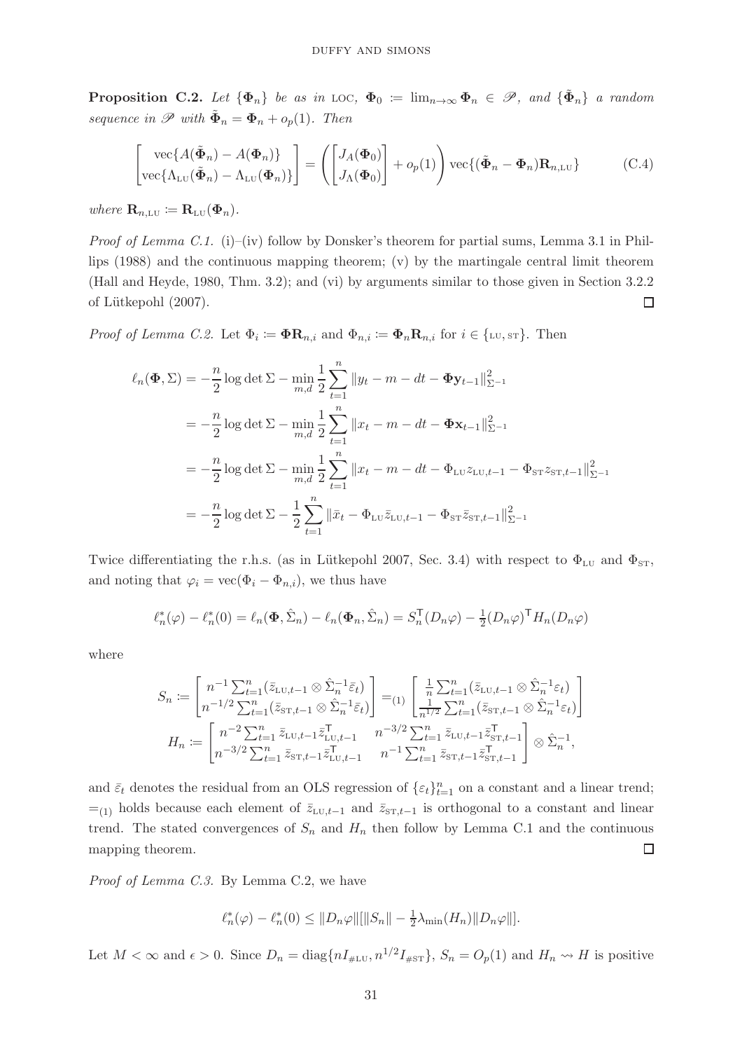**Proposition C.2.** *Let $\{\mathbf{\Phi}_n\}$ be as in* LOC*, $\mathbf{\Phi}_0 \coloneqq \lim_{n\to\infty} \mathbf{\Phi}_n \in \mathscr{P}$, and $\{\tilde{\mathbf{\Phi}}_n\}$ a random sequence in $\mathscr{P}$ with $\tilde{\mathbf{\Phi}}_n = \mathbf{\Phi}_n + o_p(1)$. Then*

$$\begin{bmatrix} \operatorname{vec}\{A(\tilde{\mathbf{\Phi}}_n) - A(\mathbf{\Phi}_n)\} \\ \operatorname{vec}\{\Lambda_{\text{LU}}(\tilde{\mathbf{\Phi}}_n) - \Lambda_{\text{LU}}(\mathbf{\Phi}_n)\} \end{bmatrix} = \left( \begin{bmatrix} J_A(\mathbf{\Phi}_0) \\ J_\Lambda(\mathbf{\Phi}_0) \end{bmatrix} + o_p(1) \right) \operatorname{vec}\{(\tilde{\mathbf{\Phi}}_n - \mathbf{\Phi}_n)\mathbf{R}_{n,\text{LU}}\} \tag{C.4}$$

*where $\mathbf{R}_{n,\text{LU}} \coloneqq \mathbf{R}_{\text{LU}}(\mathbf{\Phi}_n)$.*

*Proof of Lemma C.1.* (i)–(iv) follow by Donsker's theorem for partial sums, Lemma 3.1 in Phillips (1988) and the continuous mapping theorem; (v) by the martingale central limit theorem (Hall and Heyde, 1980, Thm. 3.2); and (vi) by arguments similar to those given in Section 3.2.2 of Lütkepohl (2007). $\square$

*Proof of Lemma C.2.* Let $\Phi_i \coloneqq \mathbf{\Phi}\mathbf{R}_{n,i}$ and $\Phi_{n,i} \coloneqq \mathbf{\Phi}_n\mathbf{R}_{n,i}$ for $i \in \{\text{LU}, \text{ST}\}$. Then

$$\begin{aligned}
\ell_n(\mathbf{\Phi}, \Sigma) &= -\frac{n}{2}\log\det\Sigma - \min_{m,d} \frac{1}{2}\sum_{t=1}^n \|y_t - m - dt - \mathbf{\Phi}\mathbf{y}_{t-1}\|^2_{\Sigma^{-1}} \\
&= -\frac{n}{2}\log\det\Sigma - \min_{m,d} \frac{1}{2}\sum_{t=1}^n \|x_t - m - dt - \mathbf{\Phi}\mathbf{x}_{t-1}\|^2_{\Sigma^{-1}} \\
&= -\frac{n}{2}\log\det\Sigma - \min_{m,d} \frac{1}{2}\sum_{t=1}^n \|x_t - m - dt - \Phi_{\text{LU}} z_{\text{LU},t-1} - \Phi_{\text{ST}} z_{\text{ST},t-1}\|^2_{\Sigma^{-1}} \\
&= -\frac{n}{2}\log\det\Sigma - \frac{1}{2}\sum_{t=1}^n \|\bar{x}_t - \Phi_{\text{LU}}\bar{z}_{\text{LU},t-1} - \Phi_{\text{ST}}\bar{z}_{\text{ST},t-1}\|^2_{\Sigma^{-1}}
\end{aligned}$$

Twice differentiating the r.h.s. (as in Lütkepohl 2007, Sec. 3.4) with respect to $\Phi_{\text{LU}}$ and $\Phi_{\text{ST}}$, and noting that $\varphi_i = \operatorname{vec}(\Phi_i - \Phi_{n,i})$, we thus have

$$\ell_n^*(\varphi) - \ell_n^*(0) = \ell_n(\mathbf{\Phi}, \hat{\Sigma}_n) - \ell_n(\mathbf{\Phi}_n, \hat{\Sigma}_n) = S_n^{\mathsf{T}}(D_n\varphi) - \tfrac{1}{2}(D_n\varphi)^{\mathsf{T}} H_n(D_n\varphi)$$

where

$$\begin{aligned}
S_n &\coloneqq \begin{bmatrix} n^{-1}\sum_{t=1}^n (\bar{z}_{\text{LU},t-1} \otimes \hat{\Sigma}_n^{-1}\bar{\varepsilon}_t) \\ n^{-1/2}\sum_{t=1}^n (\bar{z}_{\text{ST},t-1} \otimes \hat{\Sigma}_n^{-1}\bar{\varepsilon}_t) \end{bmatrix} =_{(1)} \begin{bmatrix} \frac{1}{n}\sum_{t=1}^n (\bar{z}_{\text{LU},t-1} \otimes \hat{\Sigma}_n^{-1}\varepsilon_t) \\ \frac{1}{n^{1/2}}\sum_{t=1}^n (\bar{z}_{\text{ST},t-1} \otimes \hat{\Sigma}_n^{-1}\varepsilon_t) \end{bmatrix} \\
H_n &\coloneqq \begin{bmatrix} n^{-2}\sum_{t=1}^n \bar{z}_{\text{LU},t-1}\bar{z}_{\text{LU},t-1}^{\mathsf{T}} & n^{-3/2}\sum_{t=1}^n \bar{z}_{\text{LU},t-1}\bar{z}_{\text{ST},t-1}^{\mathsf{T}} \\ n^{-3/2}\sum_{t=1}^n \bar{z}_{\text{ST},t-1}\bar{z}_{\text{LU},t-1}^{\mathsf{T}} & n^{-1}\sum_{t=1}^n \bar{z}_{\text{ST},t-1}\bar{z}_{\text{ST},t-1}^{\mathsf{T}} \end{bmatrix} \otimes \hat{\Sigma}_n^{-1},
\end{aligned}$$

and $\bar{\varepsilon}_t$ denotes the residual from an OLS regression of $\{\varepsilon_t\}_{t=1}^n$ on a constant and a linear trend; $=_{(1)}$ holds because each element of $\bar{z}_{\text{LU},t-1}$ and $\bar{z}_{\text{ST},t-1}$ is orthogonal to a constant and linear trend. The stated convergences of $S_n$ and $H_n$ then follow by Lemma C.1 and the continuous mapping theorem. $\square$

*Proof of Lemma C.3.* By Lemma C.2, we have

$$\ell_n^*(\varphi) - \ell_n^*(0) \le \|D_n\varphi\|[\|S_n\| - \tfrac{1}{2}\lambda_{\min}(H_n)\|D_n\varphi\|].$$

Let $M < \infty$ and $\epsilon > 0$. Since $D_n = \operatorname{diag}\{nI_{\#\text{LU}}, n^{1/2}I_{\#\text{ST}}\}$, $S_n = O_p(1)$ and $H_n \rightsquigarrow H$ is positive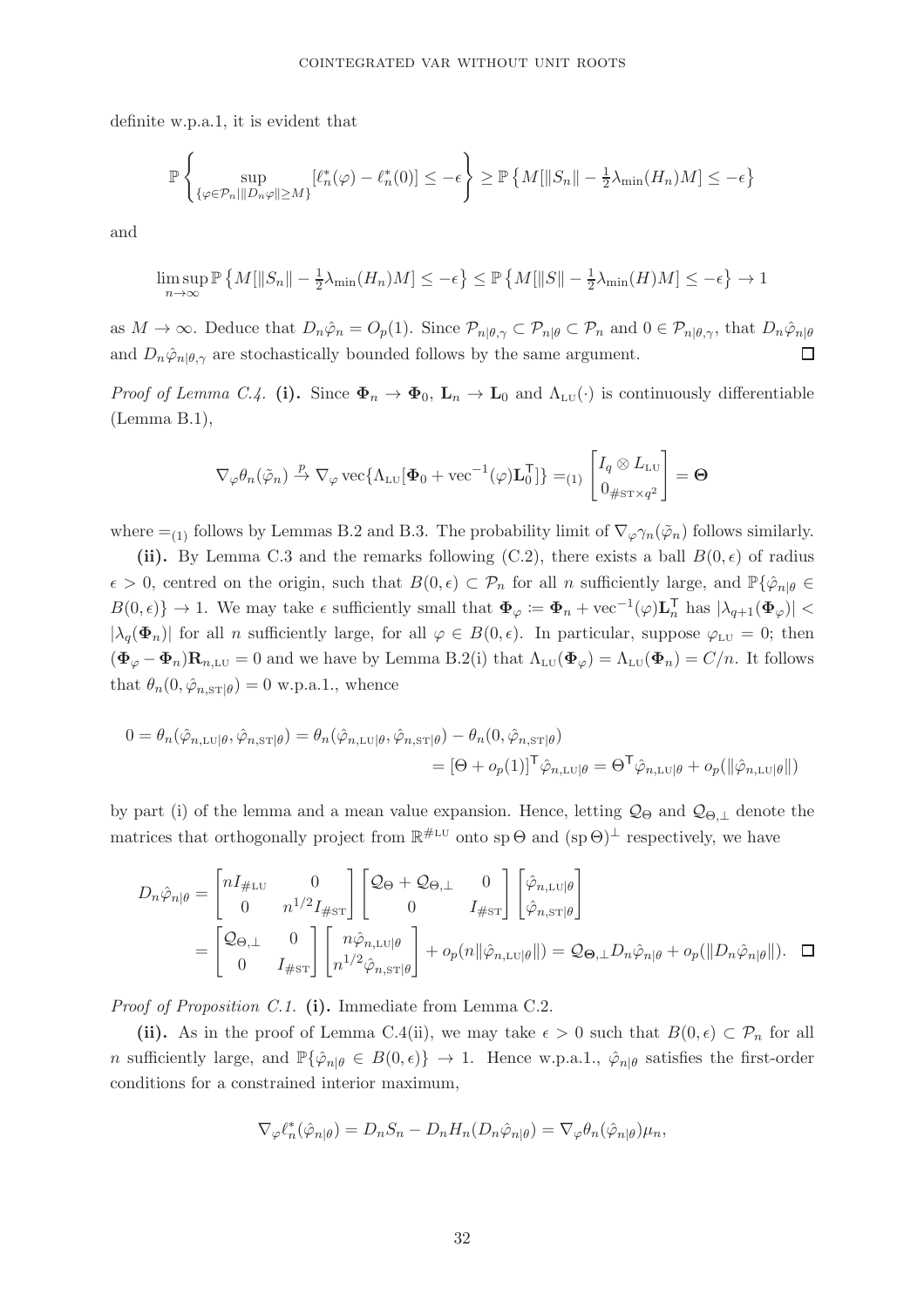definite w.p.a.1, it is evident that

$$\mathbb{P}\left\{\sup_{\{\varphi\in\mathcal{P}_n \mid \|D_n\varphi\|\geq M\}}[\ell_n^*(\varphi)-\ell_n^*(0)]\leq -\epsilon\right\}\geq \mathbb{P}\left\{M[\|S_n\|-\tfrac{1}{2}\lambda_{\min}(H_n)M]\leq -\epsilon\right\}$$

and

$$\limsup_{n\to\infty}\mathbb{P}\left\{M[\|S_n\|-\tfrac{1}{2}\lambda_{\min}(H_n)M]\leq -\epsilon\right\}\leq \mathbb{P}\left\{M[\|S\|-\tfrac{1}{2}\lambda_{\min}(H)M]\leq -\epsilon\right\}\to 1$$

as $M\to\infty$. Deduce that $D_n\hat{\varphi}_n = O_p(1)$. Since $\mathcal{P}_{n|\theta,\gamma}\subset\mathcal{P}_{n|\theta}\subset\mathcal{P}_n$ and $0\in\mathcal{P}_{n|\theta,\gamma}$, that $D_n\hat{\varphi}_{n|\theta}$ and $D_n\hat{\varphi}_{n|\theta,\gamma}$ are stochastically bounded follows by the same argument. □

*Proof of Lemma C.4.* **(i).** Since $\mathbf{\Phi}_n\to\mathbf{\Phi}_0$, $\mathbf{L}_n\to\mathbf{L}_0$ and $\Lambda_{\text{LU}}(\cdot)$ is continuously differentiable (Lemma B.1),

$$\nabla_\varphi\theta_n(\tilde{\varphi}_n)\xrightarrow{p}\nabla_\varphi\operatorname{vec}\{\Lambda_{\text{LU}}[\mathbf{\Phi}_0+\operatorname{vec}^{-1}(\varphi)\mathbf{L}_0^{\mathsf{T}}]\} =_{(1)} \begin{bmatrix} I_q\otimes L_{\text{LU}} \\ 0_{\#\text{ST}\times q^2}\end{bmatrix}=\mathbf{\Theta}$$

where $=_{(1)}$ follows by Lemmas B.2 and B.3. The probability limit of $\nabla_\varphi\gamma_n(\tilde{\varphi}_n)$ follows similarly.

**(ii).** By Lemma C.3 and the remarks following (C.2), there exists a ball $B(0,\epsilon)$ of radius $\epsilon>0$, centred on the origin, such that $B(0,\epsilon)\subset\mathcal{P}_n$ for all $n$ sufficiently large, and $\mathbb{P}\{\hat{\varphi}_{n|\theta}\in B(0,\epsilon)\}\to 1$. We may take $\epsilon$ sufficiently small that $\mathbf{\Phi}_\varphi := \mathbf{\Phi}_n+\operatorname{vec}^{-1}(\varphi)\mathbf{L}_n^{\mathsf{T}}$ has $|\lambda_{q+1}(\mathbf{\Phi}_\varphi)|<|\lambda_q(\mathbf{\Phi}_n)|$ for all $n$ sufficiently large, for all $\varphi\in B(0,\epsilon)$. In particular, suppose $\varphi_{\text{LU}}=0$; then $(\mathbf{\Phi}_\varphi-\mathbf{\Phi}_n)\mathbf{R}_{n,\text{LU}}=0$ and we have by Lemma B.2(i) that $\Lambda_{\text{LU}}(\mathbf{\Phi}_\varphi)=\Lambda_{\text{LU}}(\mathbf{\Phi}_n)=C/n$. It follows that $\theta_n(0,\hat{\varphi}_{n,\text{ST}|\theta})=0$ w.p.a.1., whence

$$\begin{aligned}0=\theta_n(\hat{\varphi}_{n,\text{LU}|\theta},\hat{\varphi}_{n,\text{ST}|\theta}) &= \theta_n(\hat{\varphi}_{n,\text{LU}|\theta},\hat{\varphi}_{n,\text{ST}|\theta})-\theta_n(0,\hat{\varphi}_{n,\text{ST}|\theta})\\ &=[\Theta+o_p(1)]^{\mathsf{T}}\hat{\varphi}_{n,\text{LU}|\theta}=\Theta^{\mathsf{T}}\hat{\varphi}_{n,\text{LU}|\theta}+o_p(\|\hat{\varphi}_{n,\text{LU}|\theta}\|)\end{aligned}$$

by part (i) of the lemma and a mean value expansion. Hence, letting $\mathcal{Q}_\Theta$ and $\mathcal{Q}_{\Theta,\perp}$ denote the matrices that orthogonally project from $\mathbb{R}^{\#\text{LU}}$ onto $\operatorname{sp}\Theta$ and $(\operatorname{sp}\Theta)^\perp$ respectively, we have

$$\begin{aligned}D_n\hat{\varphi}_{n|\theta} &= \begin{bmatrix} nI_{\#\text{LU}} & 0\\ 0 & n^{1/2}I_{\#\text{ST}}\end{bmatrix}\begin{bmatrix}\mathcal{Q}_\Theta+\mathcal{Q}_{\Theta,\perp} & 0\\ 0 & I_{\#\text{ST}}\end{bmatrix}\begin{bmatrix}\hat{\varphi}_{n,\text{LU}|\theta}\\ \hat{\varphi}_{n,\text{ST}|\theta}\end{bmatrix}\\ &=\begin{bmatrix}\mathcal{Q}_{\Theta,\perp} & 0\\ 0 & I_{\#\text{ST}}\end{bmatrix}\begin{bmatrix} n\hat{\varphi}_{n,\text{LU}|\theta}\\ n^{1/2}\hat{\varphi}_{n,\text{ST}|\theta}\end{bmatrix}+o_p(n\|\hat{\varphi}_{n,\text{LU}|\theta}\|)=\mathcal{Q}_{\mathbf{\Theta},\perp}D_n\hat{\varphi}_{n|\theta}+o_p(\|D_n\hat{\varphi}_{n|\theta}\|).\end{aligned}$$ □

*Proof of Proposition C.1.* **(i).** Immediate from Lemma C.2.

**(ii).** As in the proof of Lemma C.4(ii), we may take $\epsilon>0$ such that $B(0,\epsilon)\subset\mathcal{P}_n$ for all $n$ sufficiently large, and $\mathbb{P}\{\hat{\varphi}_{n|\theta}\in B(0,\epsilon)\}\to 1$. Hence w.p.a.1., $\hat{\varphi}_{n|\theta}$ satisfies the first-order conditions for a constrained interior maximum,

$$\nabla_\varphi\ell_n^*(\hat{\varphi}_{n|\theta})=D_nS_n-D_nH_n(D_n\hat{\varphi}_{n|\theta})=\nabla_\varphi\theta_n(\hat{\varphi}_{n|\theta})\mu_n,$$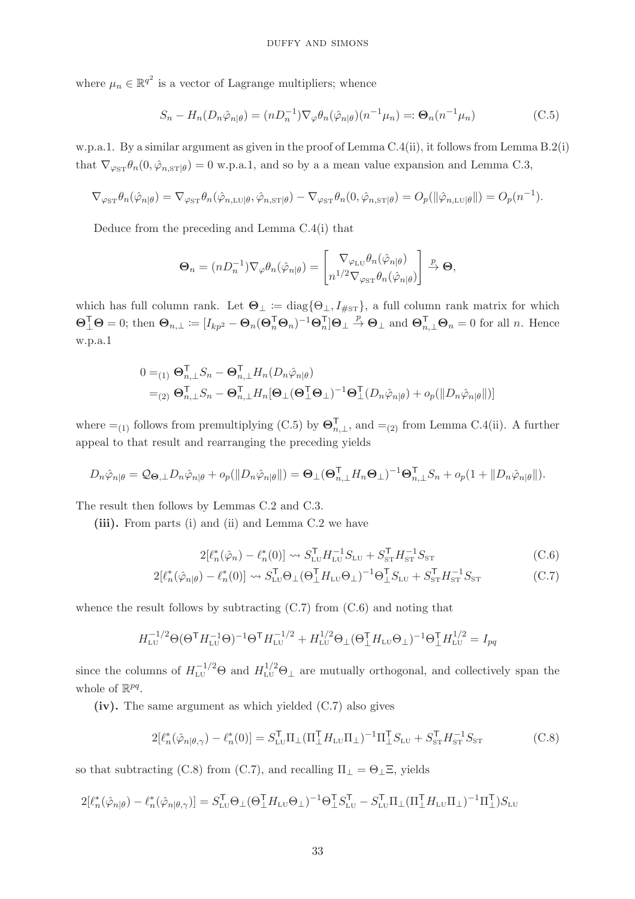where $\mu_n \in \mathbb{R}^{q^2}$ is a vector of Lagrange multipliers; whence

$$S_n - H_n(D_n \hat{\varphi}_{n|\theta}) = (nD_n^{-1})\nabla_\varphi \theta_n(\hat{\varphi}_{n|\theta})(n^{-1}\mu_n) =: \boldsymbol{\Theta}_n(n^{-1}\mu_n) \tag{C.5}$$

w.p.a.1. By a similar argument as given in the proof of Lemma C.4(ii), it follows from Lemma B.2(i) that $\nabla_{\varphi_{\mathrm{ST}}}\theta_n(0, \hat{\varphi}_{n,\mathrm{ST}|\theta}) = 0$ w.p.a.1, and so by a a mean value expansion and Lemma C.3,

$$\nabla_{\varphi_{\mathrm{ST}}}\theta_n(\hat{\varphi}_{n|\theta}) = \nabla_{\varphi_{\mathrm{ST}}}\theta_n(\hat{\varphi}_{n,\mathrm{LU}|\theta}, \hat{\varphi}_{n,\mathrm{ST}|\theta}) - \nabla_{\varphi_{\mathrm{ST}}}\theta_n(0, \hat{\varphi}_{n,\mathrm{ST}|\theta}) = O_p(\|\hat{\varphi}_{n,\mathrm{LU}|\theta}\|) = O_p(n^{-1}).$$

Deduce from the preceding and Lemma C.4(i) that

$$\boldsymbol{\Theta}_n = (nD_n^{-1})\nabla_\varphi \theta_n(\hat{\varphi}_{n|\theta}) = \begin{bmatrix} \nabla_{\varphi_{\mathrm{LU}}}\theta_n(\hat{\varphi}_{n|\theta}) \\ n^{1/2}\nabla_{\varphi_{\mathrm{ST}}}\theta_n(\hat{\varphi}_{n|\theta}) \end{bmatrix} \xrightarrow{p} \boldsymbol{\Theta},$$

which has full column rank. Let $\boldsymbol{\Theta}_\perp := \operatorname{diag}\{\Theta_\perp, I_{\#\mathrm{ST}}\}$, a full column rank matrix for which $\boldsymbol{\Theta}_\perp^\mathsf{T}\boldsymbol{\Theta} = 0$; then $\boldsymbol{\Theta}_{n,\perp} := [I_{kp^2} - \boldsymbol{\Theta}_n(\boldsymbol{\Theta}_n^\mathsf{T}\boldsymbol{\Theta}_n)^{-1}\boldsymbol{\Theta}_n^\mathsf{T}]\boldsymbol{\Theta}_\perp \xrightarrow{p} \boldsymbol{\Theta}_\perp$ and $\boldsymbol{\Theta}_{n,\perp}^\mathsf{T}\boldsymbol{\Theta}_n = 0$ for all $n$. Hence w.p.a.1

$$\begin{aligned}
0 &=_{(1)} \boldsymbol{\Theta}_{n,\perp}^\mathsf{T} S_n - \boldsymbol{\Theta}_{n,\perp}^\mathsf{T} H_n(D_n\hat{\varphi}_{n|\theta}) \\
&=_{(2)} \boldsymbol{\Theta}_{n,\perp}^\mathsf{T} S_n - \boldsymbol{\Theta}_{n,\perp}^\mathsf{T} H_n[\boldsymbol{\Theta}_\perp(\boldsymbol{\Theta}_\perp^\mathsf{T}\boldsymbol{\Theta}_\perp)^{-1}\boldsymbol{\Theta}_\perp^\mathsf{T}(D_n\hat{\varphi}_{n|\theta}) + o_p(\|D_n\hat{\varphi}_{n|\theta}\|)]
\end{aligned}$$

where $=_{(1)}$ follows from premultiplying (C.5) by $\boldsymbol{\Theta}_{n,\perp}^\mathsf{T}$, and $=_{(2)}$ from Lemma C.4(ii). A further appeal to that result and rearranging the preceding yields

$$D_n\hat{\varphi}_{n|\theta} = \mathcal{Q}_{\boldsymbol{\Theta},\perp}D_n\hat{\varphi}_{n|\theta} + o_p(\|D_n\hat{\varphi}_{n|\theta}\|) = \boldsymbol{\Theta}_\perp(\boldsymbol{\Theta}_{n,\perp}^\mathsf{T} H_n\boldsymbol{\Theta}_\perp)^{-1}\boldsymbol{\Theta}_{n,\perp}^\mathsf{T} S_n + o_p(1 + \|D_n\hat{\varphi}_{n|\theta}\|).$$

The result then follows by Lemmas C.2 and C.3.

**(iii).** From parts (i) and (ii) and Lemma C.2 we have

$$2[\ell_n^*(\hat{\varphi}_n) - \ell_n^*(0)] \rightsquigarrow S_{\mathrm{LU}}^\mathsf{T} H_{\mathrm{LU}}^{-1} S_{\mathrm{LU}} + S_{\mathrm{ST}}^\mathsf{T} H_{\mathrm{ST}}^{-1} S_{\mathrm{ST}} \tag{C.6}$$

$$2[\ell_n^*(\hat{\varphi}_{n|\theta}) - \ell_n^*(0)] \rightsquigarrow S_{\mathrm{LU}}^\mathsf{T}\Theta_\perp(\Theta_\perp^\mathsf{T} H_{\mathrm{LU}}\Theta_\perp)^{-1}\Theta_\perp^\mathsf{T} S_{\mathrm{LU}} + S_{\mathrm{ST}}^\mathsf{T} H_{\mathrm{ST}}^{-1} S_{\mathrm{ST}} \tag{C.7}$$

whence the result follows by subtracting (C.7) from (C.6) and noting that

$$H_{\mathrm{LU}}^{-1/2}\Theta(\Theta^\mathsf{T} H_{\mathrm{LU}}^{-1}\Theta)^{-1}\Theta^\mathsf{T} H_{\mathrm{LU}}^{-1/2} + H_{\mathrm{LU}}^{1/2}\Theta_\perp(\Theta_\perp^\mathsf{T} H_{\mathrm{LU}}\Theta_\perp)^{-1}\Theta_\perp^\mathsf{T} H_{\mathrm{LU}}^{1/2} = I_{pq}$$

since the columns of $H_{\mathrm{LU}}^{-1/2}\Theta$ and $H_{\mathrm{LU}}^{1/2}\Theta_\perp$ are mutually orthogonal, and collectively span the whole of $\mathbb{R}^{pq}$.

**(iv).** The same argument as which yielded (C.7) also gives

$$2[\ell_n^*(\hat{\varphi}_{n|\theta,\gamma}) - \ell_n^*(0)] = S_{\mathrm{LU}}^\mathsf{T}\Pi_\perp(\Pi_\perp^\mathsf{T} H_{\mathrm{LU}}\Pi_\perp)^{-1}\Pi_\perp^\mathsf{T} S_{\mathrm{LU}} + S_{\mathrm{ST}}^\mathsf{T} H_{\mathrm{ST}}^{-1} S_{\mathrm{ST}} \tag{C.8}$$

so that subtracting (C.8) from (C.7), and recalling $\Pi_\perp = \Theta_\perp\Xi$, yields

$$2[\ell_n^*(\hat{\varphi}_{n|\theta}) - \ell_n^*(\hat{\varphi}_{n|\theta,\gamma})] = S_{\mathrm{LU}}^\mathsf{T}\Theta_\perp(\Theta_\perp^\mathsf{T} H_{\mathrm{LU}}\Theta_\perp)^{-1}\Theta_\perp^\mathsf{T} S_{\mathrm{LU}}^\mathsf{T} - S_{\mathrm{LU}}^\mathsf{T}\Pi_\perp(\Pi_\perp^\mathsf{T} H_{\mathrm{LU}}\Pi_\perp)^{-1}\Pi_\perp^\mathsf{T})S_{\mathrm{LU}}$$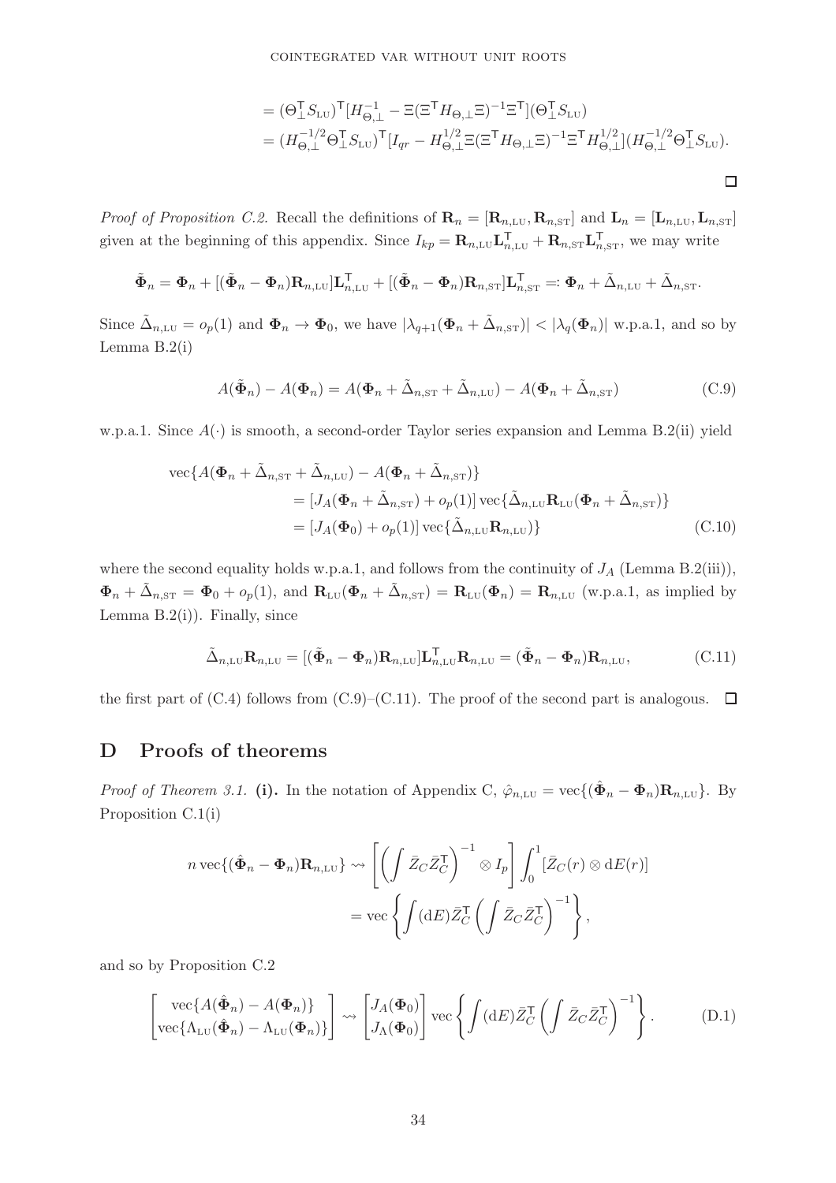$$= (\Theta_\perp^\mathsf{T} S_{\text{LU}})^\mathsf{T} [H_{\Theta,\perp}^{-1} - \Xi(\Xi^\mathsf{T} H_{\Theta,\perp}\Xi)^{-1}\Xi^\mathsf{T}](\Theta_\perp^\mathsf{T} S_{\text{LU}})$$
$$= (H_{\Theta,\perp}^{-1/2}\Theta_\perp^\mathsf{T} S_{\text{LU}})^\mathsf{T} [I_{qr} - H_{\Theta,\perp}^{1/2}\Xi(\Xi^\mathsf{T} H_{\Theta,\perp}\Xi)^{-1}\Xi^\mathsf{T} H_{\Theta,\perp}^{1/2}](H_{\Theta,\perp}^{-1/2}\Theta_\perp^\mathsf{T} S_{\text{LU}}).$$

□

*Proof of Proposition C.2.* Recall the definitions of $\mathbf{R}_n = [\mathbf{R}_{n,\text{LU}}, \mathbf{R}_{n,\text{ST}}]$ and $\mathbf{L}_n = [\mathbf{L}_{n,\text{LU}}, \mathbf{L}_{n,\text{ST}}]$ given at the beginning of this appendix. Since $I_{kp} = \mathbf{R}_{n,\text{LU}}\mathbf{L}_{n,\text{LU}}^\mathsf{T} + \mathbf{R}_{n,\text{ST}}\mathbf{L}_{n,\text{ST}}^\mathsf{T}$, we may write

$$\tilde{\mathbf{\Phi}}_n = \mathbf{\Phi}_n + [(\tilde{\mathbf{\Phi}}_n - \mathbf{\Phi}_n)\mathbf{R}_{n,\text{LU}}]\mathbf{L}_{n,\text{LU}}^\mathsf{T} + [(\tilde{\mathbf{\Phi}}_n - \mathbf{\Phi}_n)\mathbf{R}_{n,\text{ST}}]\mathbf{L}_{n,\text{ST}}^\mathsf{T} =: \mathbf{\Phi}_n + \tilde{\Delta}_{n,\text{LU}} + \tilde{\Delta}_{n,\text{ST}}.$$

Since $\tilde{\Delta}_{n,\text{LU}} = o_p(1)$ and $\mathbf{\Phi}_n \to \mathbf{\Phi}_0$, we have $|\lambda_{q+1}(\mathbf{\Phi}_n + \tilde{\Delta}_{n,\text{ST}})| < |\lambda_q(\mathbf{\Phi}_n)|$ w.p.a.1, and so by Lemma B.2(i)

$$A(\tilde{\mathbf{\Phi}}_n) - A(\mathbf{\Phi}_n) = A(\mathbf{\Phi}_n + \tilde{\Delta}_{n,\text{ST}} + \tilde{\Delta}_{n,\text{LU}}) - A(\mathbf{\Phi}_n + \tilde{\Delta}_{n,\text{ST}}) \tag{C.9}$$

w.p.a.1. Since $A(\cdot)$ is smooth, a second-order Taylor series expansion and Lemma B.2(ii) yield

$$\begin{aligned}
\operatorname{vec}\{A(\mathbf{\Phi}_n + \tilde{\Delta}_{n,\text{ST}} + \tilde{\Delta}_{n,\text{LU}}) - A(\mathbf{\Phi}_n + \tilde{\Delta}_{n,\text{ST}})\} \\
&= [J_A(\mathbf{\Phi}_n + \tilde{\Delta}_{n,\text{ST}}) + o_p(1)] \operatorname{vec}\{\tilde{\Delta}_{n,\text{LU}}\mathbf{R}_{\text{LU}}(\mathbf{\Phi}_n + \tilde{\Delta}_{n,\text{ST}})\} \\
&= [J_A(\mathbf{\Phi}_0) + o_p(1)] \operatorname{vec}\{\tilde{\Delta}_{n,\text{LU}}\mathbf{R}_{n,\text{LU}})\}
\end{aligned} \tag{C.10}$$

where the second equality holds w.p.a.1, and follows from the continuity of $J_A$ (Lemma B.2(iii)), $\mathbf{\Phi}_n + \tilde{\Delta}_{n,\text{ST}} = \mathbf{\Phi}_0 + o_p(1)$, and $\mathbf{R}_{\text{LU}}(\mathbf{\Phi}_n + \tilde{\Delta}_{n,\text{ST}}) = \mathbf{R}_{\text{LU}}(\mathbf{\Phi}_n) = \mathbf{R}_{n,\text{LU}}$ (w.p.a.1, as implied by Lemma B.2(i)). Finally, since

$$\tilde{\Delta}_{n,\text{LU}}\mathbf{R}_{n,\text{LU}} = [(\tilde{\mathbf{\Phi}}_n - \mathbf{\Phi}_n)\mathbf{R}_{n,\text{LU}}]\mathbf{L}_{n,\text{LU}}^\mathsf{T}\mathbf{R}_{n,\text{LU}} = (\tilde{\mathbf{\Phi}}_n - \mathbf{\Phi}_n)\mathbf{R}_{n,\text{LU}}, \tag{C.11}$$

the first part of (C.4) follows from (C.9)–(C.11). The proof of the second part is analogous. □

# D Proofs of theorems

*Proof of Theorem 3.1.* **(i).** In the notation of Appendix C, $\hat{\varphi}_{n,\text{LU}} = \operatorname{vec}\{(\hat{\mathbf{\Phi}}_n - \mathbf{\Phi}_n)\mathbf{R}_{n,\text{LU}}\}$. By Proposition C.1(i)

$$\begin{aligned}
n \operatorname{vec}\{(\hat{\mathbf{\Phi}}_n - \mathbf{\Phi}_n)\mathbf{R}_{n,\text{LU}}\} &\rightsquigarrow \left[\left(\int \bar{Z}_C\bar{Z}_C^\mathsf{T}\right)^{-1} \otimes I_p\right] \int_0^1 [\bar{Z}_C(r) \otimes \mathrm{d}E(r)] \\
&= \operatorname{vec}\left\{\int (\mathrm{d}E)\bar{Z}_C^\mathsf{T}\left(\int \bar{Z}_C\bar{Z}_C^\mathsf{T}\right)^{-1}\right\},
\end{aligned}$$

and so by Proposition C.2

$$\begin{bmatrix} \operatorname{vec}\{A(\hat{\mathbf{\Phi}}_n) - A(\mathbf{\Phi}_n)\} \\ \operatorname{vec}\{\Lambda_{\text{LU}}(\hat{\mathbf{\Phi}}_n) - \Lambda_{\text{LU}}(\mathbf{\Phi}_n)\} \end{bmatrix} \rightsquigarrow \begin{bmatrix} J_A(\mathbf{\Phi}_0) \\ J_\Lambda(\mathbf{\Phi}_0) \end{bmatrix} \operatorname{vec}\left\{\int (\mathrm{d}E)\bar{Z}_C^\mathsf{T}\left(\int \bar{Z}_C\bar{Z}_C^\mathsf{T}\right)^{-1}\right\}. \tag{D.1}$$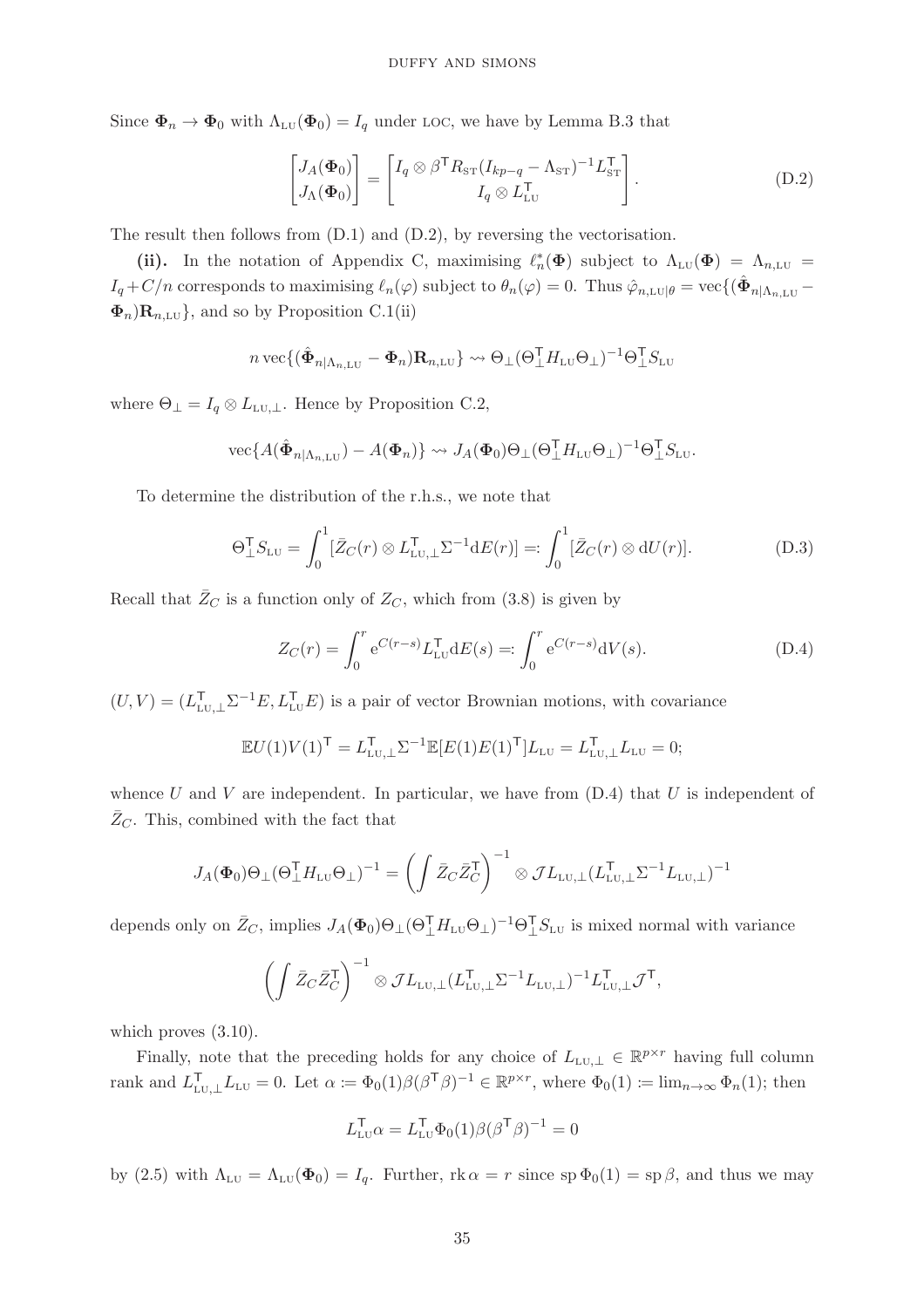Since $\mathbf{\Phi}_n \to \mathbf{\Phi}_0$ with $\Lambda_{\mathrm{LU}}(\mathbf{\Phi}_0) = I_q$ under LOC, we have by Lemma B.3 that

$$
\begin{bmatrix} J_A(\mathbf{\Phi}_0) \\ J_\Lambda(\mathbf{\Phi}_0) \end{bmatrix} = \begin{bmatrix} I_q \otimes \beta^{\mathsf{T}} R_{\mathrm{ST}}(I_{kp-q} - \Lambda_{\mathrm{ST}})^{-1} L_{\mathrm{ST}}^{\mathsf{T}} \\ I_q \otimes L_{\mathrm{LU}}^{\mathsf{T}} \end{bmatrix}. \tag{D.2}
$$

The result then follows from (D.1) and (D.2), by reversing the vectorisation.

**(ii).** In the notation of Appendix C, maximising $\ell_n^*(\mathbf{\Phi})$ subject to $\Lambda_{\mathrm{LU}}(\mathbf{\Phi}) = \Lambda_{n,\mathrm{LU}} = I_q + C/n$ corresponds to maximising $\ell_n(\varphi)$ subject to $\theta_n(\varphi) = 0$. Thus $\hat{\varphi}_{n,\mathrm{LU}|\theta} = \operatorname{vec}\{(\hat{\mathbf{\Phi}}_{n|\Lambda_{n,\mathrm{LU}}} - \mathbf{\Phi}_n)\mathbf{R}_{n,\mathrm{LU}}\}$, and so by Proposition C.1(ii)

$$
n \operatorname{vec}\{(\hat{\mathbf{\Phi}}_{n|\Lambda_{n,\mathrm{LU}}} - \mathbf{\Phi}_n)\mathbf{R}_{n,\mathrm{LU}}\} \rightsquigarrow \Theta_\perp(\Theta_\perp^{\mathsf{T}} H_{\mathrm{LU}} \Theta_\perp)^{-1}\Theta_\perp^{\mathsf{T}} S_{\mathrm{LU}}
$$

where $\Theta_\perp = I_q \otimes L_{\mathrm{LU},\perp}$. Hence by Proposition C.2,

$$
\operatorname{vec}\{A(\hat{\mathbf{\Phi}}_{n|\Lambda_{n,\mathrm{LU}}}) - A(\mathbf{\Phi}_n)\} \rightsquigarrow J_A(\mathbf{\Phi}_0)\Theta_\perp(\Theta_\perp^{\mathsf{T}} H_{\mathrm{LU}} \Theta_\perp)^{-1}\Theta_\perp^{\mathsf{T}} S_{\mathrm{LU}}.
$$

To determine the distribution of the r.h.s., we note that

$$
\Theta_\perp^{\mathsf{T}} S_{\mathrm{LU}} = \int_0^1 [\bar{Z}_C(r) \otimes L_{\mathrm{LU},\perp}^{\mathsf{T}} \Sigma^{-1} \mathrm{d}E(r)] =: \int_0^1 [\bar{Z}_C(r) \otimes \mathrm{d}U(r)]. \tag{D.3}
$$

Recall that $\bar{Z}_C$ is a function only of $Z_C$, which from (3.8) is given by

$$
Z_C(r) = \int_0^r \mathrm{e}^{C(r-s)} L_{\mathrm{LU}}^{\mathsf{T}} \mathrm{d}E(s) =: \int_0^r \mathrm{e}^{C(r-s)} \mathrm{d}V(s). \tag{D.4}
$$

$(U, V) = (L_{\mathrm{LU},\perp}^{\mathsf{T}} \Sigma^{-1} E, L_{\mathrm{LU}}^{\mathsf{T}} E)$ is a pair of vector Brownian motions, with covariance

$$
\mathbb{E} U(1) V(1)^{\mathsf{T}} = L_{\mathrm{LU},\perp}^{\mathsf{T}} \Sigma^{-1} \mathbb{E}[E(1)E(1)^{\mathsf{T}}] L_{\mathrm{LU}} = L_{\mathrm{LU},\perp}^{\mathsf{T}} L_{\mathrm{LU}} = 0;
$$

whence $U$ and $V$ are independent. In particular, we have from (D.4) that $U$ is independent of $\bar{Z}_C$. This, combined with the fact that

$$
J_A(\mathbf{\Phi}_0)\Theta_\perp(\Theta_\perp^{\mathsf{T}} H_{\mathrm{LU}} \Theta_\perp)^{-1} = \left(\int \bar{Z}_C \bar{Z}_C^{\mathsf{T}}\right)^{-1} \otimes \mathcal{J} L_{\mathrm{LU},\perp}(L_{\mathrm{LU},\perp}^{\mathsf{T}} \Sigma^{-1} L_{\mathrm{LU},\perp})^{-1}
$$

depends only on $\bar{Z}_C$, implies $J_A(\mathbf{\Phi}_0)\Theta_\perp(\Theta_\perp^{\mathsf{T}} H_{\mathrm{LU}} \Theta_\perp)^{-1}\Theta_\perp^{\mathsf{T}} S_{\mathrm{LU}}$ is mixed normal with variance

$$
\left(\int \bar{Z}_C \bar{Z}_C^{\mathsf{T}}\right)^{-1} \otimes \mathcal{J} L_{\mathrm{LU},\perp}(L_{\mathrm{LU},\perp}^{\mathsf{T}} \Sigma^{-1} L_{\mathrm{LU},\perp})^{-1} L_{\mathrm{LU},\perp}^{\mathsf{T}} \mathcal{J}^{\mathsf{T}},
$$

which proves (3.10).

Finally, note that the preceding holds for any choice of $L_{\mathrm{LU},\perp} \in \mathbb{R}^{p \times r}$ having full column rank and $L_{\mathrm{LU},\perp}^{\mathsf{T}} L_{\mathrm{LU}} = 0$. Let $\alpha := \Phi_0(1)\beta(\beta^{\mathsf{T}}\beta)^{-1} \in \mathbb{R}^{p \times r}$, where $\Phi_0(1) := \lim_{n\to\infty} \Phi_n(1)$; then

$$
L_{\mathrm{LU}}^{\mathsf{T}} \alpha = L_{\mathrm{LU}}^{\mathsf{T}} \Phi_0(1)\beta(\beta^{\mathsf{T}}\beta)^{-1} = 0
$$

by (2.5) with $\Lambda_{\mathrm{LU}} = \Lambda_{\mathrm{LU}}(\mathbf{\Phi}_0) = I_q$. Further, $\operatorname{rk} \alpha = r$ since $\operatorname{sp} \Phi_0(1) = \operatorname{sp} \beta$, and thus we may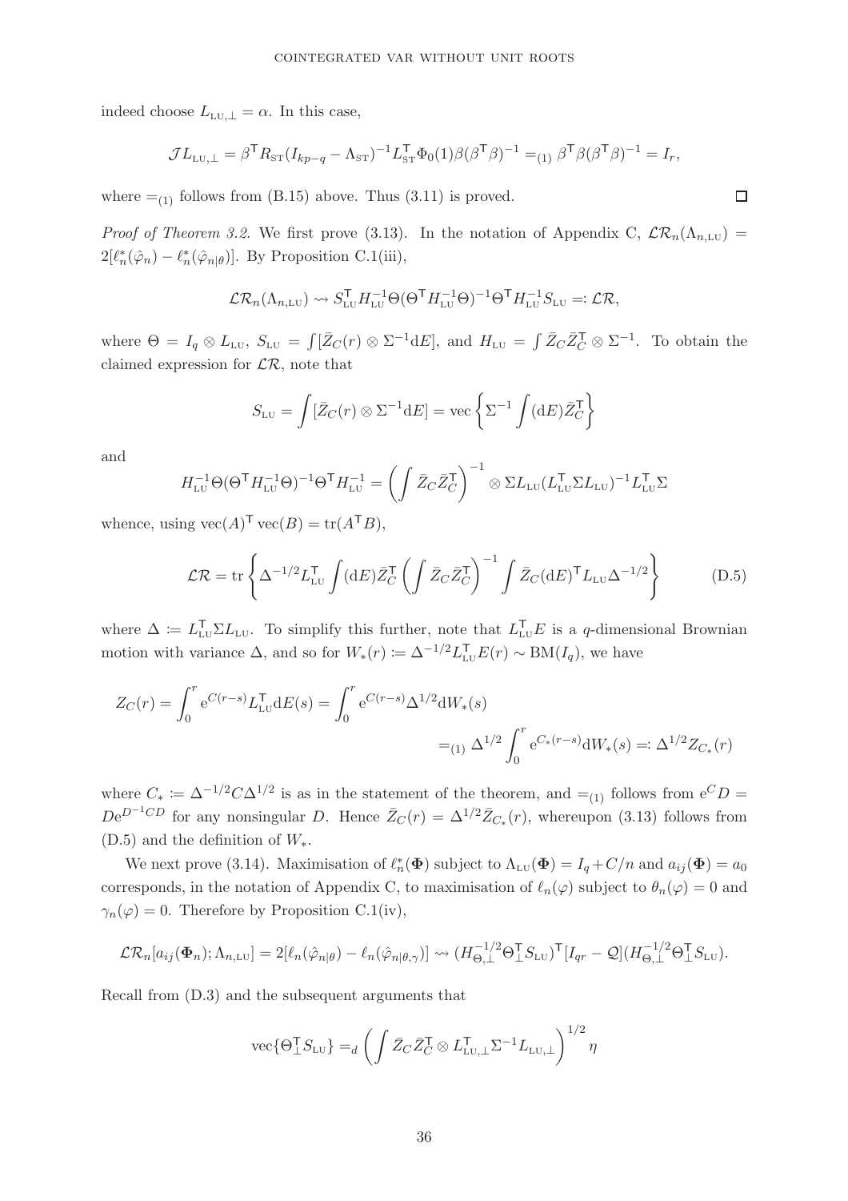indeed choose $L_{\text{LU},\perp} = \alpha$. In this case,

$$\mathcal{J} L_{\text{LU},\perp} = \beta^{\mathsf{T}} R_{\text{ST}} (I_{kp-q} - \Lambda_{\text{ST}})^{-1} L_{\text{ST}}^{\mathsf{T}} \Phi_0(1) \beta (\beta^{\mathsf{T}} \beta)^{-1} =_{(1)} \beta^{\mathsf{T}} \beta (\beta^{\mathsf{T}} \beta)^{-1} = I_r,$$

where $=_{(1)}$ follows from (B.15) above. Thus (3.11) is proved. $\square$

*Proof of Theorem 3.2.* We first prove (3.13). In the notation of Appendix C, $\mathcal{LR}_n(\Lambda_{n,\text{LU}}) = 2[\ell_n^*(\hat{\varphi}_n) - \ell_n^*(\hat{\varphi}_{n|\theta})]$. By Proposition C.1(iii),

$$\mathcal{LR}_n(\Lambda_{n,\text{LU}}) \rightsquigarrow S_{\text{LU}}^{\mathsf{T}} H_{\text{LU}}^{-1} \Theta (\Theta^{\mathsf{T}} H_{\text{LU}}^{-1} \Theta)^{-1} \Theta^{\mathsf{T}} H_{\text{LU}}^{-1} S_{\text{LU}} =: \mathcal{LR},$$

where $\Theta = I_q \otimes L_{\text{LU}}$, $S_{\text{LU}} = \int [\bar{Z}_C(r) \otimes \Sigma^{-1} \mathrm{d}E]$, and $H_{\text{LU}} = \int \bar{Z}_C \bar{Z}_C^{\mathsf{T}} \otimes \Sigma^{-1}$. To obtain the claimed expression for $\mathcal{LR}$, note that

$$S_{\text{LU}} = \int [\bar{Z}_C(r) \otimes \Sigma^{-1} \mathrm{d}E] = \operatorname{vec} \left\{ \Sigma^{-1} \int (\mathrm{d}E) \bar{Z}_C^{\mathsf{T}} \right\}$$

and

$$H_{\text{LU}}^{-1} \Theta (\Theta^{\mathsf{T}} H_{\text{LU}}^{-1} \Theta)^{-1} \Theta^{\mathsf{T}} H_{\text{LU}}^{-1} = \left( \int \bar{Z}_C \bar{Z}_C^{\mathsf{T}} \right)^{-1} \otimes \Sigma L_{\text{LU}} (L_{\text{LU}}^{\mathsf{T}} \Sigma L_{\text{LU}})^{-1} L_{\text{LU}}^{\mathsf{T}} \Sigma$$

whence, using $\operatorname{vec}(A)^{\mathsf{T}} \operatorname{vec}(B) = \operatorname{tr}(A^{\mathsf{T}} B)$,

$$\mathcal{LR} = \operatorname{tr} \left\{ \Delta^{-1/2} L_{\text{LU}}^{\mathsf{T}} \int (\mathrm{d}E) \bar{Z}_C^{\mathsf{T}} \left( \int \bar{Z}_C \bar{Z}_C^{\mathsf{T}} \right)^{-1} \int \bar{Z}_C (\mathrm{d}E)^{\mathsf{T}} L_{\text{LU}} \Delta^{-1/2} \right\} \tag{D.5}$$

where $\Delta := L_{\text{LU}}^{\mathsf{T}} \Sigma L_{\text{LU}}$. To simplify this further, note that $L_{\text{LU}}^{\mathsf{T}} E$ is a $q$-dimensional Brownian motion with variance $\Delta$, and so for $W_*(r) := \Delta^{-1/2} L_{\text{LU}}^{\mathsf{T}} E(r) \sim \text{BM}(I_q)$, we have

$$\begin{aligned} Z_C(r) = \int_0^r \mathrm{e}^{C(r-s)} L_{\text{LU}}^{\mathsf{T}} \mathrm{d}E(s) &= \int_0^r \mathrm{e}^{C(r-s)} \Delta^{1/2} \mathrm{d}W_*(s) \\ &=_{(1)} \Delta^{1/2} \int_0^r \mathrm{e}^{C_*(r-s)} \mathrm{d}W_*(s) =: \Delta^{1/2} Z_{C_*}(r) \end{aligned}$$

where $C_* := \Delta^{-1/2} C \Delta^{1/2}$ is as in the statement of the theorem, and $=_{(1)}$ follows from $\mathrm{e}^C D = D \mathrm{e}^{D^{-1} C D}$ for any nonsingular $D$. Hence $\bar{Z}_C(r) = \Delta^{1/2} \bar{Z}_{C_*}(r)$, whereupon (3.13) follows from (D.5) and the definition of $W_*$.

We next prove (3.14). Maximisation of $\ell_n^*(\mathbf{\Phi})$ subject to $\Lambda_{\text{LU}}(\mathbf{\Phi}) = I_q + C/n$ and $a_{ij}(\mathbf{\Phi}) = a_0$ corresponds, in the notation of Appendix C, to maximisation of $\ell_n(\varphi)$ subject to $\theta_n(\varphi) = 0$ and $\gamma_n(\varphi) = 0$. Therefore by Proposition C.1(iv),

$$\mathcal{LR}_n[a_{ij}(\mathbf{\Phi}_n); \Lambda_{n,\text{LU}}] = 2[\ell_n(\hat{\varphi}_{n|\theta}) - \ell_n(\hat{\varphi}_{n|\theta,\gamma})] \rightsquigarrow (H_{\Theta,\perp}^{-1/2} \Theta_\perp^{\mathsf{T}} S_{\text{LU}})^{\mathsf{T}} [I_{qr} - \mathcal{Q}] (H_{\Theta,\perp}^{-1/2} \Theta_\perp^{\mathsf{T}} S_{\text{LU}}).$$

Recall from (D.3) and the subsequent arguments that

$$\operatorname{vec}\{\Theta_\perp^{\mathsf{T}} S_{\text{LU}}\} =_d \left( \int \bar{Z}_C \bar{Z}_C^{\mathsf{T}} \otimes L_{\text{LU},\perp}^{\mathsf{T}} \Sigma^{-1} L_{\text{LU},\perp} \right)^{1/2} \eta$$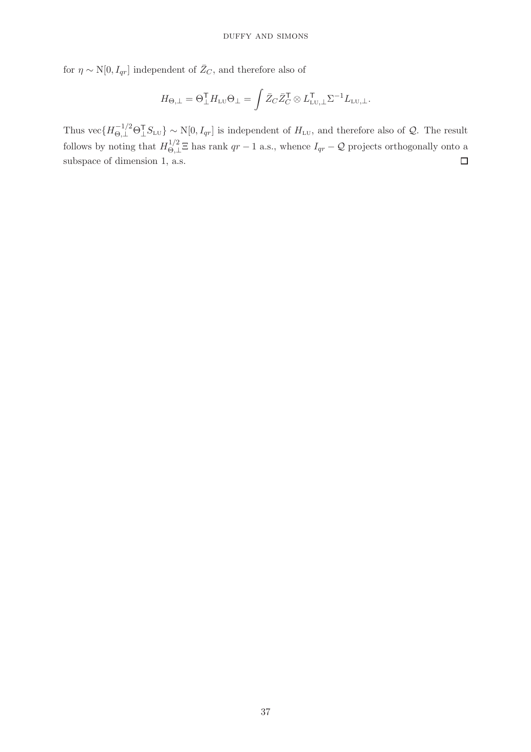for $\eta \sim \mathrm{N}[0, I_{qr}]$ independent of $\bar{Z}_C$, and therefore also of

$$H_{\Theta,\perp} = \Theta_\perp^\mathsf{T} H_{\text{LU}} \Theta_\perp = \int \bar{Z}_C \bar{Z}_C^\mathsf{T} \otimes L_{\text{LU},\perp}^\mathsf{T} \Sigma^{-1} L_{\text{LU},\perp}.$$

Thus $\operatorname{vec}\{H_{\Theta,\perp}^{-1/2} \Theta_\perp^\mathsf{T} S_{\text{LU}}\} \sim \mathrm{N}[0, I_{qr}]$ is independent of $H_{\text{LU}}$, and therefore also of $\mathcal{Q}$. The result follows by noting that $H_{\Theta,\perp}^{1/2} \Xi$ has rank $qr - 1$ a.s., whence $I_{qr} - \mathcal{Q}$ projects orthogonally onto a subspace of dimension 1, a.s. $\square$